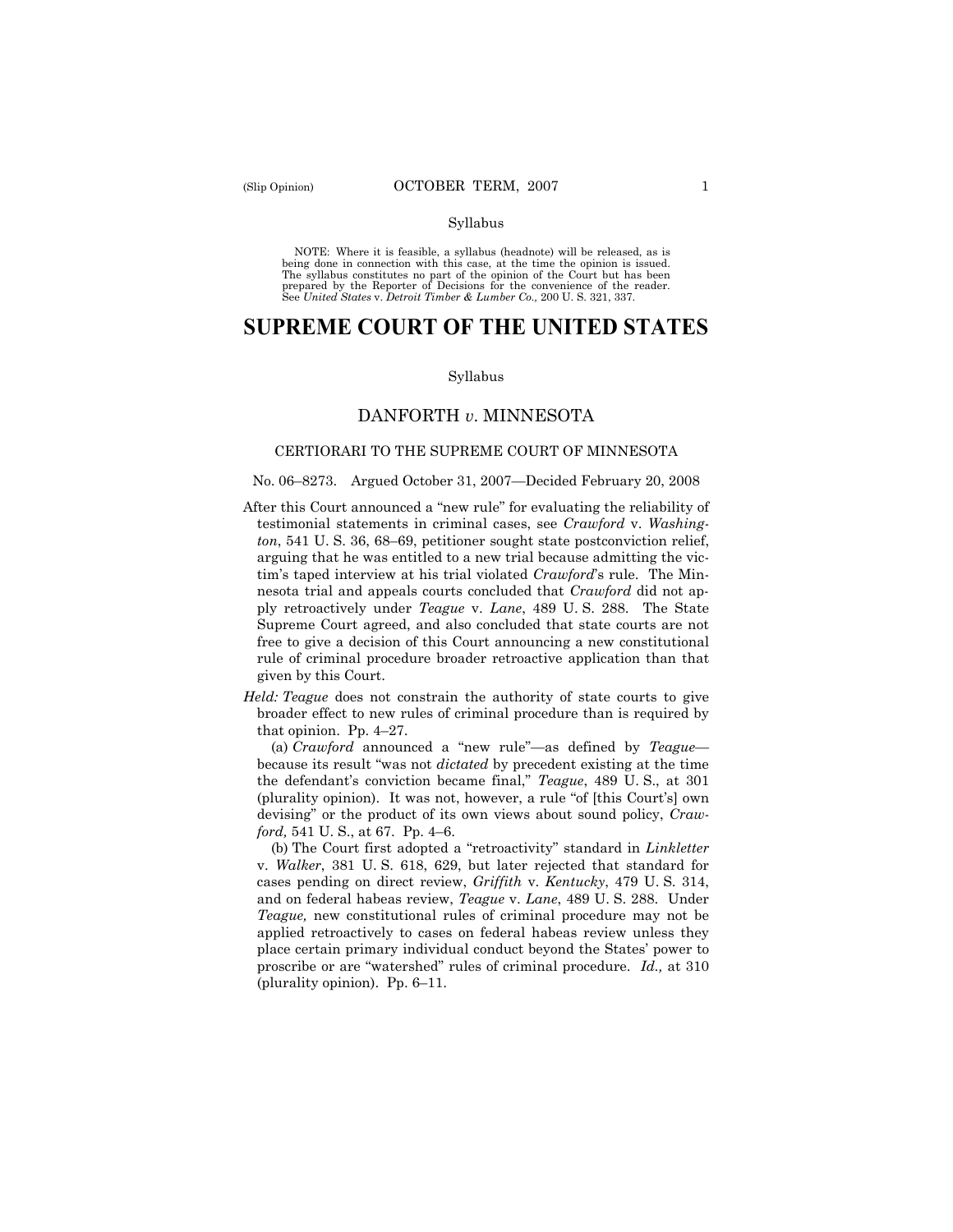Syllabus

NOTE: Where it is feasible, a syllabus (headnote) will be released, as is being done in connection with this case, at the time the opinion is issued. The syllabus constitutes no part of the opinion of the Court but has been prepared by the Reporter of Decisions for the convenience of the reader. See *United States* v. *Detroit Timber & Lumber Co.,* 200 U. S. 321, 337.

# SUPREME COURT OF THE UNITED STATES

Syllabus

## DANFORTH *v*. MINNESOTA

### CERTIORARI TO THE SUPREME COURT OF MINNESOTA

No. 06–8273. Argued October 31, 2007—Decided February 20, 2008

After this Court announced a "new rule" for evaluating the reliability of testimonial statements in criminal cases, see *Crawford* v. *Washington*, 541 U. S. 36, 68–69, petitioner sought state postconviction relief, arguing that he was entitled to a new trial because admitting the victim's taped interview at his trial violated *Crawford*'s rule. The Minnesota trial and appeals courts concluded that *Crawford* did not apply retroactively under *Teague* v. *Lane*, 489 U. S. 288. The State Supreme Court agreed, and also concluded that state courts are not free to give a decision of this Court announcing a new constitutional rule of criminal procedure broader retroactive application than that given by this Court.

*Held: Teague* does not constrain the authority of state courts to give broader effect to new rules of criminal procedure than is required by that opinion. Pp. 4–27.

(a) *Crawford* announced a "new rule"—as defined by *Teague*—because its result "was not *dictated* by precedent existing at the time the defendant's conviction became final," *Teague*, 489 U. S., at 301 (plurality opinion). It was not, however, a rule "of [this Court's] own devising" or the product of its own views about sound policy, *Crawford,* 541 U. S., at 67. Pp. 4–6.

(b) The Court first adopted a "retroactivity" standard in *Linkletter* v. *Walker*, 381 U. S. 618, 629, but later rejected that standard for cases pending on direct review, *Griffith* v. *Kentucky*, 479 U. S. 314, and on federal habeas review, *Teague* v. *Lane*, 489 U. S. 288. Under *Teague,* new constitutional rules of criminal procedure may not be applied retroactively to cases on federal habeas review unless they place certain primary individual conduct beyond the States' power to proscribe or are "watershed" rules of criminal procedure. *Id.,* at 310 (plurality opinion). Pp. 6–11.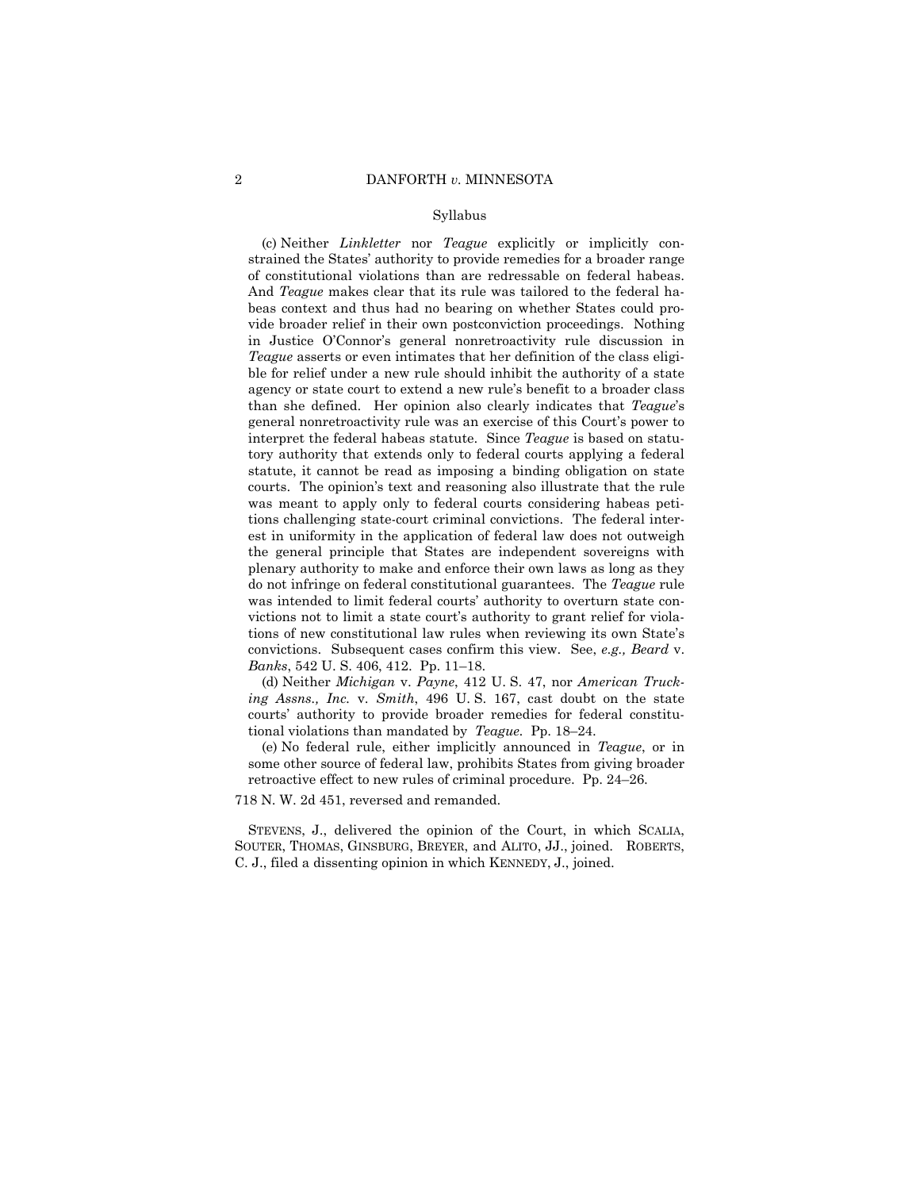Syllabus

(c) Neither *Linkletter* nor *Teague* explicitly or implicitly constrained the States' authority to provide remedies for a broader range of constitutional violations than are redressable on federal habeas. And *Teague* makes clear that its rule was tailored to the federal habeas context and thus had no bearing on whether States could provide broader relief in their own postconviction proceedings. Nothing in Justice O'Connor's general nonretroactivity rule discussion in *Teague* asserts or even intimates that her definition of the class eligible for relief under a new rule should inhibit the authority of a state agency or state court to extend a new rule's benefit to a broader class than she defined. Her opinion also clearly indicates that *Teague*'s general nonretroactivity rule was an exercise of this Court's power to interpret the federal habeas statute. Since *Teague* is based on statutory authority that extends only to federal courts applying a federal statute, it cannot be read as imposing a binding obligation on state courts. The opinion's text and reasoning also illustrate that the rule was meant to apply only to federal courts considering habeas petitions challenging state-court criminal convictions. The federal interest in uniformity in the application of federal law does not outweigh the general principle that States are independent sovereigns with plenary authority to make and enforce their own laws as long as they do not infringe on federal constitutional guarantees. The *Teague* rule was intended to limit federal courts' authority to overturn state convictions not to limit a state court's authority to grant relief for violations of new constitutional law rules when reviewing its own State's convictions. Subsequent cases confirm this view. See, *e.g., Beard* v. *Banks*, 542 U. S. 406, 412. Pp. 11–18.

(d) Neither *Michigan* v. *Payne*, 412 U. S. 47, nor *American Trucking Assns., Inc.* v. *Smith*, 496 U. S. 167, cast doubt on the state courts' authority to provide broader remedies for federal constitutional violations than mandated by *Teague*. Pp. 18–24.

(e) No federal rule, either implicitly announced in *Teague*, or in some other source of federal law, prohibits States from giving broader retroactive effect to new rules of criminal procedure. Pp. 24–26.

718 N. W. 2d 451, reversed and remanded.

STEVENS, J., delivered the opinion of the Court, in which SCALIA, SOUTER, THOMAS, GINSBURG, BREYER, and ALITO, JJ., joined. ROBERTS, C. J., filed a dissenting opinion in which KENNEDY, J., joined.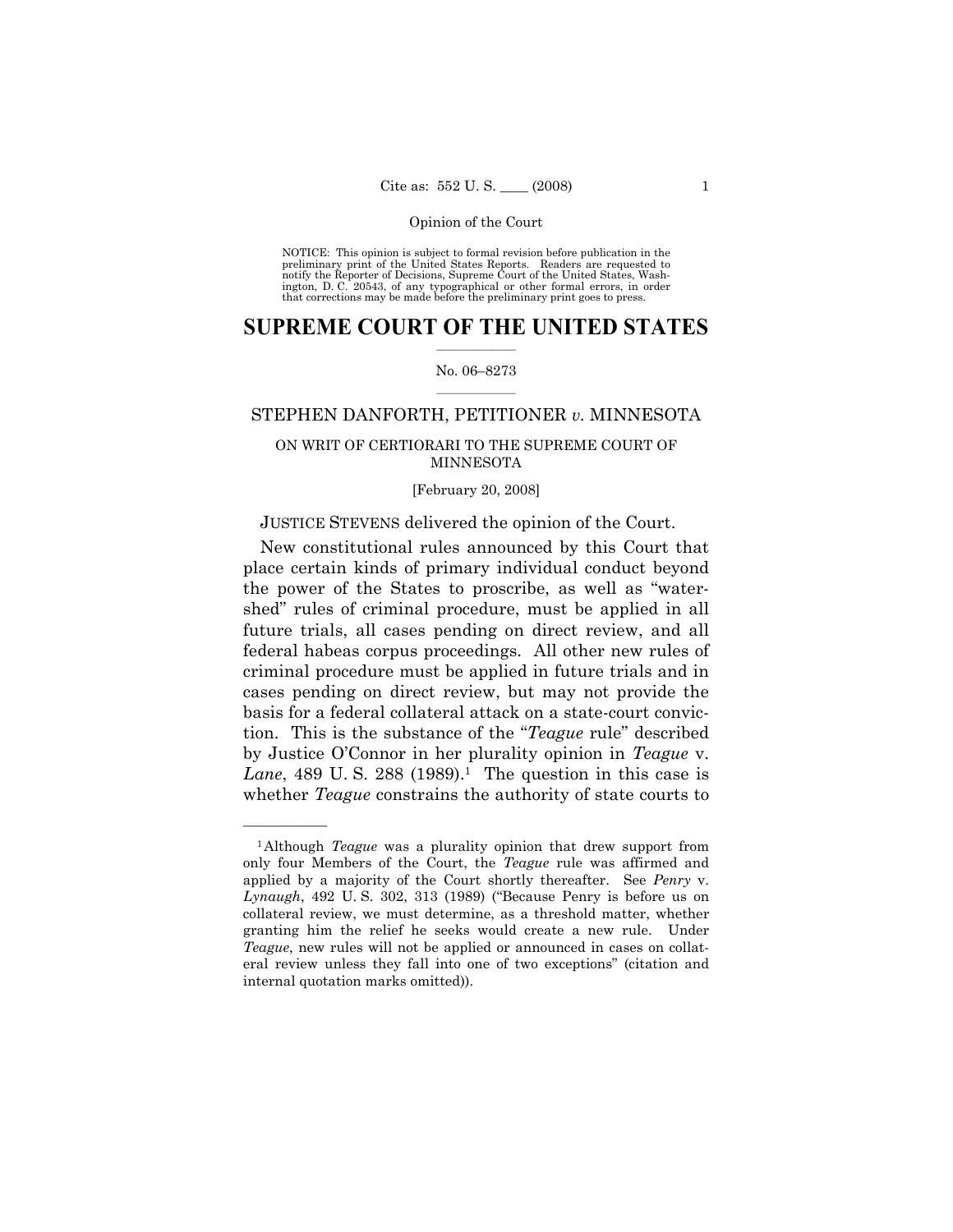NOTICE: This opinion is subject to formal revision before publication in the preliminary print of the United States Reports. Readers are requested to notify the Reporter of Decisions, Supreme Court of the United States, Washington, D. C. 20543, of any typographical or other formal errors, in order that corrections may be made before the preliminary print goes to press.

# SUPREME COURT OF THE UNITED STATES

No. 06–8273

## STEPHEN DANFORTH, PETITIONER *v.* MINNESOTA

ON WRIT OF CERTIORARI TO THE SUPREME COURT OF MINNESOTA

[February 20, 2008]

JUSTICE STEVENS delivered the opinion of the Court.

New constitutional rules announced by this Court that place certain kinds of primary individual conduct beyond the power of the States to proscribe, as well as "watershed" rules of criminal procedure, must be applied in all future trials, all cases pending on direct review, and all federal habeas corpus proceedings. All other new rules of criminal procedure must be applied in future trials and in cases pending on direct review, but may not provide the basis for a federal collateral attack on a state-court conviction. This is the substance of the "*Teague* rule" described by Justice O'Connor in her plurality opinion in *Teague* v. *Lane*, 489 U. S. 288 (1989).[1] The question in this case is whether *Teague* constrains the authority of state courts to

---

[1] Although *Teague* was a plurality opinion that drew support from only four Members of the Court, the *Teague* rule was affirmed and applied by a majority of the Court shortly thereafter. See *Penry* v. *Lynaugh*, 492 U. S. 302, 313 (1989) ("Because Penry is before us on collateral review, we must determine, as a threshold matter, whether granting him the relief he seeks would create a new rule. Under *Teague*, new rules will not be applied or announced in cases on collateral review unless they fall into one of two exceptions" (citation and internal quotation marks omitted)).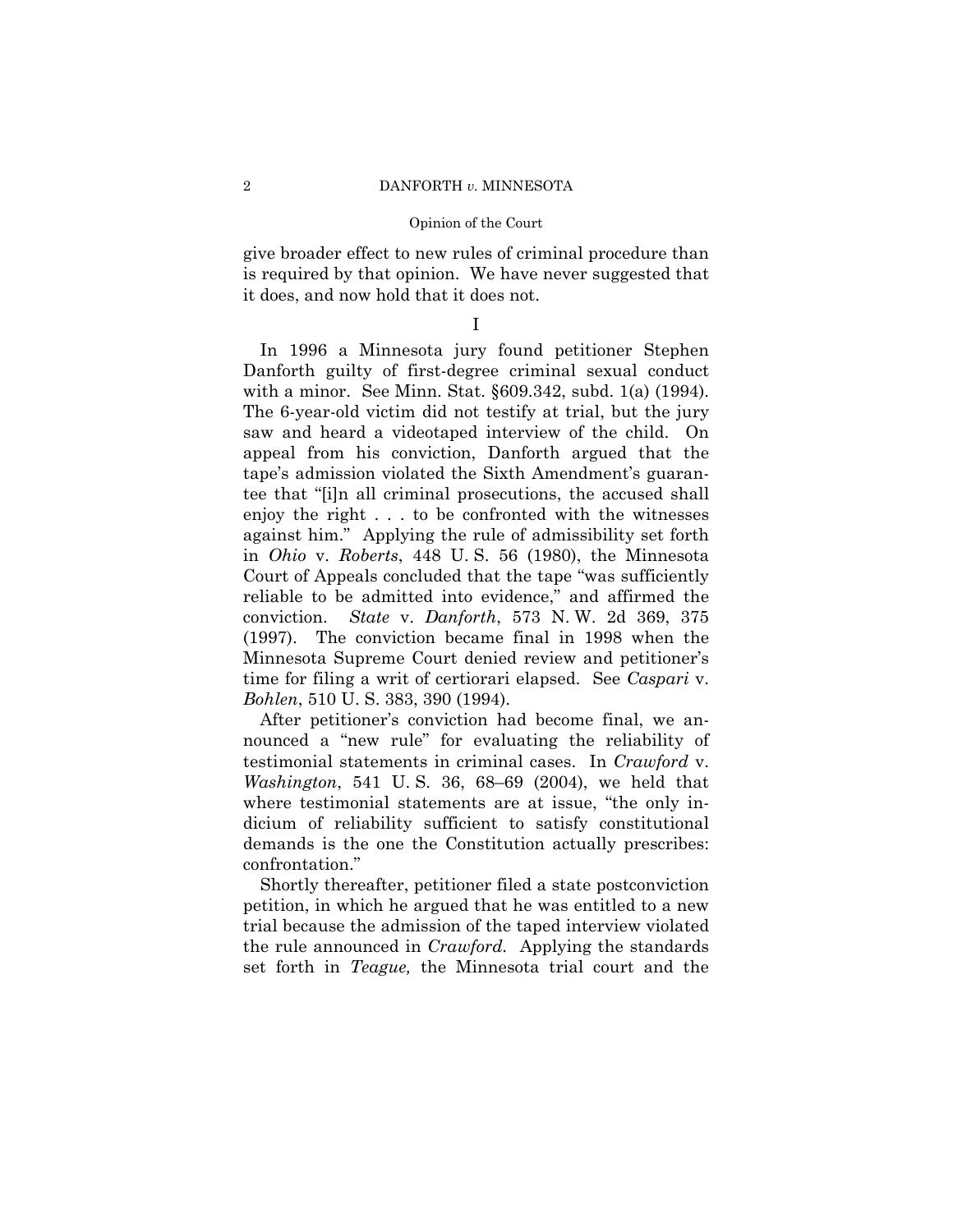give broader effect to new rules of criminal procedure than is required by that opinion. We have never suggested that it does, and now hold that it does not.

## I

In 1996 a Minnesota jury found petitioner Stephen Danforth guilty of first-degree criminal sexual conduct with a minor. See Minn. Stat. §609.342, subd. 1(a) (1994). The 6-year-old victim did not testify at trial, but the jury saw and heard a videotaped interview of the child. On appeal from his conviction, Danforth argued that the tape's admission violated the Sixth Amendment's guarantee that "[i]n all criminal prosecutions, the accused shall enjoy the right . . . to be confronted with the witnesses against him." Applying the rule of admissibility set forth in *Ohio* v. *Roberts*, 448 U. S. 56 (1980), the Minnesota Court of Appeals concluded that the tape "was sufficiently reliable to be admitted into evidence," and affirmed the conviction. *State* v. *Danforth*, 573 N. W. 2d 369, 375 (1997). The conviction became final in 1998 when the Minnesota Supreme Court denied review and petitioner's time for filing a writ of certiorari elapsed. See *Caspari* v. *Bohlen*, 510 U. S. 383, 390 (1994).

After petitioner's conviction had become final, we announced a "new rule" for evaluating the reliability of testimonial statements in criminal cases. In *Crawford* v. *Washington*, 541 U. S. 36, 68–69 (2004), we held that where testimonial statements are at issue, "the only indicium of reliability sufficient to satisfy constitutional demands is the one the Constitution actually prescribes: confrontation."

Shortly thereafter, petitioner filed a state postconviction petition, in which he argued that he was entitled to a new trial because the admission of the taped interview violated the rule announced in *Crawford*. Applying the standards set forth in *Teague,* the Minnesota trial court and the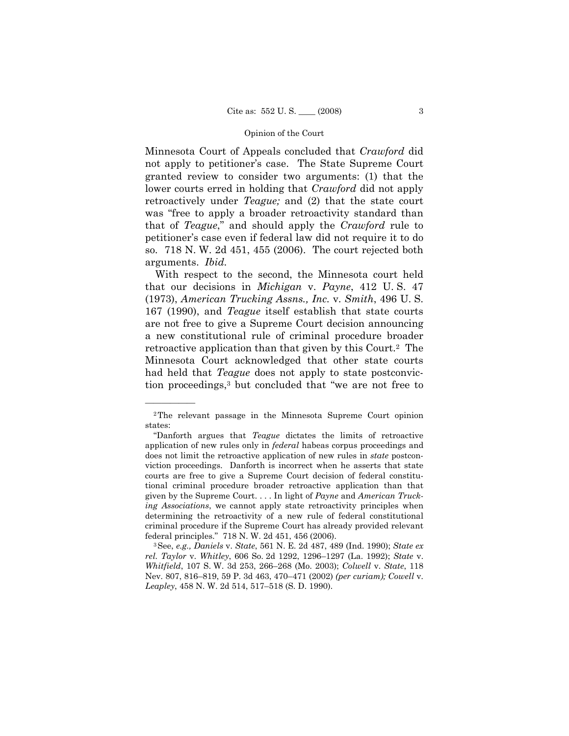Minnesota Court of Appeals concluded that *Crawford* did not apply to petitioner's case. The State Supreme Court granted review to consider two arguments: (1) that the lower courts erred in holding that *Crawford* did not apply retroactively under *Teague;* and (2) that the state court was "free to apply a broader retroactivity standard than that of *Teague*," and should apply the *Crawford* rule to petitioner's case even if federal law did not require it to do so. 718 N. W. 2d 451, 455 (2006). The court rejected both arguments. *Ibid.*

With respect to the second, the Minnesota court held that our decisions in *Michigan* v. *Payne*, 412 U. S. 47 (1973), *American Trucking Assns., Inc.* v. *Smith*, 496 U. S. 167 (1990), and *Teague* itself establish that state courts are not free to give a Supreme Court decision announcing a new constitutional rule of criminal procedure broader retroactive application than that given by this Court.[2] The Minnesota Court acknowledged that other state courts had held that *Teague* does not apply to state postconviction proceedings,[3] but concluded that "we are not free to

---

[2] The relevant passage in the Minnesota Supreme Court opinion states:

"Danforth argues that *Teague* dictates the limits of retroactive application of new rules only in *federal* habeas corpus proceedings and does not limit the retroactive application of new rules in *state* postconviction proceedings. Danforth is incorrect when he asserts that state courts are free to give a Supreme Court decision of federal constitutional criminal procedure broader retroactive application than that given by the Supreme Court. . . . In light of *Payne* and *American Trucking Associations*, we cannot apply state retroactivity principles when determining the retroactivity of a new rule of federal constitutional criminal procedure if the Supreme Court has already provided relevant federal principles." 718 N. W. 2d 451, 456 (2006).

[3] See, *e.g., Daniels* v. *State*, 561 N. E. 2d 487, 489 (Ind. 1990); *State ex rel. Taylor* v. *Whitley*, 606 So. 2d 1292, 1296–1297 (La. 1992); *State* v. *Whitfield*, 107 S. W. 3d 253, 266–268 (Mo. 2003); *Colwell* v. *State*, 118 Nev. 807, 816–819, 59 P. 3d 463, 470–471 (2002) *(per curiam); Cowell* v. *Leapley*, 458 N. W. 2d 514, 517–518 (S. D. 1990).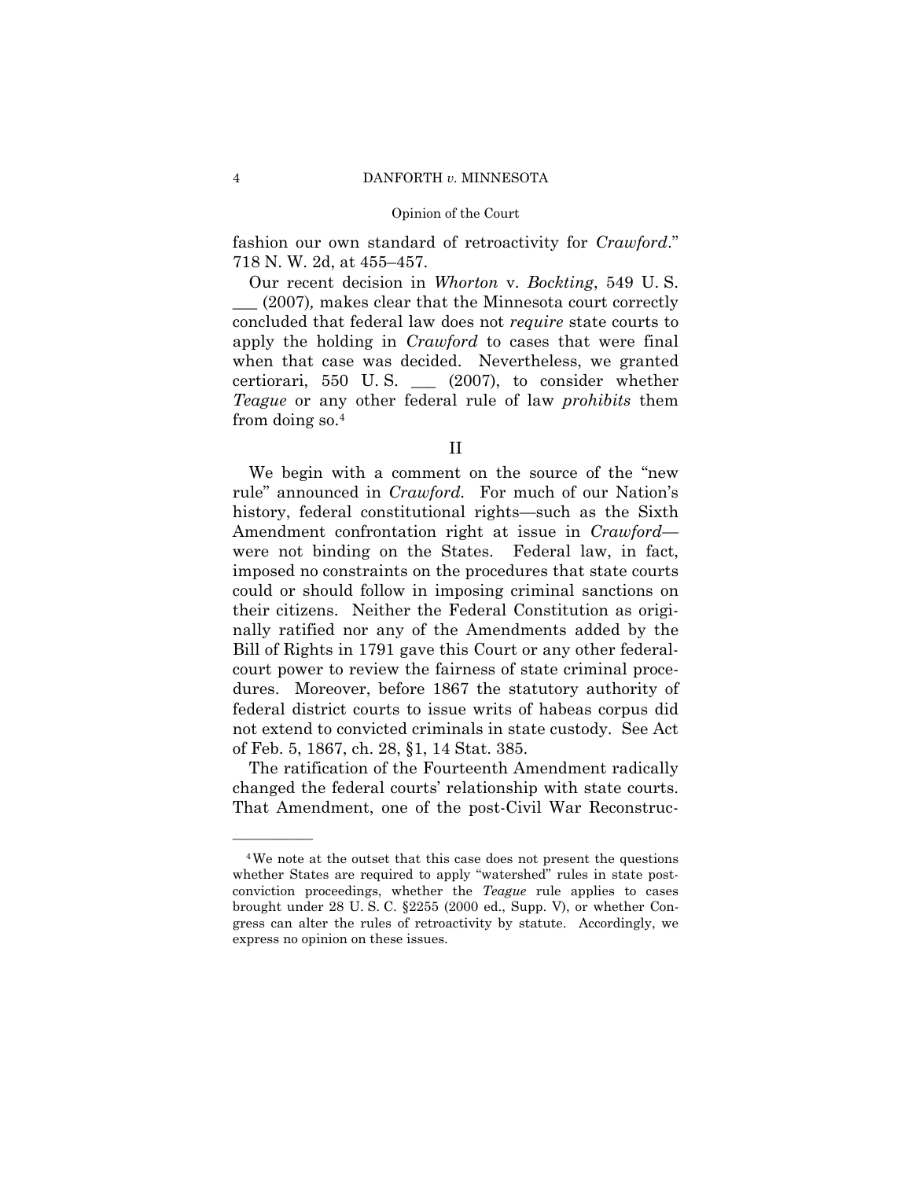fashion our own standard of retroactivity for *Crawford*." 718 N. W. 2d, at 455–457.

Our recent decision in *Whorton* v. *Bockting*, 549 U. S. ___ (2007), makes clear that the Minnesota court correctly concluded that federal law does not *require* state courts to apply the holding in *Crawford* to cases that were final when that case was decided. Nevertheless, we granted certiorari, 550 U. S. ___ (2007), to consider whether *Teague* or any other federal rule of law *prohibits* them from doing so.[4]

## II

We begin with a comment on the source of the "new rule" announced in *Crawford*. For much of our Nation's history, federal constitutional rights—such as the Sixth Amendment confrontation right at issue in *Crawford*—were not binding on the States. Federal law, in fact, imposed no constraints on the procedures that state courts could or should follow in imposing criminal sanctions on their citizens. Neither the Federal Constitution as originally ratified nor any of the Amendments added by the Bill of Rights in 1791 gave this Court or any other federal-court power to review the fairness of state criminal procedures. Moreover, before 1867 the statutory authority of federal district courts to issue writs of habeas corpus did not extend to convicted criminals in state custody. See Act of Feb. 5, 1867, ch. 28, §1, 14 Stat. 385.

The ratification of the Fourteenth Amendment radically changed the federal courts' relationship with state courts. That Amendment, one of the post-Civil War Reconstruc-

---

[4] We note at the outset that this case does not present the questions whether States are required to apply "watershed" rules in state post-conviction proceedings, whether the *Teague* rule applies to cases brought under 28 U. S. C. §2255 (2000 ed., Supp. V), or whether Congress can alter the rules of retroactivity by statute. Accordingly, we express no opinion on these issues.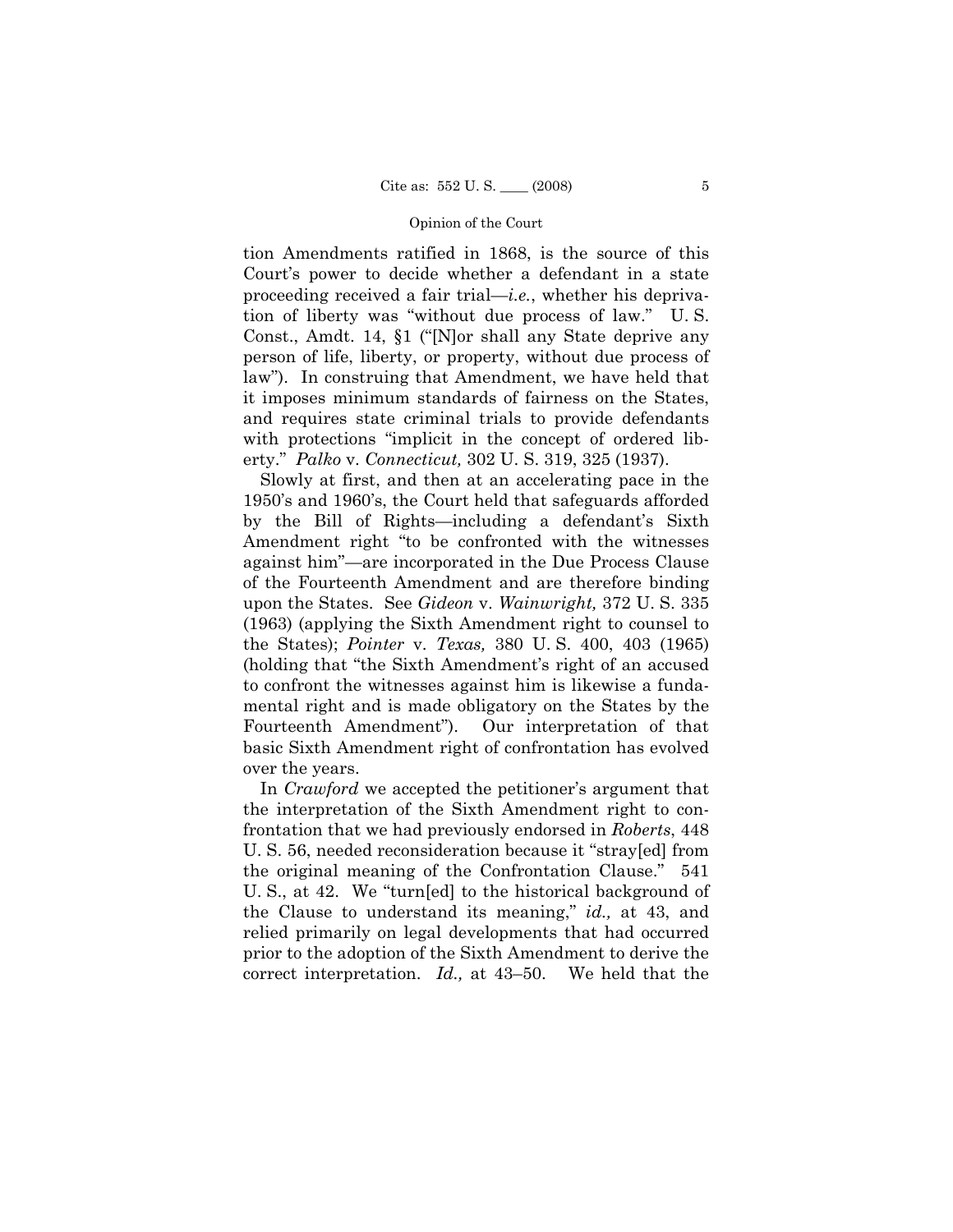tion Amendments ratified in 1868, is the source of this Court's power to decide whether a defendant in a state proceeding received a fair trial—*i.e.*, whether his deprivation of liberty was "without due process of law." U. S. Const., Amdt. 14, §1 ("[N]or shall any State deprive any person of life, liberty, or property, without due process of law"). In construing that Amendment, we have held that it imposes minimum standards of fairness on the States, and requires state criminal trials to provide defendants with protections "implicit in the concept of ordered liberty." *Palko* v. *Connecticut,* 302 U. S. 319, 325 (1937).

Slowly at first, and then at an accelerating pace in the 1950's and 1960's, the Court held that safeguards afforded by the Bill of Rights—including a defendant's Sixth Amendment right "to be confronted with the witnesses against him"—are incorporated in the Due Process Clause of the Fourteenth Amendment and are therefore binding upon the States. See *Gideon* v. *Wainwright,* 372 U. S. 335 (1963) (applying the Sixth Amendment right to counsel to the States); *Pointer* v. *Texas,* 380 U. S. 400, 403 (1965) (holding that "the Sixth Amendment's right of an accused to confront the witnesses against him is likewise a fundamental right and is made obligatory on the States by the Fourteenth Amendment"). Our interpretation of that basic Sixth Amendment right of confrontation has evolved over the years.

In *Crawford* we accepted the petitioner's argument that the interpretation of the Sixth Amendment right to confrontation that we had previously endorsed in *Roberts*, 448 U. S. 56, needed reconsideration because it "stray[ed] from the original meaning of the Confrontation Clause." 541 U. S., at 42. We "turn[ed] to the historical background of the Clause to understand its meaning," *id.,* at 43, and relied primarily on legal developments that had occurred prior to the adoption of the Sixth Amendment to derive the correct interpretation. *Id.,* at 43–50. We held that the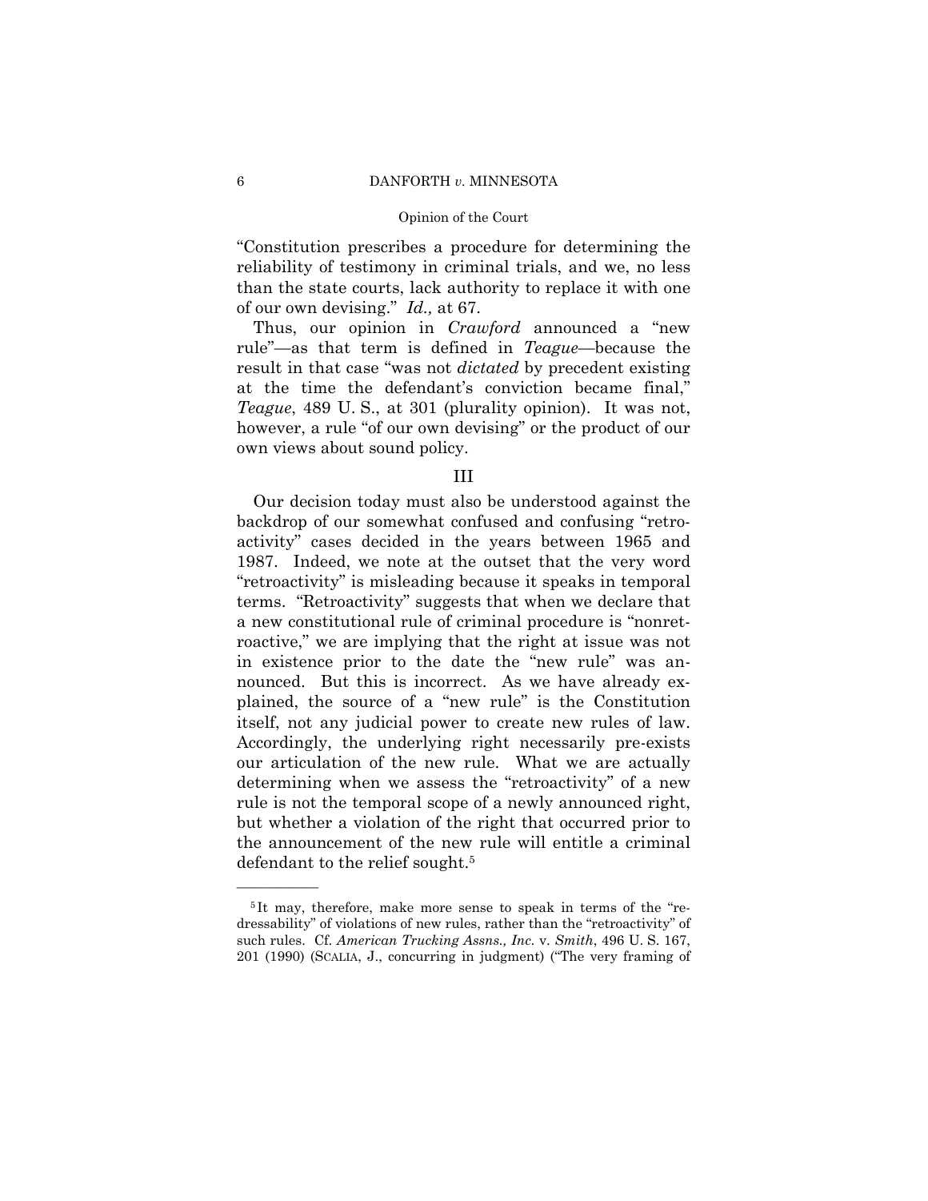"Constitution prescribes a procedure for determining the reliability of testimony in criminal trials, and we, no less than the state courts, lack authority to replace it with one of our own devising." *Id.,* at 67.

Thus, our opinion in *Crawford* announced a "new rule"—as that term is defined in *Teague*—because the result in that case "was not *dictated* by precedent existing at the time the defendant's conviction became final," *Teague*, 489 U. S., at 301 (plurality opinion). It was not, however, a rule "of our own devising" or the product of our own views about sound policy.

## III

Our decision today must also be understood against the backdrop of our somewhat confused and confusing "retroactivity" cases decided in the years between 1965 and 1987. Indeed, we note at the outset that the very word "retroactivity" is misleading because it speaks in temporal terms. "Retroactivity" suggests that when we declare that a new constitutional rule of criminal procedure is "nonretroactive," we are implying that the right at issue was not in existence prior to the date the "new rule" was announced. But this is incorrect. As we have already explained, the source of a "new rule" is the Constitution itself, not any judicial power to create new rules of law. Accordingly, the underlying right necessarily pre-exists our articulation of the new rule. What we are actually determining when we assess the "retroactivity" of a new rule is not the temporal scope of a newly announced right, but whether a violation of the right that occurred prior to the announcement of the new rule will entitle a criminal defendant to the relief sought.[5]

---

[5] It may, therefore, make more sense to speak in terms of the "redressability" of violations of new rules, rather than the "retroactivity" of such rules. Cf. *American Trucking Assns., Inc.* v. *Smith*, 496 U. S. 167, 201 (1990) (SCALIA, J., concurring in judgment) ("The very framing of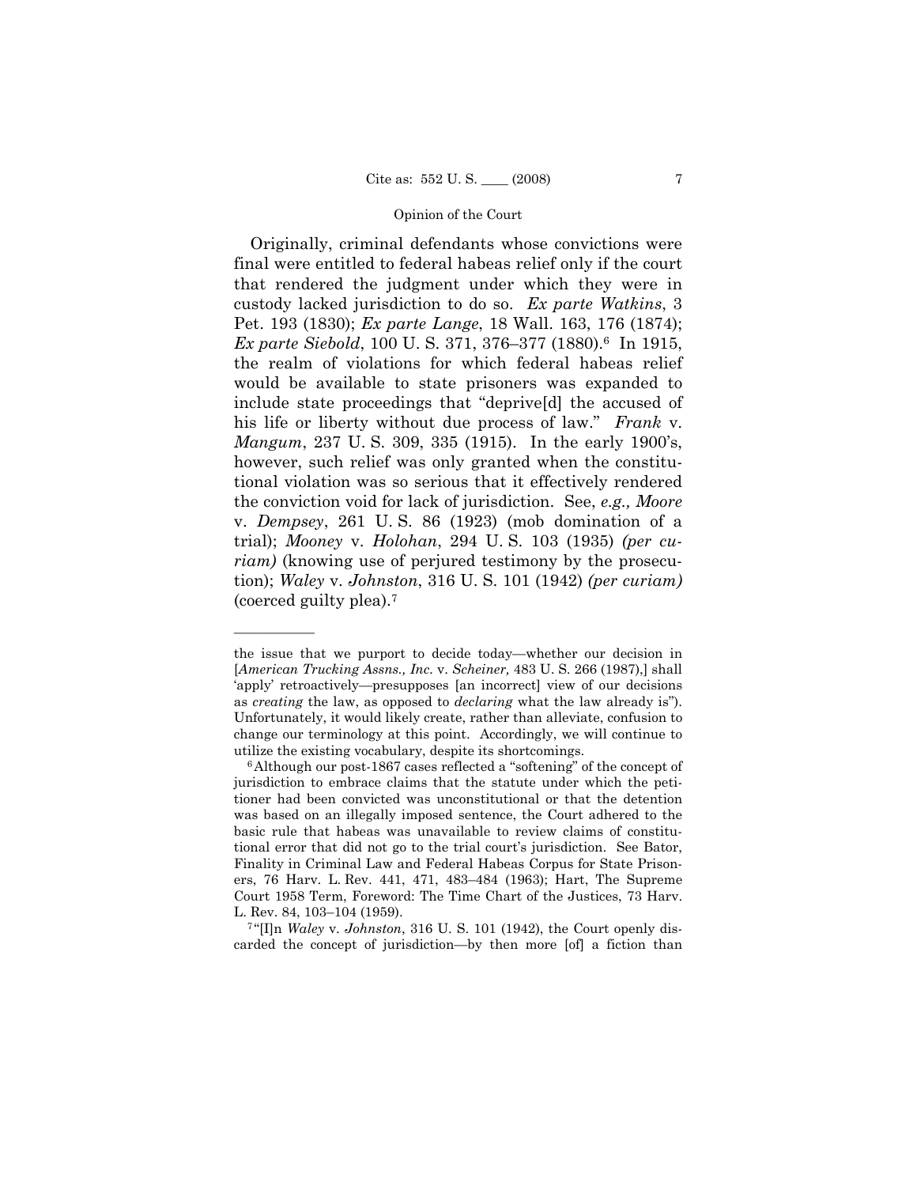Originally, criminal defendants whose convictions were final were entitled to federal habeas relief only if the court that rendered the judgment under which they were in custody lacked jurisdiction to do so. *Ex parte Watkins*, 3 Pet. 193 (1830); *Ex parte Lange*, 18 Wall. 163, 176 (1874); *Ex parte Siebold*, 100 U. S. 371, 376–377 (1880).[6] In 1915, the realm of violations for which federal habeas relief would be available to state prisoners was expanded to include state proceedings that "deprive[d] the accused of his life or liberty without due process of law." *Frank* v. *Mangum*, 237 U. S. 309, 335 (1915). In the early 1900's, however, such relief was only granted when the constitutional violation was so serious that it effectively rendered the conviction void for lack of jurisdiction. See, *e.g., Moore* v. *Dempsey*, 261 U. S. 86 (1923) (mob domination of a trial); *Mooney* v. *Holohan*, 294 U. S. 103 (1935) *(per curiam)* (knowing use of perjured testimony by the prosecution); *Waley* v. *Johnston*, 316 U. S. 101 (1942) *(per curiam)* (coerced guilty plea).[7]

---

the issue that we purport to decide today—whether our decision in [*American Trucking Assns., Inc.* v. *Scheiner,* 483 U. S. 266 (1987),] shall 'apply' retroactively—presupposes [an incorrect] view of our decisions as *creating* the law, as opposed to *declaring* what the law already is"). Unfortunately, it would likely create, rather than alleviate, confusion to change our terminology at this point. Accordingly, we will continue to utilize the existing vocabulary, despite its shortcomings.

[6] Although our post-1867 cases reflected a "softening" of the concept of jurisdiction to embrace claims that the statute under which the petitioner had been convicted was unconstitutional or that the detention was based on an illegally imposed sentence, the Court adhered to the basic rule that habeas was unavailable to review claims of constitutional error that did not go to the trial court's jurisdiction. See Bator, Finality in Criminal Law and Federal Habeas Corpus for State Prisoners, 76 Harv. L. Rev. 441, 471, 483–484 (1963); Hart, The Supreme Court 1958 Term, Foreword: The Time Chart of the Justices, 73 Harv. L. Rev. 84, 103–104 (1959).

[7] "[I]n *Waley* v. *Johnston*, 316 U. S. 101 (1942), the Court openly discarded the concept of jurisdiction—by then more [of] a fiction than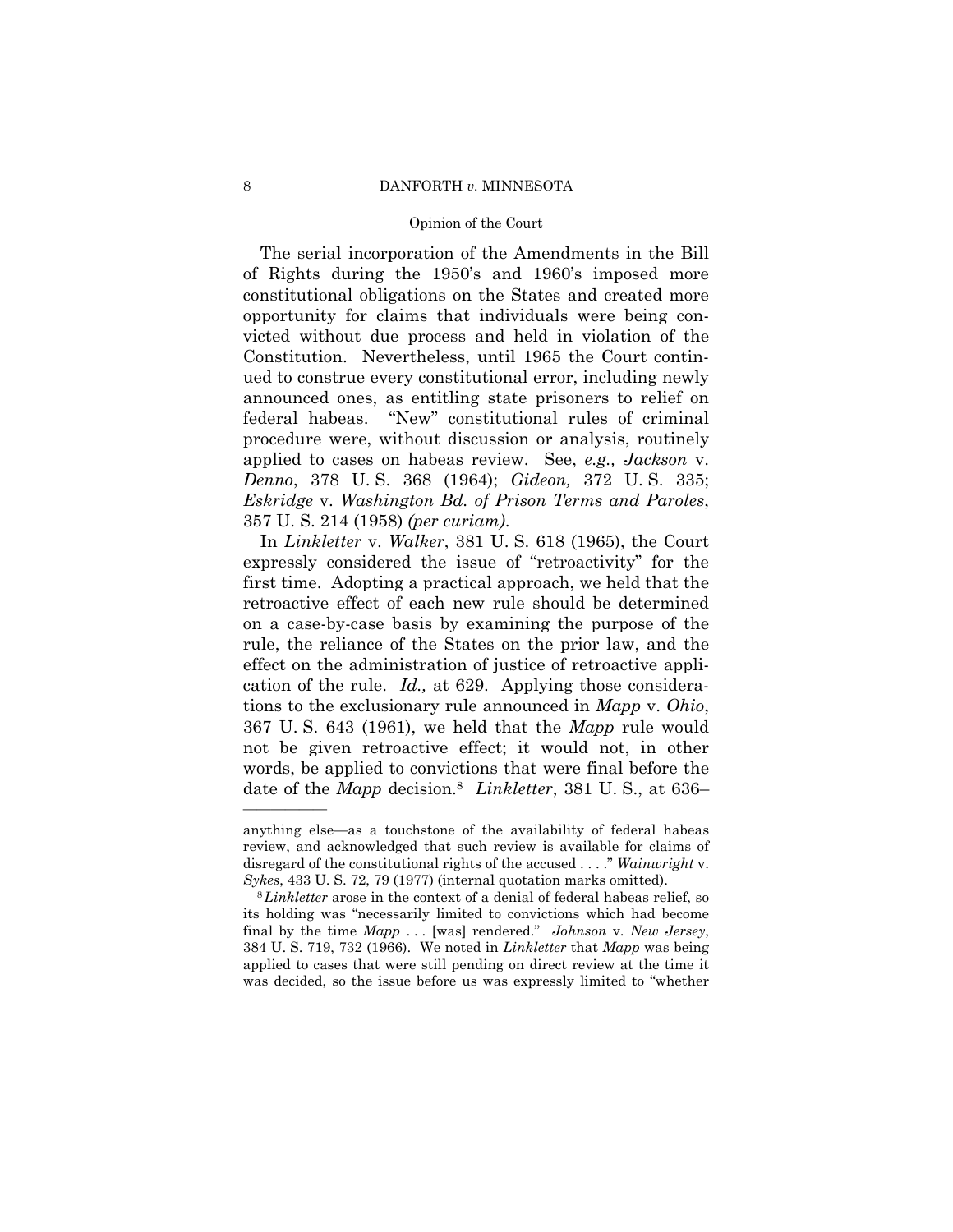The serial incorporation of the Amendments in the Bill of Rights during the 1950's and 1960's imposed more constitutional obligations on the States and created more opportunity for claims that individuals were being convicted without due process and held in violation of the Constitution. Nevertheless, until 1965 the Court continued to construe every constitutional error, including newly announced ones, as entitling state prisoners to relief on federal habeas. "New" constitutional rules of criminal procedure were, without discussion or analysis, routinely applied to cases on habeas review. See, *e.g., Jackson* v. *Denno*, 378 U. S. 368 (1964); *Gideon,* 372 U. S. 335; *Eskridge* v. *Washington Bd. of Prison Terms and Paroles*, 357 U. S. 214 (1958) *(per curiam)*.

In *Linkletter* v. *Walker*, 381 U. S. 618 (1965), the Court expressly considered the issue of "retroactivity" for the first time. Adopting a practical approach, we held that the retroactive effect of each new rule should be determined on a case-by-case basis by examining the purpose of the rule, the reliance of the States on the prior law, and the effect on the administration of justice of retroactive application of the rule. *Id.,* at 629. Applying those considerations to the exclusionary rule announced in *Mapp* v. *Ohio*, 367 U. S. 643 (1961), we held that the *Mapp* rule would not be given retroactive effect; it would not, in other words, be applied to convictions that were final before the date of the *Mapp* decision.[8] *Linkletter*, 381 U. S., at 636–

---

anything else—as a touchstone of the availability of federal habeas review, and acknowledged that such review is available for claims of disregard of the constitutional rights of the accused . . . ." *Wainwright* v. *Sykes*, 433 U. S. 72, 79 (1977) (internal quotation marks omitted).

[8] *Linkletter* arose in the context of a denial of federal habeas relief, so its holding was "necessarily limited to convictions which had become final by the time *Mapp* . . . [was] rendered." *Johnson* v. *New Jersey*, 384 U. S. 719, 732 (1966). We noted in *Linkletter* that *Mapp* was being applied to cases that were still pending on direct review at the time it was decided, so the issue before us was expressly limited to "whether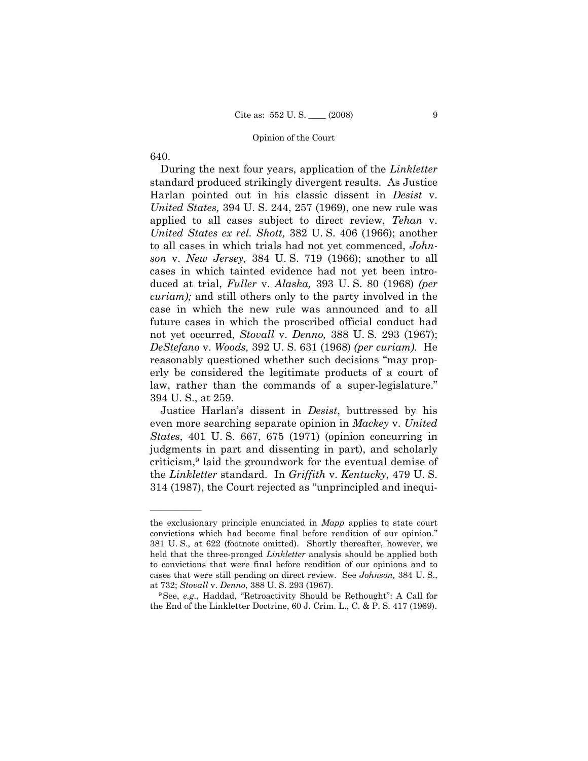640.

During the next four years, application of the *Linkletter* standard produced strikingly divergent results. As Justice Harlan pointed out in his classic dissent in *Desist* v. *United States,* 394 U. S. 244, 257 (1969), one new rule was applied to all cases subject to direct review, *Tehan* v. *United States ex rel. Shott,* 382 U. S. 406 (1966); another to all cases in which trials had not yet commenced, *Johnson* v. *New Jersey,* 384 U. S. 719 (1966); another to all cases in which tainted evidence had not yet been introduced at trial, *Fuller* v. *Alaska,* 393 U. S. 80 (1968) *(per curiam);* and still others only to the party involved in the case in which the new rule was announced and to all future cases in which the proscribed official conduct had not yet occurred, *Stovall* v. *Denno,* 388 U. S. 293 (1967); *DeStefano* v. *Woods,* 392 U. S. 631 (1968) *(per curiam).* He reasonably questioned whether such decisions "may properly be considered the legitimate products of a court of law, rather than the commands of a super-legislature." 394 U. S., at 259.

Justice Harlan's dissent in *Desist*, buttressed by his even more searching separate opinion in *Mackey* v. *United States*, 401 U. S. 667, 675 (1971) (opinion concurring in judgments in part and dissenting in part), and scholarly criticism,[9] laid the groundwork for the eventual demise of the *Linkletter* standard. In *Griffith* v. *Kentucky*, 479 U. S. 314 (1987), the Court rejected as "unprincipled and inequi-

---

the exclusionary principle enunciated in *Mapp* applies to state court convictions which had become final before rendition of our opinion." 381 U. S., at 622 (footnote omitted). Shortly thereafter, however, we held that the three-pronged *Linkletter* analysis should be applied both to convictions that were final before rendition of our opinions and to cases that were still pending on direct review. See *Johnson,* 384 U. S., at 732; *Stovall* v. *Denno*, 388 U. S. 293 (1967).

[9] See, *e.g.*, Haddad, "Retroactivity Should be Rethought": A Call for the End of the Linkletter Doctrine, 60 J. Crim. L., C. & P. S. 417 (1969).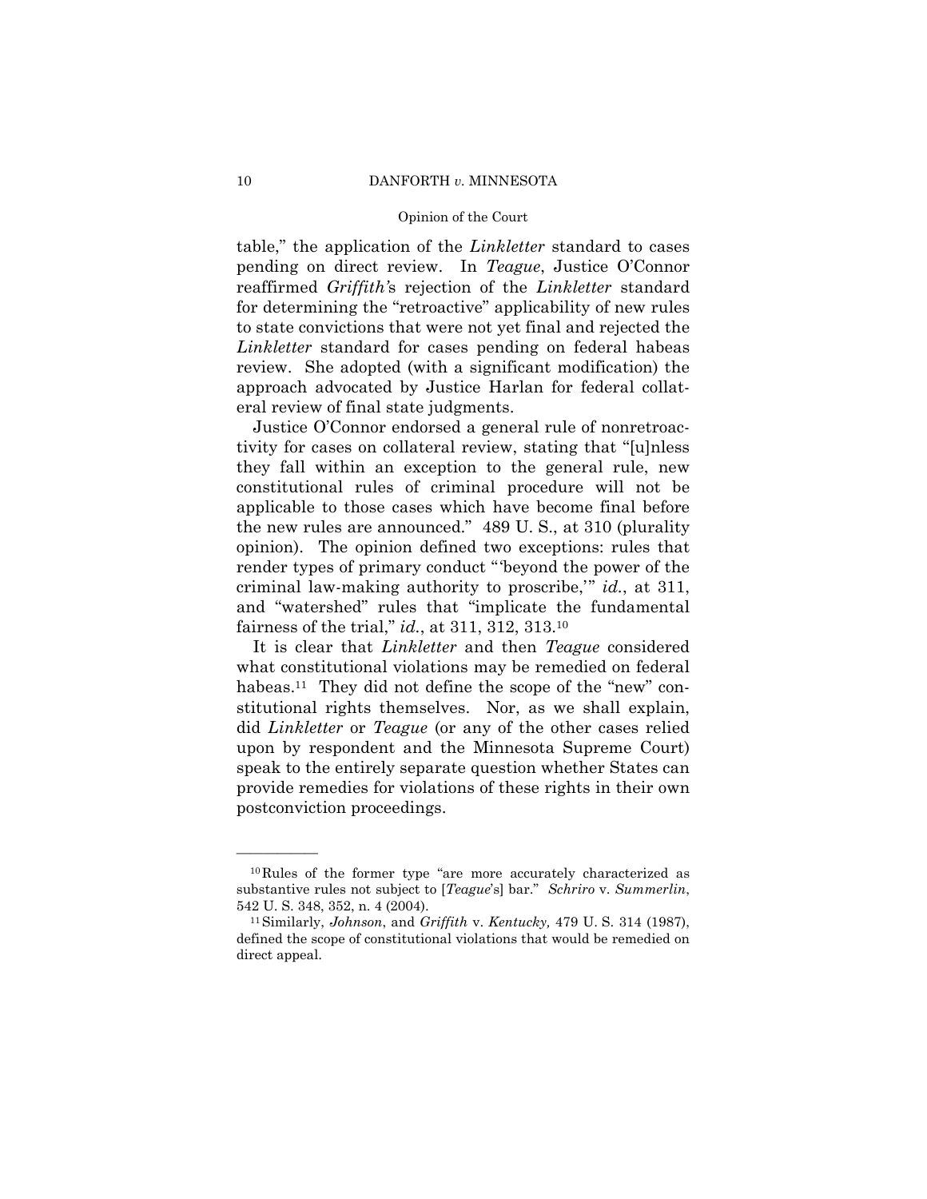table," the application of the *Linkletter* standard to cases pending on direct review. In *Teague*, Justice O'Connor reaffirmed *Griffith's* rejection of the *Linkletter* standard for determining the "retroactive" applicability of new rules to state convictions that were not yet final and rejected the *Linkletter* standard for cases pending on federal habeas review. She adopted (with a significant modification) the approach advocated by Justice Harlan for federal collateral review of final state judgments.

Justice O'Connor endorsed a general rule of nonretroactivity for cases on collateral review, stating that "[u]nless they fall within an exception to the general rule, new constitutional rules of criminal procedure will not be applicable to those cases which have become final before the new rules are announced." 489 U. S., at 310 (plurality opinion). The opinion defined two exceptions: rules that render types of primary conduct "'beyond the power of the criminal law-making authority to proscribe,'" *id.*, at 311, and "watershed" rules that "implicate the fundamental fairness of the trial," *id.*, at 311, 312, 313.[10]

It is clear that *Linkletter* and then *Teague* considered what constitutional violations may be remedied on federal habeas.[11] They did not define the scope of the "new" constitutional rights themselves. Nor, as we shall explain, did *Linkletter* or *Teague* (or any of the other cases relied upon by respondent and the Minnesota Supreme Court) speak to the entirely separate question whether States can provide remedies for violations of these rights in their own postconviction proceedings.

---

[10] Rules of the former type "are more accurately characterized as substantive rules not subject to [*Teague*'s] bar." *Schriro* v. *Summerlin*, 542 U. S. 348, 352, n. 4 (2004).

[11] Similarly, *Johnson*, and *Griffith* v. *Kentucky,* 479 U. S. 314 (1987), defined the scope of constitutional violations that would be remedied on direct appeal.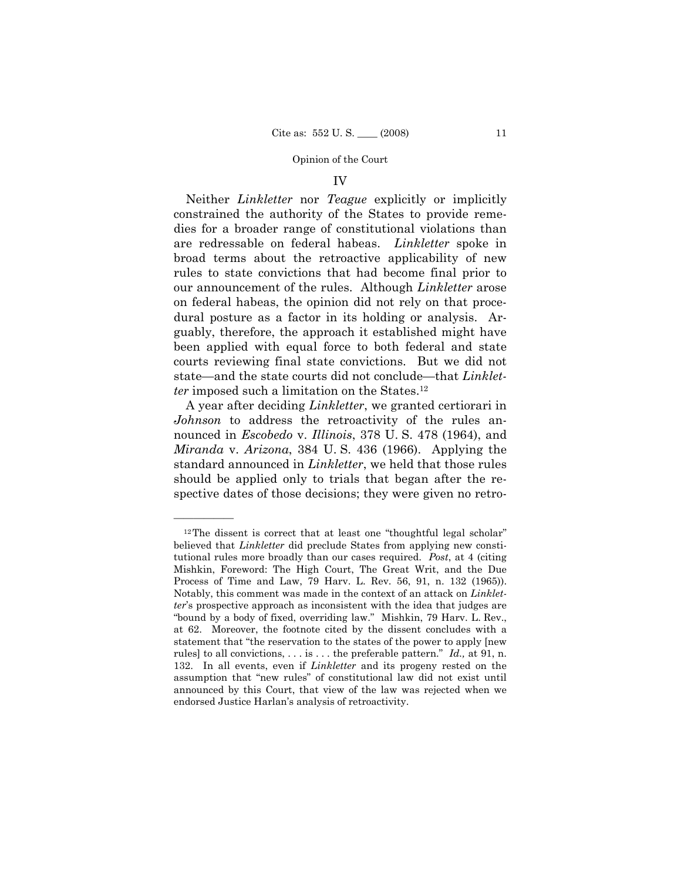## IV

Neither *Linkletter* nor *Teague* explicitly or implicitly constrained the authority of the States to provide remedies for a broader range of constitutional violations than are redressable on federal habeas. *Linkletter* spoke in broad terms about the retroactive applicability of new rules to state convictions that had become final prior to our announcement of the rules. Although *Linkletter* arose on federal habeas, the opinion did not rely on that procedural posture as a factor in its holding or analysis. Arguably, therefore, the approach it established might have been applied with equal force to both federal and state courts reviewing final state convictions. But we did not state—and the state courts did not conclude—that *Linkletter* imposed such a limitation on the States.[12]

A year after deciding *Linkletter*, we granted certiorari in *Johnson* to address the retroactivity of the rules announced in *Escobedo* v. *Illinois*, 378 U. S. 478 (1964), and *Miranda* v. *Arizona*, 384 U. S. 436 (1966). Applying the standard announced in *Linkletter*, we held that those rules should be applied only to trials that began after the respective dates of those decisions; they were given no retro-

---

[12] The dissent is correct that at least one "thoughtful legal scholar" believed that *Linkletter* did preclude States from applying new constitutional rules more broadly than our cases required. *Post*, at 4 (citing Mishkin, Foreword: The High Court, The Great Writ, and the Due Process of Time and Law, 79 Harv. L. Rev. 56, 91, n. 132 (1965)). Notably, this comment was made in the context of an attack on *Linkletter*'s prospective approach as inconsistent with the idea that judges are "bound by a body of fixed, overriding law." Mishkin, 79 Harv. L. Rev., at 62. Moreover, the footnote cited by the dissent concludes with a statement that "the reservation to the states of the power to apply [new rules] to all convictions, . . . is . . . the preferable pattern." *Id.,* at 91, n. 132. In all events, even if *Linkletter* and its progeny rested on the assumption that "new rules" of constitutional law did not exist until announced by this Court, that view of the law was rejected when we endorsed Justice Harlan's analysis of retroactivity.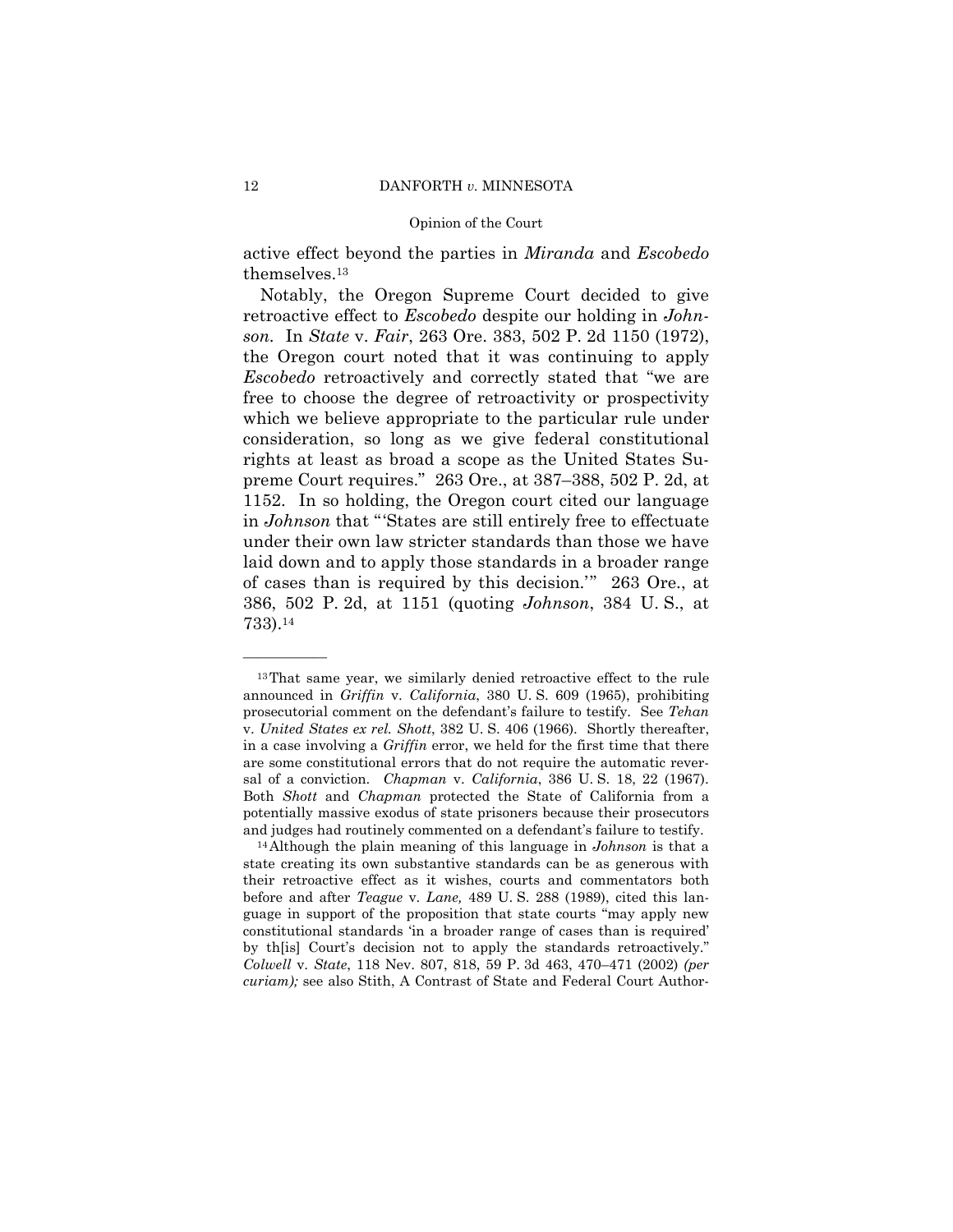active effect beyond the parties in *Miranda* and *Escobedo* themselves.[13]

Notably, the Oregon Supreme Court decided to give retroactive effect to *Escobedo* despite our holding in *Johnson*. In *State* v. *Fair*, 263 Ore. 383, 502 P. 2d 1150 (1972), the Oregon court noted that it was continuing to apply *Escobedo* retroactively and correctly stated that "we are free to choose the degree of retroactivity or prospectivity which we believe appropriate to the particular rule under consideration, so long as we give federal constitutional rights at least as broad a scope as the United States Supreme Court requires." 263 Ore., at 387–388, 502 P. 2d, at 1152. In so holding, the Oregon court cited our language in *Johnson* that "'States are still entirely free to effectuate under their own law stricter standards than those we have laid down and to apply those standards in a broader range of cases than is required by this decision.'" 263 Ore., at 386, 502 P. 2d, at 1151 (quoting *Johnson*, 384 U. S., at 733).[14]

---

[13] That same year, we similarly denied retroactive effect to the rule announced in *Griffin* v. *California*, 380 U. S. 609 (1965), prohibiting prosecutorial comment on the defendant's failure to testify. See *Tehan* v. *United States ex rel. Shott*, 382 U. S. 406 (1966). Shortly thereafter, in a case involving a *Griffin* error, we held for the first time that there are some constitutional errors that do not require the automatic reversal of a conviction. *Chapman* v. *California*, 386 U. S. 18, 22 (1967). Both *Shott* and *Chapman* protected the State of California from a potentially massive exodus of state prisoners because their prosecutors and judges had routinely commented on a defendant's failure to testify.

[14] Although the plain meaning of this language in *Johnson* is that a state creating its own substantive standards can be as generous with their retroactive effect as it wishes, courts and commentators both before and after *Teague* v. *Lane,* 489 U. S. 288 (1989), cited this language in support of the proposition that state courts "may apply new constitutional standards 'in a broader range of cases than is required' by th[is] Court's decision not to apply the standards retroactively." *Colwell* v. *State*, 118 Nev. 807, 818, 59 P. 3d 463, 470–471 (2002) *(per curiam);* see also Stith, A Contrast of State and Federal Court Author-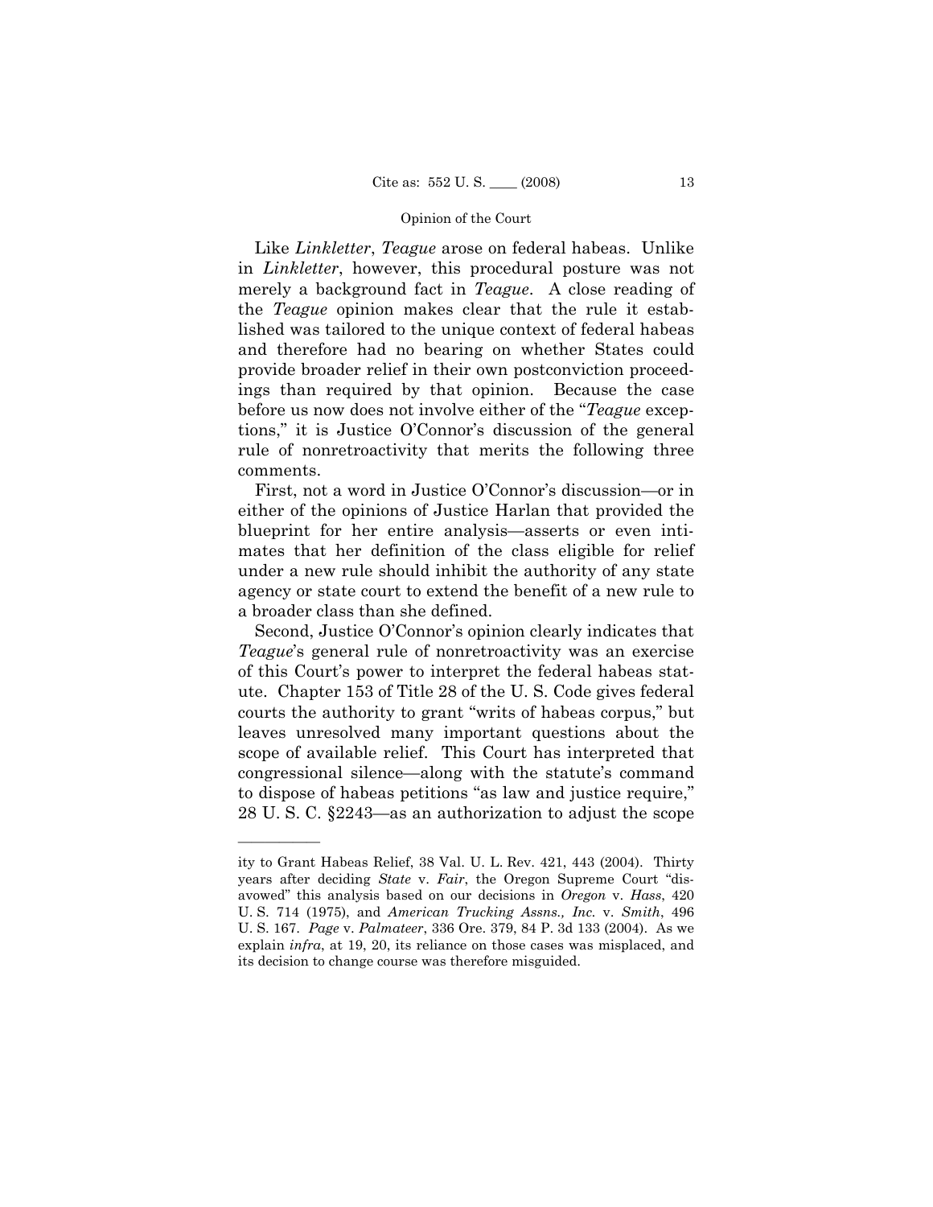Like *Linkletter*, *Teague* arose on federal habeas. Unlike in *Linkletter*, however, this procedural posture was not merely a background fact in *Teague*. A close reading of the *Teague* opinion makes clear that the rule it established was tailored to the unique context of federal habeas and therefore had no bearing on whether States could provide broader relief in their own postconviction proceedings than required by that opinion. Because the case before us now does not involve either of the "*Teague* exceptions," it is Justice O'Connor's discussion of the general rule of nonretroactivity that merits the following three comments.

First, not a word in Justice O'Connor's discussion—or in either of the opinions of Justice Harlan that provided the blueprint for her entire analysis—asserts or even intimates that her definition of the class eligible for relief under a new rule should inhibit the authority of any state agency or state court to extend the benefit of a new rule to a broader class than she defined.

Second, Justice O'Connor's opinion clearly indicates that *Teague*'s general rule of nonretroactivity was an exercise of this Court's power to interpret the federal habeas statute. Chapter 153 of Title 28 of the U. S. Code gives federal courts the authority to grant "writs of habeas corpus," but leaves unresolved many important questions about the scope of available relief. This Court has interpreted that congressional silence—along with the statute's command to dispose of habeas petitions "as law and justice require," 28 U. S. C. §2243—as an authorization to adjust the scope

---

ity to Grant Habeas Relief, 38 Val. U. L. Rev. 421, 443 (2004). Thirty years after deciding *State* v. *Fair*, the Oregon Supreme Court "disavowed" this analysis based on our decisions in *Oregon* v. *Hass*, 420 U. S. 714 (1975), and *American Trucking Assns., Inc.* v. *Smith*, 496 U. S. 167. *Page* v. *Palmateer*, 336 Ore. 379, 84 P. 3d 133 (2004). As we explain *infra*, at 19, 20, its reliance on those cases was misplaced, and its decision to change course was therefore misguided.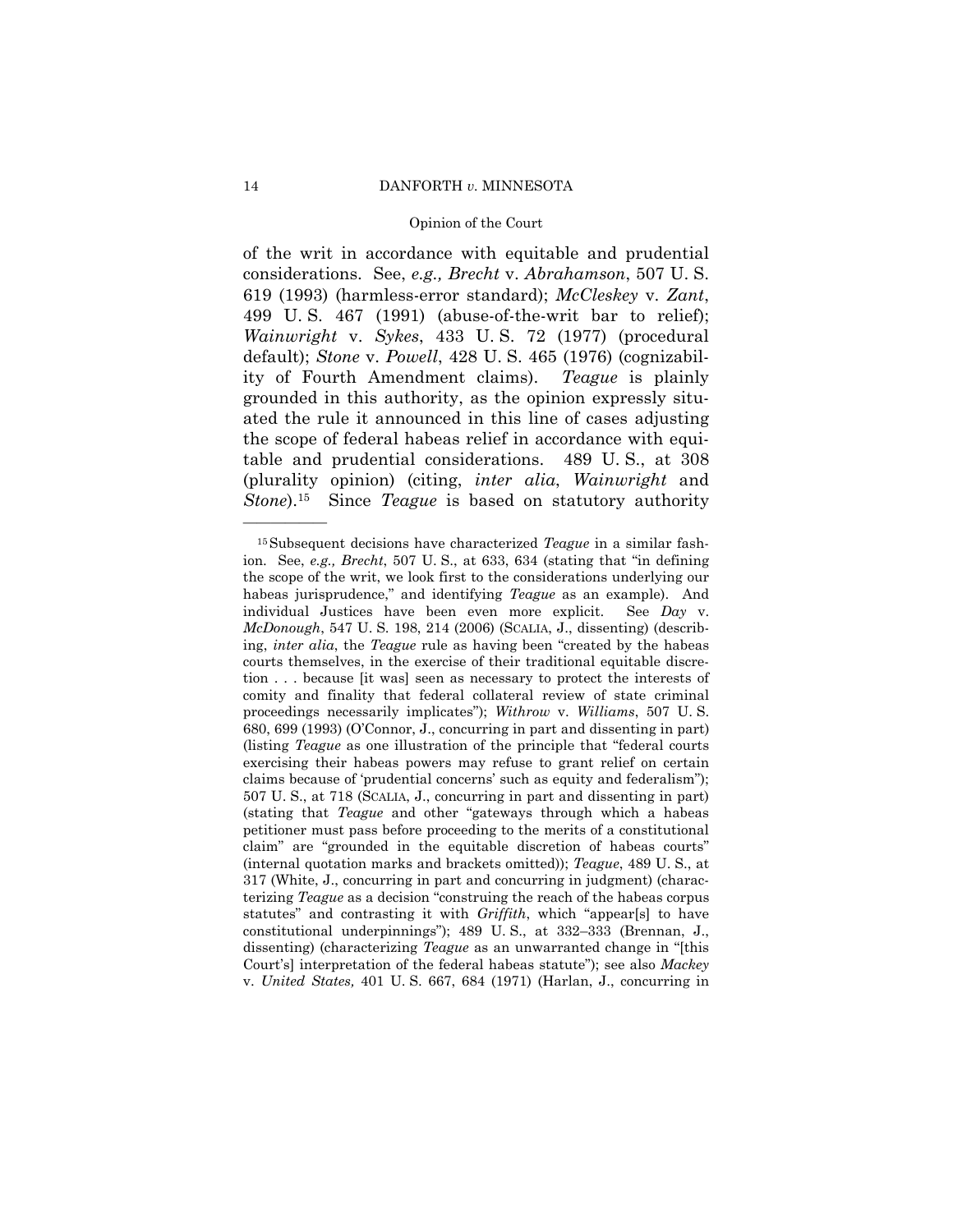of the writ in accordance with equitable and prudential considerations. See, *e.g., Brecht* v. *Abrahamson*, 507 U. S. 619 (1993) (harmless-error standard); *McCleskey* v. *Zant*, 499 U. S. 467 (1991) (abuse-of-the-writ bar to relief); *Wainwright* v. *Sykes*, 433 U. S. 72 (1977) (procedural default); *Stone* v. *Powell*, 428 U. S. 465 (1976) (cognizability of Fourth Amendment claims). *Teague* is plainly grounded in this authority, as the opinion expressly situated the rule it announced in this line of cases adjusting the scope of federal habeas relief in accordance with equitable and prudential considerations. 489 U. S., at 308 (plurality opinion) (citing, *inter alia*, *Wainwright* and *Stone*).[15] Since *Teague* is based on statutory authority

---

[15] Subsequent decisions have characterized *Teague* in a similar fashion. See, *e.g., Brecht*, 507 U. S., at 633, 634 (stating that "in defining the scope of the writ, we look first to the considerations underlying our habeas jurisprudence," and identifying *Teague* as an example). And individual Justices have been even more explicit. See *Day* v. *McDonough*, 547 U. S. 198, 214 (2006) (SCALIA, J., dissenting) (describing, *inter alia*, the *Teague* rule as having been "created by the habeas courts themselves, in the exercise of their traditional equitable discretion . . . because [it was] seen as necessary to protect the interests of comity and finality that federal collateral review of state criminal proceedings necessarily implicates"); *Withrow* v. *Williams*, 507 U. S. 680, 699 (1993) (O'Connor, J., concurring in part and dissenting in part) (listing *Teague* as one illustration of the principle that "federal courts exercising their habeas powers may refuse to grant relief on certain claims because of 'prudential concerns' such as equity and federalism"); 507 U. S., at 718 (SCALIA, J., concurring in part and dissenting in part) (stating that *Teague* and other "gateways through which a habeas petitioner must pass before proceeding to the merits of a constitutional claim" are "grounded in the equitable discretion of habeas courts" (internal quotation marks and brackets omitted)); *Teague*, 489 U. S., at 317 (White, J., concurring in part and concurring in judgment) (characterizing *Teague* as a decision "construing the reach of the habeas corpus statutes" and contrasting it with *Griffith*, which "appear[s] to have constitutional underpinnings"); 489 U. S., at 332–333 (Brennan, J., dissenting) (characterizing *Teague* as an unwarranted change in "[this Court's] interpretation of the federal habeas statute"); see also *Mackey* v. *United States,* 401 U. S. 667, 684 (1971) (Harlan, J., concurring in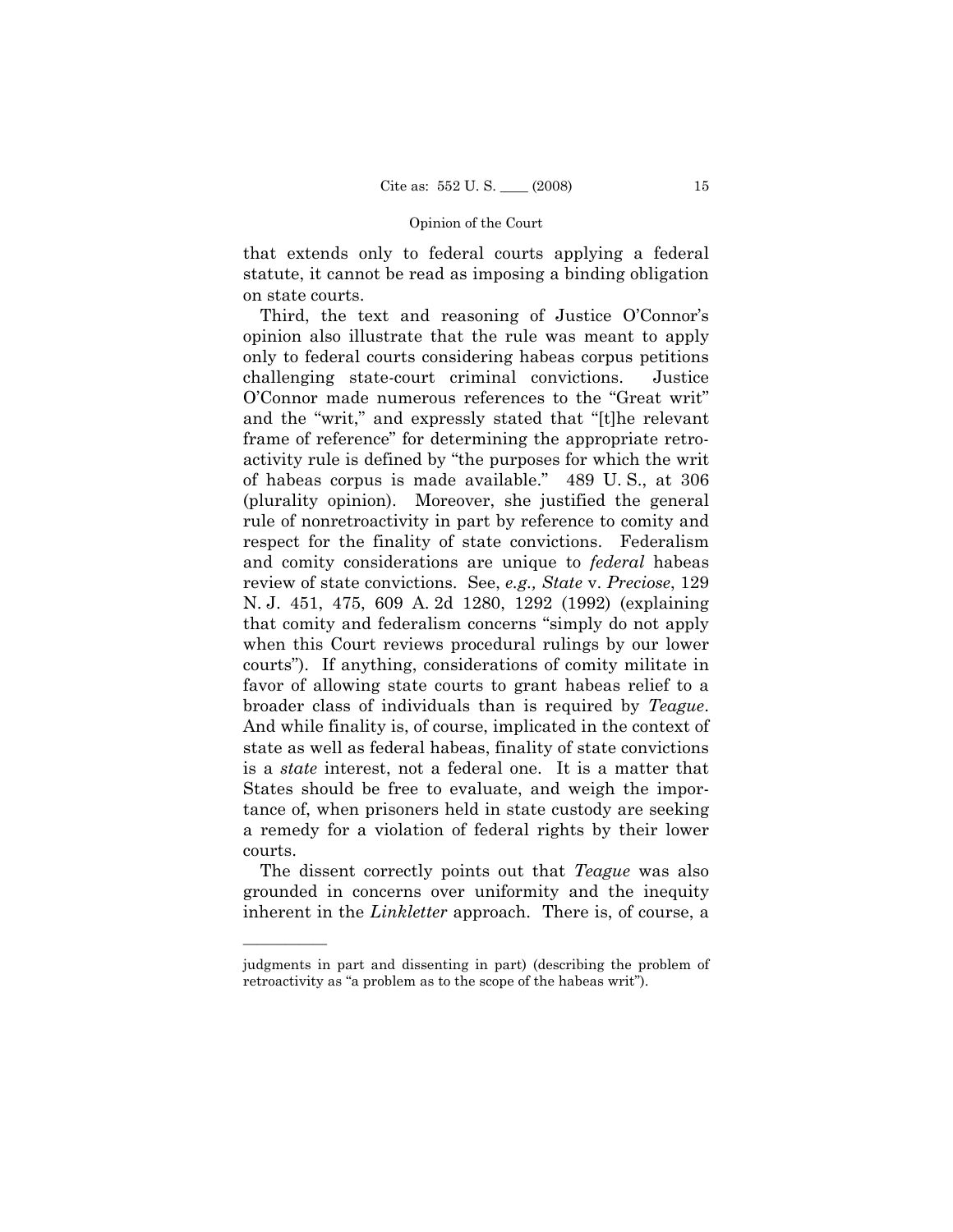that extends only to federal courts applying a federal statute, it cannot be read as imposing a binding obligation on state courts.

Third, the text and reasoning of Justice O'Connor's opinion also illustrate that the rule was meant to apply only to federal courts considering habeas corpus petitions challenging state-court criminal convictions. Justice O'Connor made numerous references to the "Great writ" and the "writ," and expressly stated that "[t]he relevant frame of reference" for determining the appropriate retroactivity rule is defined by "the purposes for which the writ of habeas corpus is made available." 489 U. S., at 306 (plurality opinion). Moreover, she justified the general rule of nonretroactivity in part by reference to comity and respect for the finality of state convictions. Federalism and comity considerations are unique to *federal* habeas review of state convictions. See, *e.g., State* v. *Preciose*, 129 N. J. 451, 475, 609 A. 2d 1280, 1292 (1992) (explaining that comity and federalism concerns "simply do not apply when this Court reviews procedural rulings by our lower courts"). If anything, considerations of comity militate in favor of allowing state courts to grant habeas relief to a broader class of individuals than is required by *Teague*. And while finality is, of course, implicated in the context of state as well as federal habeas, finality of state convictions is a *state* interest, not a federal one. It is a matter that States should be free to evaluate, and weigh the importance of, when prisoners held in state custody are seeking a remedy for a violation of federal rights by their lower courts.

The dissent correctly points out that *Teague* was also grounded in concerns over uniformity and the inequity inherent in the *Linkletter* approach. There is, of course, a

---

judgments in part and dissenting in part) (describing the problem of retroactivity as "a problem as to the scope of the habeas writ").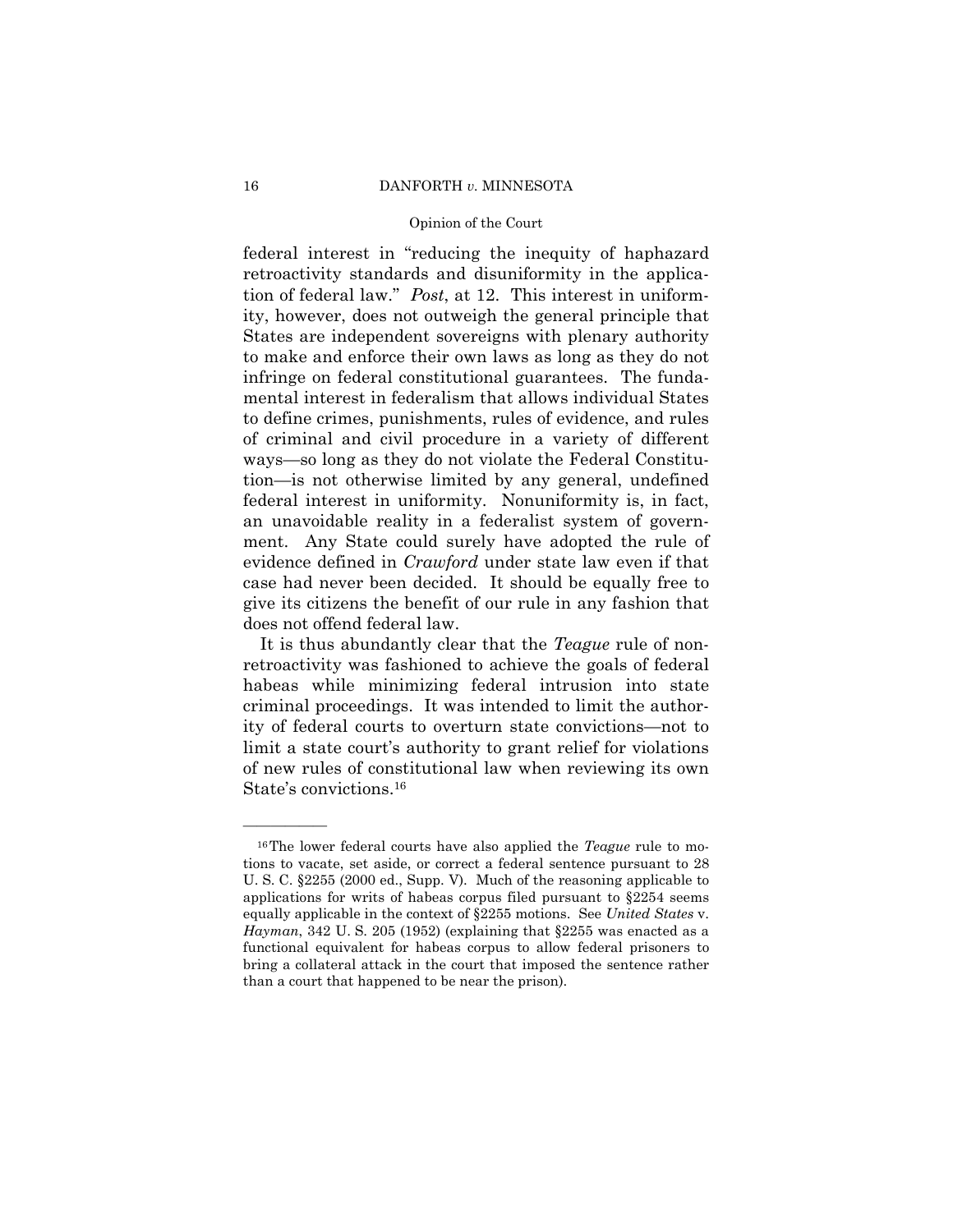federal interest in "reducing the inequity of haphazard retroactivity standards and disuniformity in the application of federal law." *Post*, at 12. This interest in uniformity, however, does not outweigh the general principle that States are independent sovereigns with plenary authority to make and enforce their own laws as long as they do not infringe on federal constitutional guarantees. The fundamental interest in federalism that allows individual States to define crimes, punishments, rules of evidence, and rules of criminal and civil procedure in a variety of different ways—so long as they do not violate the Federal Constitution—is not otherwise limited by any general, undefined federal interest in uniformity. Nonuniformity is, in fact, an unavoidable reality in a federalist system of government. Any State could surely have adopted the rule of evidence defined in *Crawford* under state law even if that case had never been decided. It should be equally free to give its citizens the benefit of our rule in any fashion that does not offend federal law.

It is thus abundantly clear that the *Teague* rule of nonretroactivity was fashioned to achieve the goals of federal habeas while minimizing federal intrusion into state criminal proceedings. It was intended to limit the authority of federal courts to overturn state convictions—not to limit a state court's authority to grant relief for violations of new rules of constitutional law when reviewing its own State's convictions.[16]

---

[16] The lower federal courts have also applied the *Teague* rule to motions to vacate, set aside, or correct a federal sentence pursuant to 28 U. S. C. §2255 (2000 ed., Supp. V). Much of the reasoning applicable to applications for writs of habeas corpus filed pursuant to §2254 seems equally applicable in the context of §2255 motions. See *United States* v. *Hayman*, 342 U. S. 205 (1952) (explaining that §2255 was enacted as a functional equivalent for habeas corpus to allow federal prisoners to bring a collateral attack in the court that imposed the sentence rather than a court that happened to be near the prison).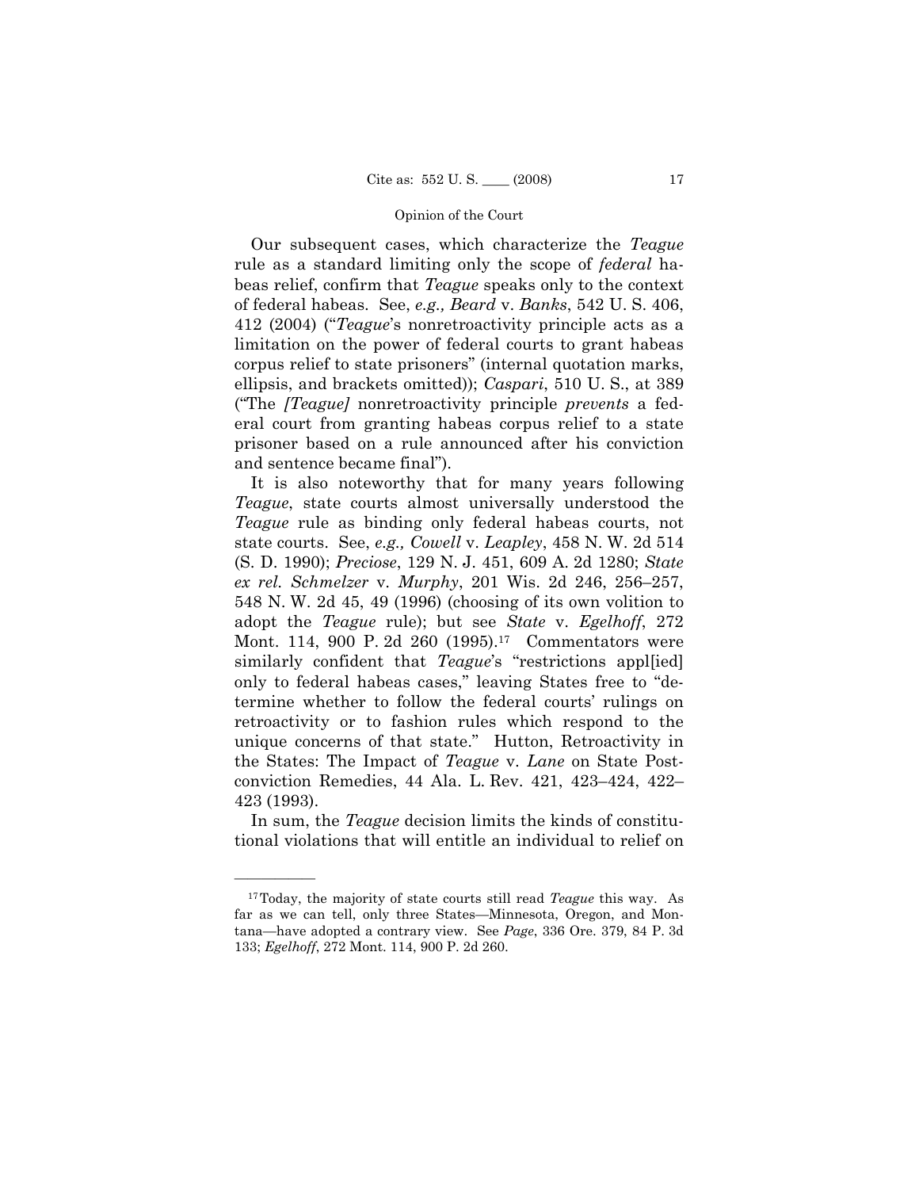Our subsequent cases, which characterize the *Teague* rule as a standard limiting only the scope of *federal* habeas relief, confirm that *Teague* speaks only to the context of federal habeas. See, *e.g., Beard* v. *Banks*, 542 U. S. 406, 412 (2004) ("*Teague*'s nonretroactivity principle acts as a limitation on the power of federal courts to grant habeas corpus relief to state prisoners" (internal quotation marks, ellipsis, and brackets omitted)); *Caspari*, 510 U. S., at 389 ("The *[Teague]* nonretroactivity principle *prevents* a federal court from granting habeas corpus relief to a state prisoner based on a rule announced after his conviction and sentence became final").

It is also noteworthy that for many years following *Teague*, state courts almost universally understood the *Teague* rule as binding only federal habeas courts, not state courts. See, *e.g., Cowell* v. *Leapley*, 458 N. W. 2d 514 (S. D. 1990); *Preciose*, 129 N. J. 451, 609 A. 2d 1280; *State ex rel. Schmelzer* v. *Murphy*, 201 Wis. 2d 246, 256–257, 548 N. W. 2d 45, 49 (1996) (choosing of its own volition to adopt the *Teague* rule); but see *State* v. *Egelhoff*, 272 Mont. 114, 900 P. 2d 260 (1995).[17] Commentators were similarly confident that *Teague*'s "restrictions appl[ied] only to federal habeas cases," leaving States free to "determine whether to follow the federal courts' rulings on retroactivity or to fashion rules which respond to the unique concerns of that state." Hutton, Retroactivity in the States: The Impact of *Teague* v. *Lane* on State Postconviction Remedies, 44 Ala. L. Rev. 421, 423–424, 422–423 (1993).

In sum, the *Teague* decision limits the kinds of constitutional violations that will entitle an individual to relief on

---

[17] Today, the majority of state courts still read *Teague* this way. As far as we can tell, only three States—Minnesota, Oregon, and Montana—have adopted a contrary view. See *Page*, 336 Ore. 379, 84 P. 3d 133; *Egelhoff*, 272 Mont. 114, 900 P. 2d 260.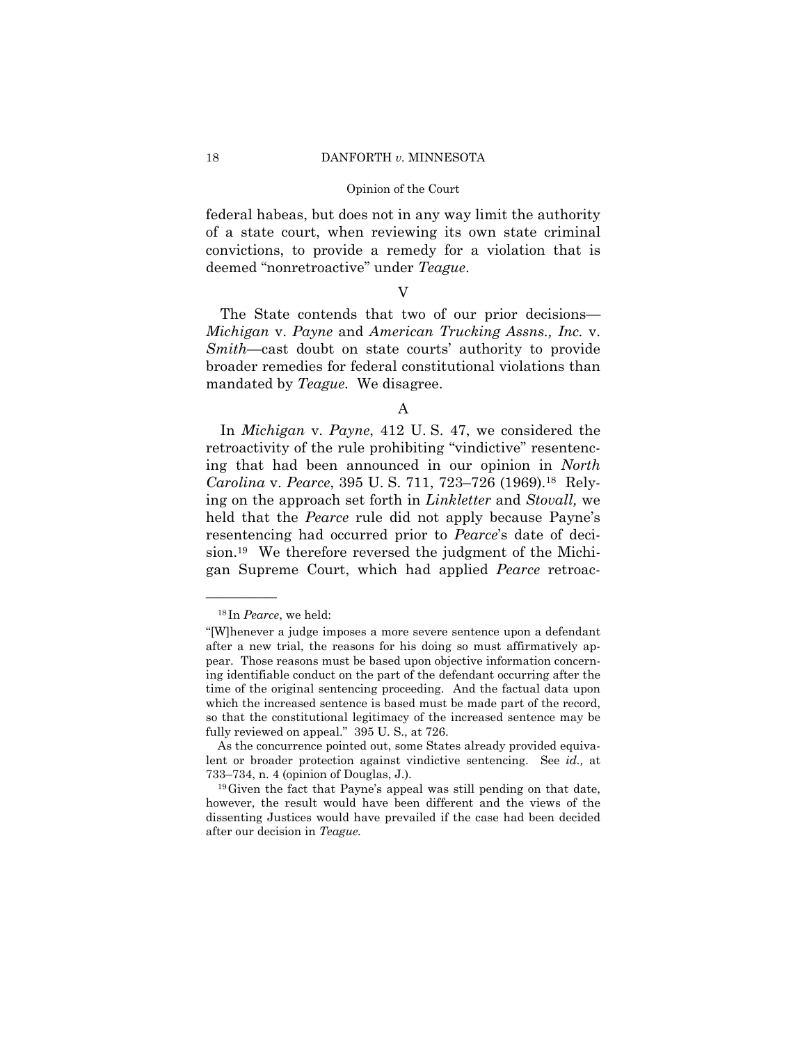federal habeas, but does not in any way limit the authority of a state court, when reviewing its own state criminal convictions, to provide a remedy for a violation that is deemed "nonretroactive" under *Teague*.

## V

The State contends that two of our prior decisions—*Michigan* v. *Payne* and *American Trucking Assns., Inc.* v. *Smith*—cast doubt on state courts' authority to provide broader remedies for federal constitutional violations than mandated by *Teague.* We disagree.

### A

In *Michigan* v. *Payne*, 412 U. S. 47, we considered the retroactivity of the rule prohibiting "vindictive" resentencing that had been announced in our opinion in *North Carolina* v. *Pearce*, 395 U. S. 711, 723–726 (1969).[18] Relying on the approach set forth in *Linkletter* and *Stovall,* we held that the *Pearce* rule did not apply because Payne's resentencing had occurred prior to *Pearce*'s date of decision.[19] We therefore reversed the judgment of the Michigan Supreme Court, which had applied *Pearce* retroac-

---

[18] In *Pearce*, we held:

"[W]henever a judge imposes a more severe sentence upon a defendant after a new trial, the reasons for his doing so must affirmatively appear. Those reasons must be based upon objective information concerning identifiable conduct on the part of the defendant occurring after the time of the original sentencing proceeding. And the factual data upon which the increased sentence is based must be made part of the record, so that the constitutional legitimacy of the increased sentence may be fully reviewed on appeal." 395 U. S., at 726.

As the concurrence pointed out, some States already provided equivalent or broader protection against vindictive sentencing. See *id.,* at 733–734, n. 4 (opinion of Douglas, J.).

[19] Given the fact that Payne's appeal was still pending on that date, however, the result would have been different and the views of the dissenting Justices would have prevailed if the case had been decided after our decision in *Teague.*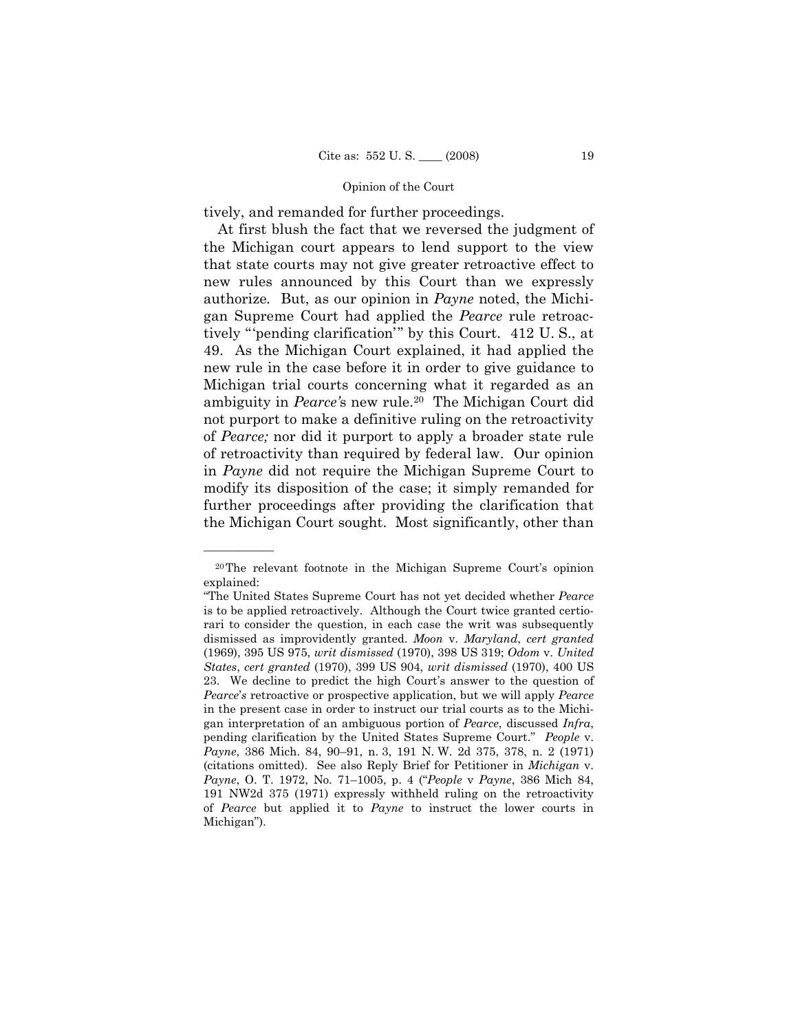tively, and remanded for further proceedings.

At first blush the fact that we reversed the judgment of the Michigan court appears to lend support to the view that state courts may not give greater retroactive effect to new rules announced by this Court than we expressly authorize. But, as our opinion in *Payne* noted, the Michigan Supreme Court had applied the *Pearce* rule retroactively "'pending clarification'" by this Court. 412 U. S., at 49. As the Michigan Court explained, it had applied the new rule in the case before it in order to give guidance to Michigan trial courts concerning what it regarded as an ambiguity in *Pearce's* new rule.[20] The Michigan Court did not purport to make a definitive ruling on the retroactivity of *Pearce;* nor did it purport to apply a broader state rule of retroactivity than required by federal law. Our opinion in *Payne* did not require the Michigan Supreme Court to modify its disposition of the case; it simply remanded for further proceedings after providing the clarification that the Michigan Court sought. Most significantly, other than

---

[20] The relevant footnote in the Michigan Supreme Court's opinion explained:

"The United States Supreme Court has not yet decided whether *Pearce* is to be applied retroactively. Although the Court twice granted certiorari to consider the question, in each case the writ was subsequently dismissed as improvidently granted. *Moon* v. *Maryland*, *cert granted* (1969), 395 US 975, *writ dismissed* (1970), 398 US 319; *Odom* v. *United States*, *cert granted* (1970), 399 US 904, *writ dismissed* (1970), 400 US 23. We decline to predict the high Court's answer to the question of *Pearce's* retroactive or prospective application, but we will apply *Pearce* in the present case in order to instruct our trial courts as to the Michigan interpretation of an ambiguous portion of *Pearce*, discussed *Infra*, pending clarification by the United States Supreme Court." *People* v. *Payne*, 386 Mich. 84, 90–91, n. 3, 191 N. W. 2d 375, 378, n. 2 (1971) (citations omitted). See also Reply Brief for Petitioner in *Michigan* v. *Payne*, O. T. 1972, No. 71–1005, p. 4 ("*People* v *Payne*, 386 Mich 84, 191 NW2d 375 (1971) expressly withheld ruling on the retroactivity of *Pearce* but applied it to *Payne* to instruct the lower courts in Michigan").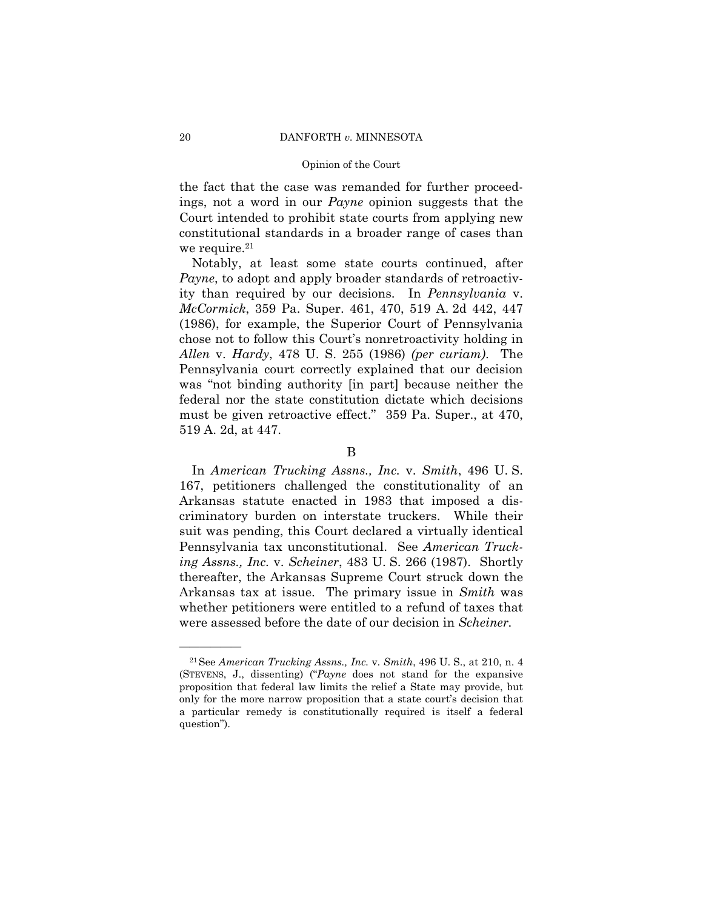the fact that the case was remanded for further proceedings, not a word in our *Payne* opinion suggests that the Court intended to prohibit state courts from applying new constitutional standards in a broader range of cases than we require.[21]

Notably, at least some state courts continued, after *Payne*, to adopt and apply broader standards of retroactivity than required by our decisions. In *Pennsylvania* v. *McCormick*, 359 Pa. Super. 461, 470, 519 A. 2d 442, 447 (1986), for example, the Superior Court of Pennsylvania chose not to follow this Court's nonretroactivity holding in *Allen* v. *Hardy*, 478 U. S. 255 (1986) *(per curiam)*. The Pennsylvania court correctly explained that our decision was "not binding authority [in part] because neither the federal nor the state constitution dictate which decisions must be given retroactive effect." 359 Pa. Super., at 470, 519 A. 2d, at 447.

B

In *American Trucking Assns., Inc.* v. *Smith*, 496 U. S. 167, petitioners challenged the constitutionality of an Arkansas statute enacted in 1983 that imposed a discriminatory burden on interstate truckers. While their suit was pending, this Court declared a virtually identical Pennsylvania tax unconstitutional. See *American Trucking Assns., Inc.* v. *Scheiner*, 483 U. S. 266 (1987). Shortly thereafter, the Arkansas Supreme Court struck down the Arkansas tax at issue. The primary issue in *Smith* was whether petitioners were entitled to a refund of taxes that were assessed before the date of our decision in *Scheiner*.

---

[21] See *American Trucking Assns., Inc.* v. *Smith*, 496 U. S., at 210, n. 4 (STEVENS, J., dissenting) ("*Payne* does not stand for the expansive proposition that federal law limits the relief a State may provide, but only for the more narrow proposition that a state court's decision that a particular remedy is constitutionally required is itself a federal question").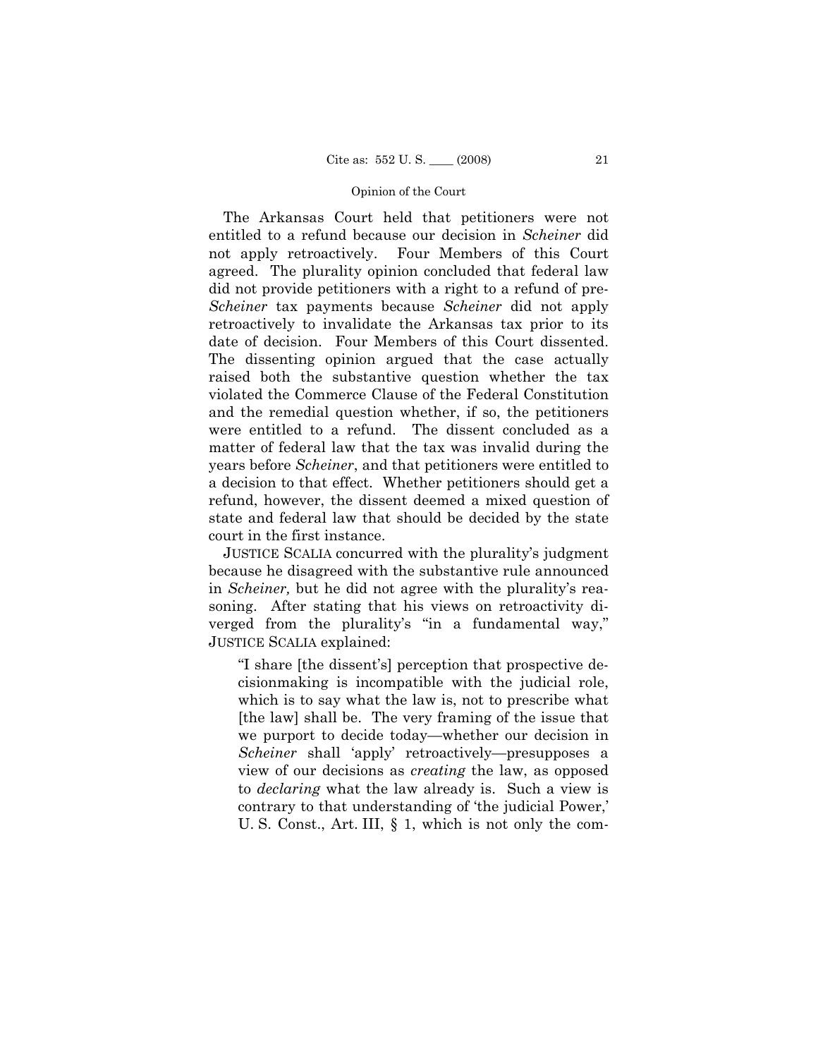The Arkansas Court held that petitioners were not entitled to a refund because our decision in *Scheiner* did not apply retroactively. Four Members of this Court agreed. The plurality opinion concluded that federal law did not provide petitioners with a right to a refund of pre-*Scheiner* tax payments because *Scheiner* did not apply retroactively to invalidate the Arkansas tax prior to its date of decision. Four Members of this Court dissented. The dissenting opinion argued that the case actually raised both the substantive question whether the tax violated the Commerce Clause of the Federal Constitution and the remedial question whether, if so, the petitioners were entitled to a refund. The dissent concluded as a matter of federal law that the tax was invalid during the years before *Scheiner*, and that petitioners were entitled to a decision to that effect. Whether petitioners should get a refund, however, the dissent deemed a mixed question of state and federal law that should be decided by the state court in the first instance.

JUSTICE SCALIA concurred with the plurality's judgment because he disagreed with the substantive rule announced in *Scheiner,* but he did not agree with the plurality's reasoning. After stating that his views on retroactivity diverged from the plurality's "in a fundamental way," JUSTICE SCALIA explained:

> "I share [the dissent's] perception that prospective decisionmaking is incompatible with the judicial role, which is to say what the law is, not to prescribe what [the law] shall be. The very framing of the issue that we purport to decide today—whether our decision in *Scheiner* shall 'apply' retroactively—presupposes a view of our decisions as *creating* the law, as opposed to *declaring* what the law already is. Such a view is contrary to that understanding of 'the judicial Power,' U. S. Const., Art. III, § 1, which is not only the com-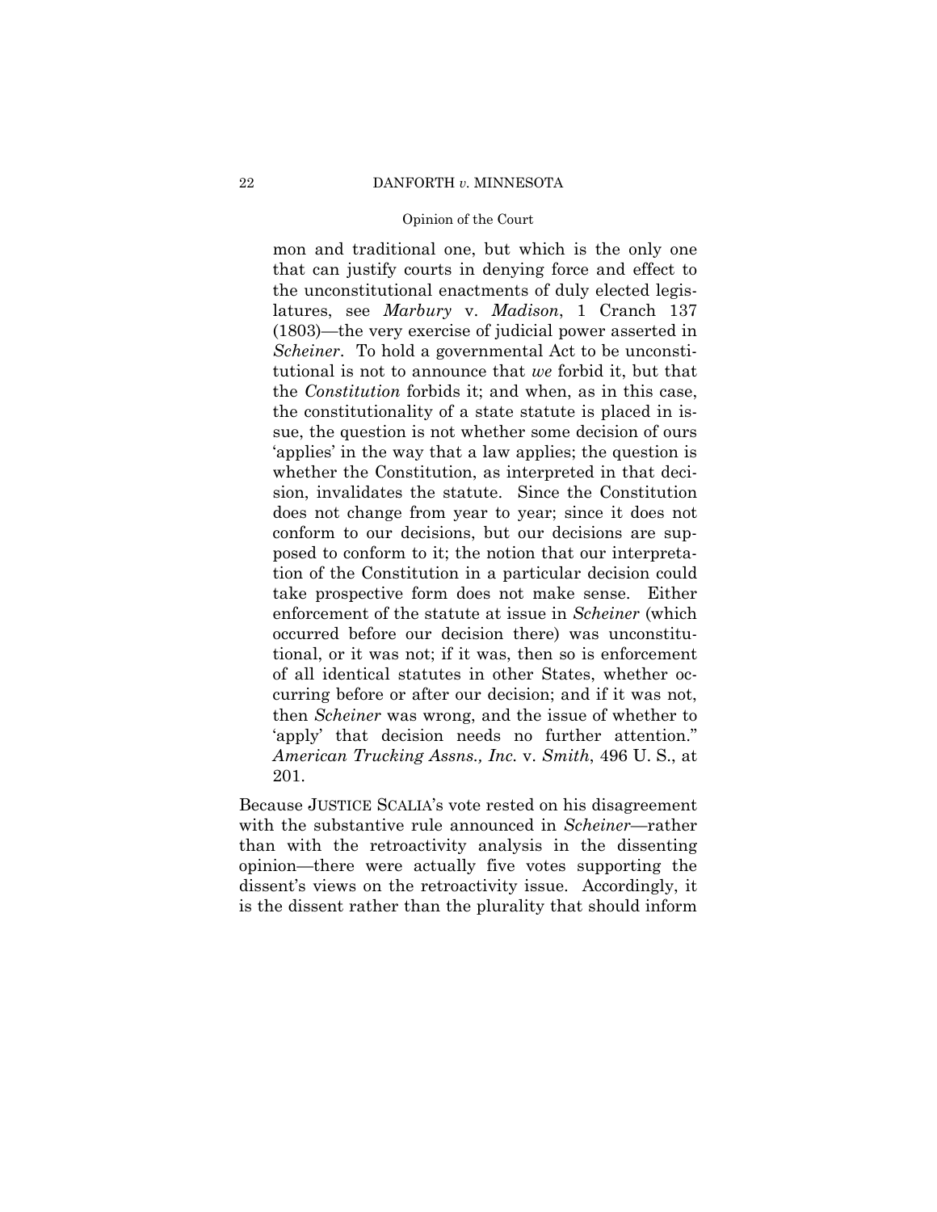> mon and traditional one, but which is the only one that can justify courts in denying force and effect to the unconstitutional enactments of duly elected legislatures, see *Marbury* v. *Madison*, 1 Cranch 137 (1803)—the very exercise of judicial power asserted in *Scheiner*. To hold a governmental Act to be unconstitutional is not to announce that *we* forbid it, but that the *Constitution* forbids it; and when, as in this case, the constitutionality of a state statute is placed in issue, the question is not whether some decision of ours 'applies' in the way that a law applies; the question is whether the Constitution, as interpreted in that decision, invalidates the statute. Since the Constitution does not change from year to year; since it does not conform to our decisions, but our decisions are supposed to conform to it; the notion that our interpretation of the Constitution in a particular decision could take prospective form does not make sense. Either enforcement of the statute at issue in *Scheiner* (which occurred before our decision there) was unconstitutional, or it was not; if it was, then so is enforcement of all identical statutes in other States, whether occurring before or after our decision; and if it was not, then *Scheiner* was wrong, and the issue of whether to 'apply' that decision needs no further attention." *American Trucking Assns., Inc.* v. *Smith*, 496 U. S., at 201.

Because JUSTICE SCALIA's vote rested on his disagreement with the substantive rule announced in *Scheiner*—rather than with the retroactivity analysis in the dissenting opinion—there were actually five votes supporting the dissent's views on the retroactivity issue. Accordingly, it is the dissent rather than the plurality that should inform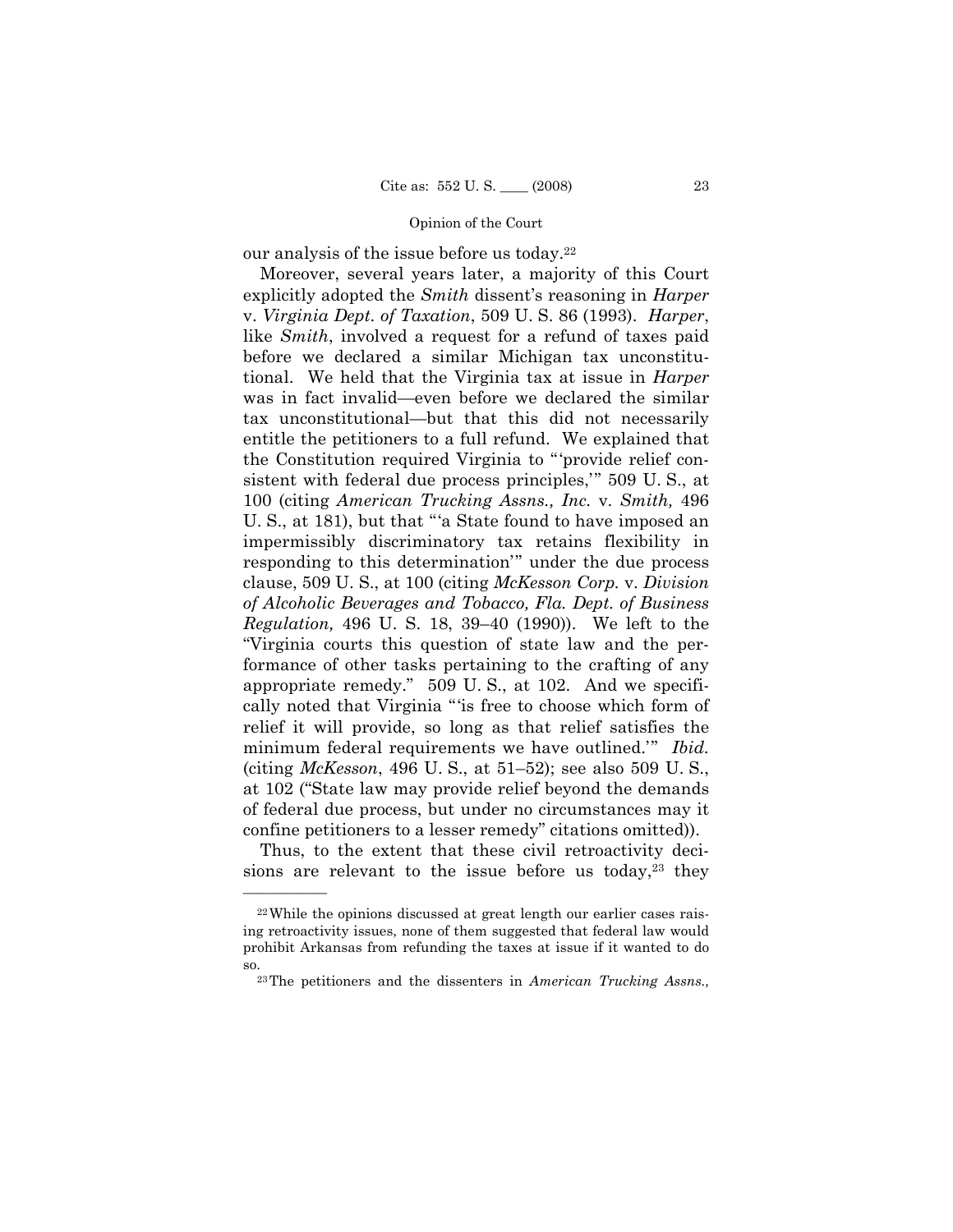our analysis of the issue before us today.[22]

Moreover, several years later, a majority of this Court explicitly adopted the *Smith* dissent's reasoning in *Harper* v. *Virginia Dept. of Taxation*, 509 U. S. 86 (1993). *Harper*, like *Smith*, involved a request for a refund of taxes paid before we declared a similar Michigan tax unconstitutional. We held that the Virginia tax at issue in *Harper* was in fact invalid—even before we declared the similar tax unconstitutional—but that this did not necessarily entitle the petitioners to a full refund. We explained that the Constitution required Virginia to "'provide relief consistent with federal due process principles,'" 509 U. S., at 100 (citing *American Trucking Assns., Inc.* v. *Smith,* 496 U. S., at 181), but that "'a State found to have imposed an impermissibly discriminatory tax retains flexibility in responding to this determination'" under the due process clause, 509 U. S., at 100 (citing *McKesson Corp.* v. *Division of Alcoholic Beverages and Tobacco, Fla. Dept. of Business Regulation,* 496 U. S. 18, 39–40 (1990)). We left to the "Virginia courts this question of state law and the performance of other tasks pertaining to the crafting of any appropriate remedy." 509 U. S., at 102. And we specifically noted that Virginia "'is free to choose which form of relief it will provide, so long as that relief satisfies the minimum federal requirements we have outlined.'" *Ibid.* (citing *McKesson*, 496 U. S., at 51–52); see also 509 U. S., at 102 ("State law may provide relief beyond the demands of federal due process, but under no circumstances may it confine petitioners to a lesser remedy" citations omitted)).

Thus, to the extent that these civil retroactivity decisions are relevant to the issue before us today,[23] they

---

[22] While the opinions discussed at great length our earlier cases raising retroactivity issues, none of them suggested that federal law would prohibit Arkansas from refunding the taxes at issue if it wanted to do so.

[23] The petitioners and the dissenters in *American Trucking Assns.,*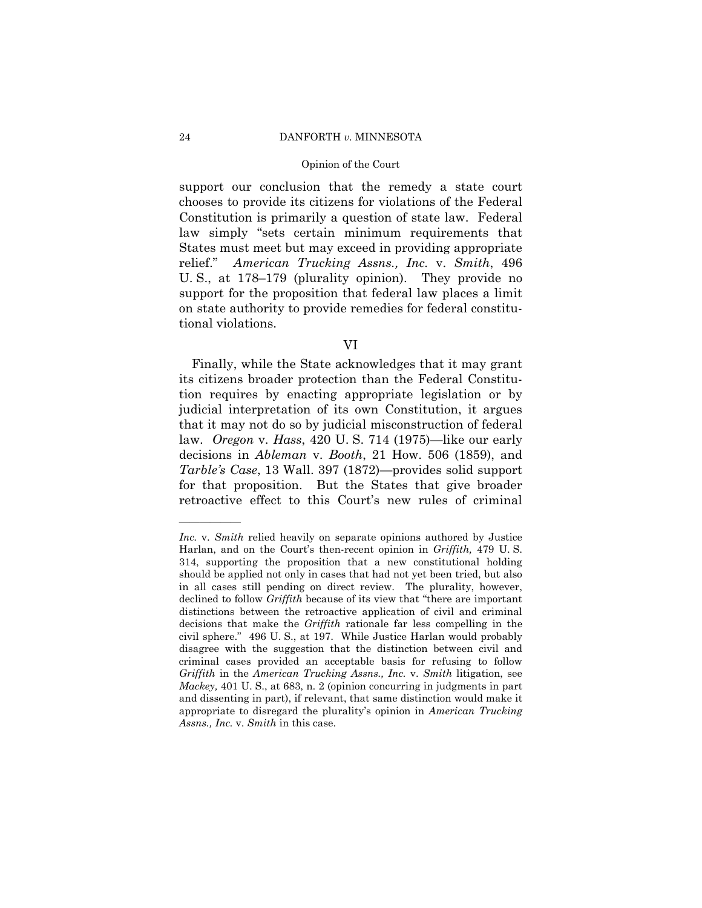support our conclusion that the remedy a state court chooses to provide its citizens for violations of the Federal Constitution is primarily a question of state law. Federal law simply "sets certain minimum requirements that States must meet but may exceed in providing appropriate relief." *American Trucking Assns., Inc.* v. *Smith*, 496 U. S., at 178–179 (plurality opinion). They provide no support for the proposition that federal law places a limit on state authority to provide remedies for federal constitutional violations.

## VI

Finally, while the State acknowledges that it may grant its citizens broader protection than the Federal Constitution requires by enacting appropriate legislation or by judicial interpretation of its own Constitution, it argues that it may not do so by judicial misconstruction of federal law. *Oregon* v. *Hass*, 420 U. S. 714 (1975)—like our early decisions in *Ableman* v. *Booth*, 21 How. 506 (1859), and *Tarble's Case*, 13 Wall. 397 (1872)—provides solid support for that proposition. But the States that give broader retroactive effect to this Court's new rules of criminal

---

*Inc.* v. *Smith* relied heavily on separate opinions authored by Justice Harlan, and on the Court's then-recent opinion in *Griffith,* 479 U. S. 314, supporting the proposition that a new constitutional holding should be applied not only in cases that had not yet been tried, but also in all cases still pending on direct review. The plurality, however, declined to follow *Griffith* because of its view that "there are important distinctions between the retroactive application of civil and criminal decisions that make the *Griffith* rationale far less compelling in the civil sphere." 496 U. S., at 197. While Justice Harlan would probably disagree with the suggestion that the distinction between civil and criminal cases provided an acceptable basis for refusing to follow *Griffith* in the *American Trucking Assns., Inc.* v. *Smith* litigation, see *Mackey,* 401 U. S., at 683, n. 2 (opinion concurring in judgments in part and dissenting in part), if relevant, that same distinction would make it appropriate to disregard the plurality's opinion in *American Trucking Assns., Inc.* v. *Smith* in this case.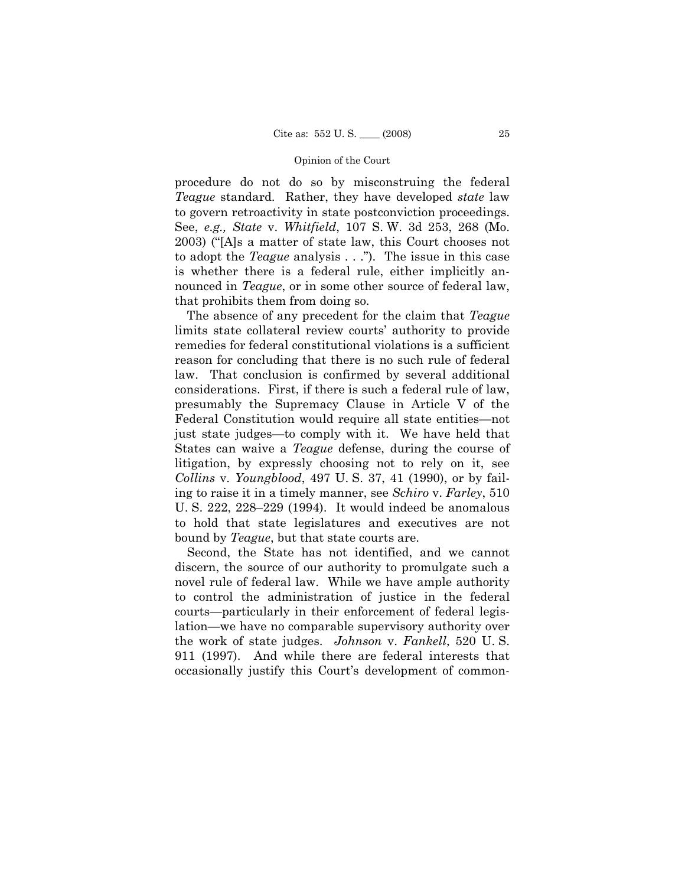procedure do not do so by misconstruing the federal *Teague* standard. Rather, they have developed *state* law to govern retroactivity in state postconviction proceedings. See, *e.g., State* v. *Whitfield*, 107 S. W. 3d 253, 268 (Mo. 2003) ("[A]s a matter of state law, this Court chooses not to adopt the *Teague* analysis . . ."). The issue in this case is whether there is a federal rule, either implicitly announced in *Teague*, or in some other source of federal law, that prohibits them from doing so.

The absence of any precedent for the claim that *Teague* limits state collateral review courts' authority to provide remedies for federal constitutional violations is a sufficient reason for concluding that there is no such rule of federal law. That conclusion is confirmed by several additional considerations. First, if there is such a federal rule of law, presumably the Supremacy Clause in Article V of the Federal Constitution would require all state entities—not just state judges—to comply with it. We have held that States can waive a *Teague* defense, during the course of litigation, by expressly choosing not to rely on it, see *Collins* v. *Youngblood*, 497 U. S. 37, 41 (1990), or by failing to raise it in a timely manner, see *Schiro* v. *Farley*, 510 U. S. 222, 228–229 (1994). It would indeed be anomalous to hold that state legislatures and executives are not bound by *Teague*, but that state courts are.

Second, the State has not identified, and we cannot discern, the source of our authority to promulgate such a novel rule of federal law. While we have ample authority to control the administration of justice in the federal courts—particularly in their enforcement of federal legislation—we have no comparable supervisory authority over the work of state judges. *Johnson* v. *Fankell*, 520 U. S. 911 (1997). And while there are federal interests that occasionally justify this Court's development of common-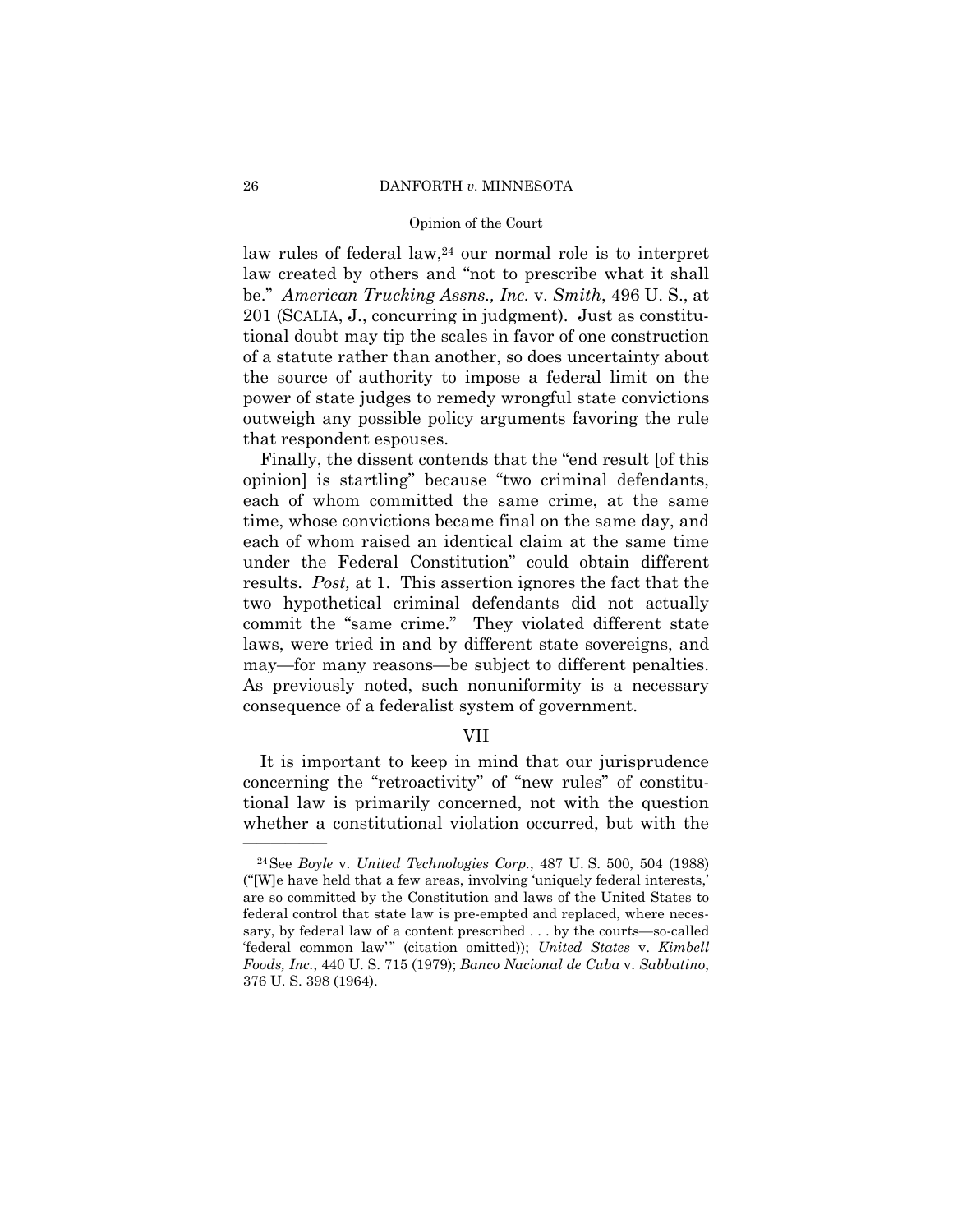law rules of federal law,[24] our normal role is to interpret law created by others and "not to prescribe what it shall be." *American Trucking Assns., Inc.* v. *Smith*, 496 U. S., at 201 (SCALIA, J., concurring in judgment). Just as constitutional doubt may tip the scales in favor of one construction of a statute rather than another, so does uncertainty about the source of authority to impose a federal limit on the power of state judges to remedy wrongful state convictions outweigh any possible policy arguments favoring the rule that respondent espouses.

Finally, the dissent contends that the "end result [of this opinion] is startling" because "two criminal defendants, each of whom committed the same crime, at the same time, whose convictions became final on the same day, and each of whom raised an identical claim at the same time under the Federal Constitution" could obtain different results. *Post,* at 1. This assertion ignores the fact that the two hypothetical criminal defendants did not actually commit the "same crime." They violated different state laws, were tried in and by different state sovereigns, and may—for many reasons—be subject to different penalties. As previously noted, such nonuniformity is a necessary consequence of a federalist system of government.

## VII

It is important to keep in mind that our jurisprudence concerning the "retroactivity" of "new rules" of constitutional law is primarily concerned, not with the question whether a constitutional violation occurred, but with the

---

[24] See *Boyle* v. *United Technologies Corp.*, 487 U. S. 500, 504 (1988) ("[W]e have held that a few areas, involving 'uniquely federal interests,' are so committed by the Constitution and laws of the United States to federal control that state law is pre-empted and replaced, where necessary, by federal law of a content prescribed . . . by the courts—so-called 'federal common law'" (citation omitted)); *United States* v. *Kimbell Foods, Inc.*, 440 U. S. 715 (1979); *Banco Nacional de Cuba* v. *Sabbatino*, 376 U. S. 398 (1964).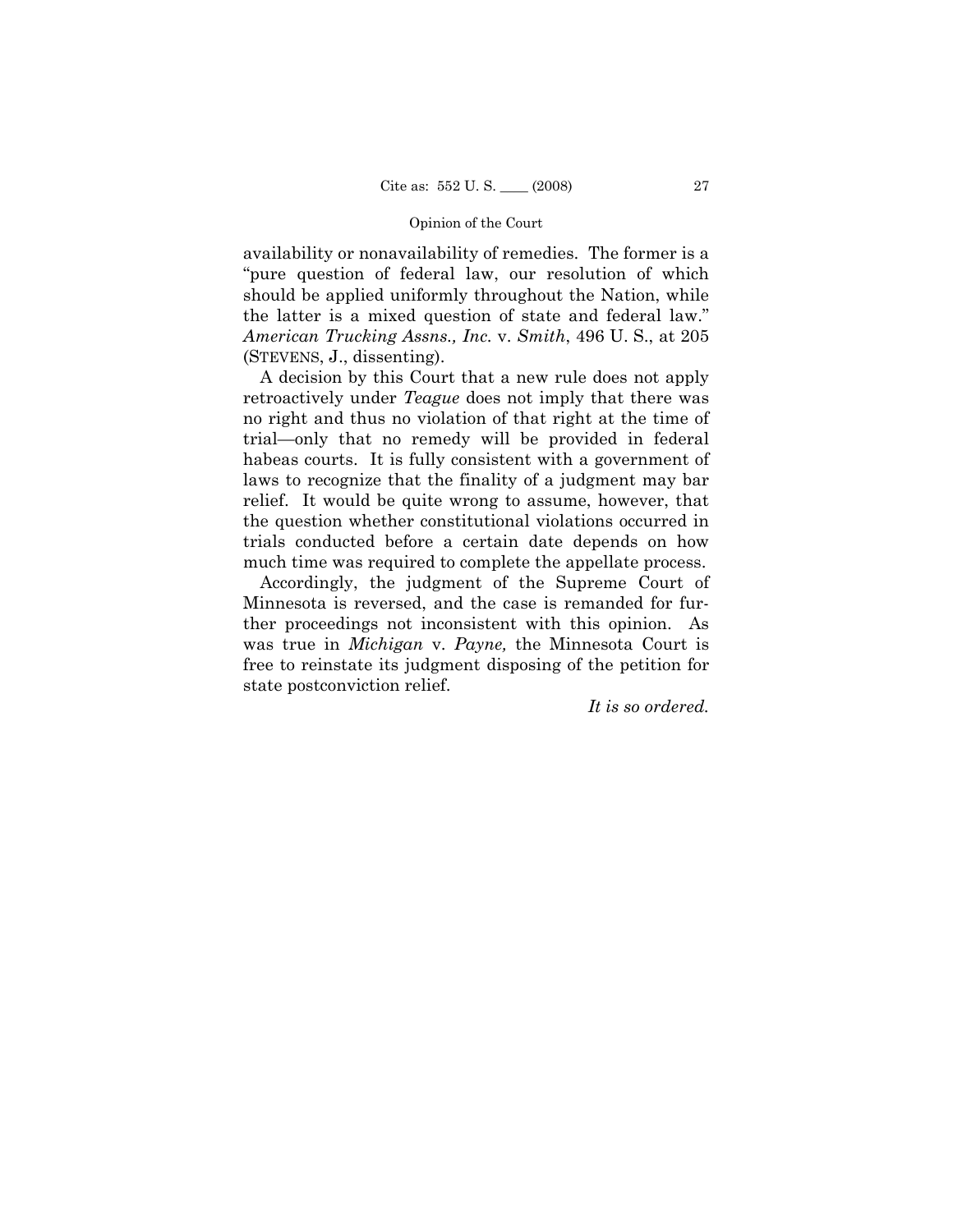availability or nonavailability of remedies. The former is a "pure question of federal law, our resolution of which should be applied uniformly throughout the Nation, while the latter is a mixed question of state and federal law." *American Trucking Assns., Inc.* v. *Smith*, 496 U. S., at 205 (STEVENS, J., dissenting).

A decision by this Court that a new rule does not apply retroactively under *Teague* does not imply that there was no right and thus no violation of that right at the time of trial—only that no remedy will be provided in federal habeas courts. It is fully consistent with a government of laws to recognize that the finality of a judgment may bar relief. It would be quite wrong to assume, however, that the question whether constitutional violations occurred in trials conducted before a certain date depends on how much time was required to complete the appellate process.

Accordingly, the judgment of the Supreme Court of Minnesota is reversed, and the case is remanded for further proceedings not inconsistent with this opinion. As was true in *Michigan* v. *Payne,* the Minnesota Court is free to reinstate its judgment disposing of the petition for state postconviction relief.

*It is so ordered.*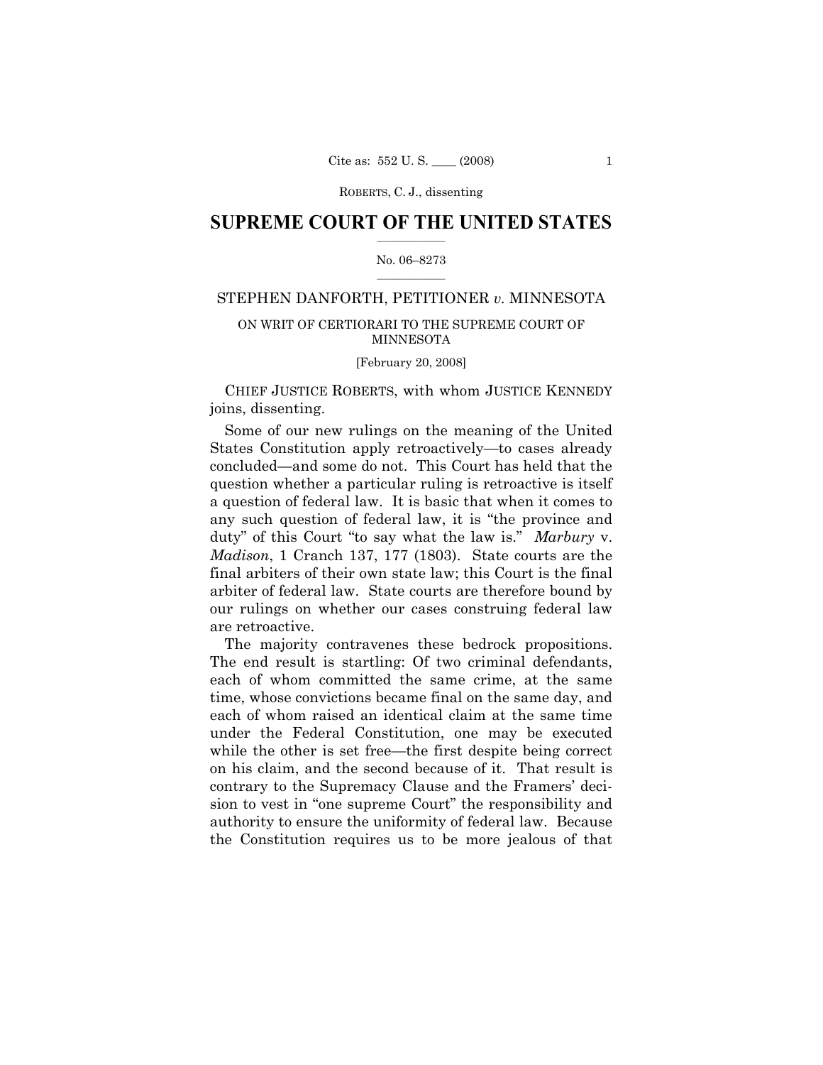# SUPREME COURT OF THE UNITED STATES

No. 06–8273

STEPHEN DANFORTH, PETITIONER *v.* MINNESOTA

ON WRIT OF CERTIORARI TO THE SUPREME COURT OF MINNESOTA

[February 20, 2008]

CHIEF JUSTICE ROBERTS, with whom JUSTICE KENNEDY joins, dissenting.

Some of our new rulings on the meaning of the United States Constitution apply retroactively—to cases already concluded—and some do not. This Court has held that the question whether a particular ruling is retroactive is itself a question of federal law. It is basic that when it comes to any such question of federal law, it is "the province and duty" of this Court "to say what the law is." *Marbury* v. *Madison*, 1 Cranch 137, 177 (1803). State courts are the final arbiters of their own state law; this Court is the final arbiter of federal law. State courts are therefore bound by our rulings on whether our cases construing federal law are retroactive.

The majority contravenes these bedrock propositions. The end result is startling: Of two criminal defendants, each of whom committed the same crime, at the same time, whose convictions became final on the same day, and each of whom raised an identical claim at the same time under the Federal Constitution, one may be executed while the other is set free—the first despite being correct on his claim, and the second because of it. That result is contrary to the Supremacy Clause and the Framers' decision to vest in "one supreme Court" the responsibility and authority to ensure the uniformity of federal law. Because the Constitution requires us to be more jealous of that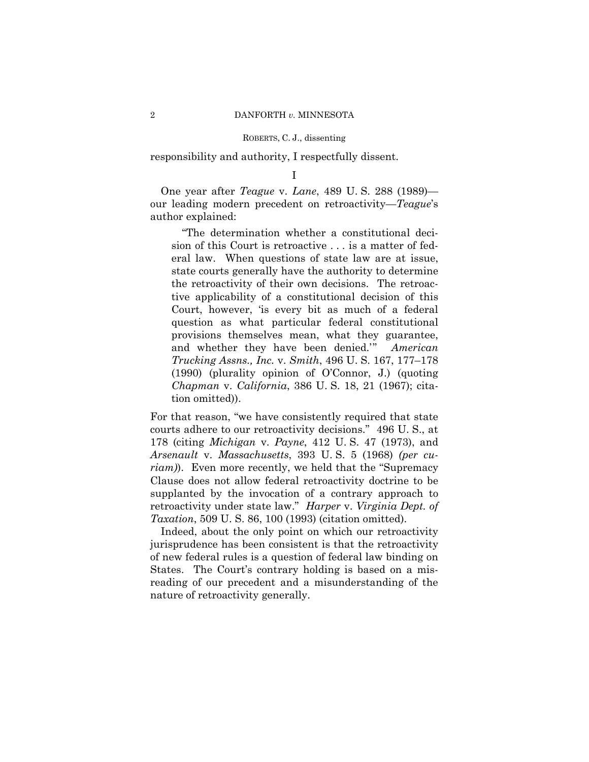responsibility and authority, I respectfully dissent.

I

One year after *Teague* v. *Lane*, 489 U. S. 288 (1989)—our leading modern precedent on retroactivity—*Teague*'s author explained:

> "The determination whether a constitutional decision of this Court is retroactive . . . is a matter of federal law. When questions of state law are at issue, state courts generally have the authority to determine the retroactivity of their own decisions. The retroactive applicability of a constitutional decision of this Court, however, 'is every bit as much of a federal question as what particular federal constitutional provisions themselves mean, what they guarantee, and whether they have been denied.'" *American Trucking Assns., Inc.* v. *Smith*, 496 U. S. 167, 177–178 (1990) (plurality opinion of O'Connor, J.) (quoting *Chapman* v. *California*, 386 U. S. 18, 21 (1967); citation omitted)).

For that reason, "we have consistently required that state courts adhere to our retroactivity decisions." 496 U. S., at 178 (citing *Michigan* v. *Payne*, 412 U. S. 47 (1973), and *Arsenault* v. *Massachusetts*, 393 U. S. 5 (1968) *(per curiam)*). Even more recently, we held that the "Supremacy Clause does not allow federal retroactivity doctrine to be supplanted by the invocation of a contrary approach to retroactivity under state law." *Harper* v. *Virginia Dept. of Taxation*, 509 U. S. 86, 100 (1993) (citation omitted).

Indeed, about the only point on which our retroactivity jurisprudence has been consistent is that the retroactivity of new federal rules is a question of federal law binding on States. The Court's contrary holding is based on a misreading of our precedent and a misunderstanding of the nature of retroactivity generally.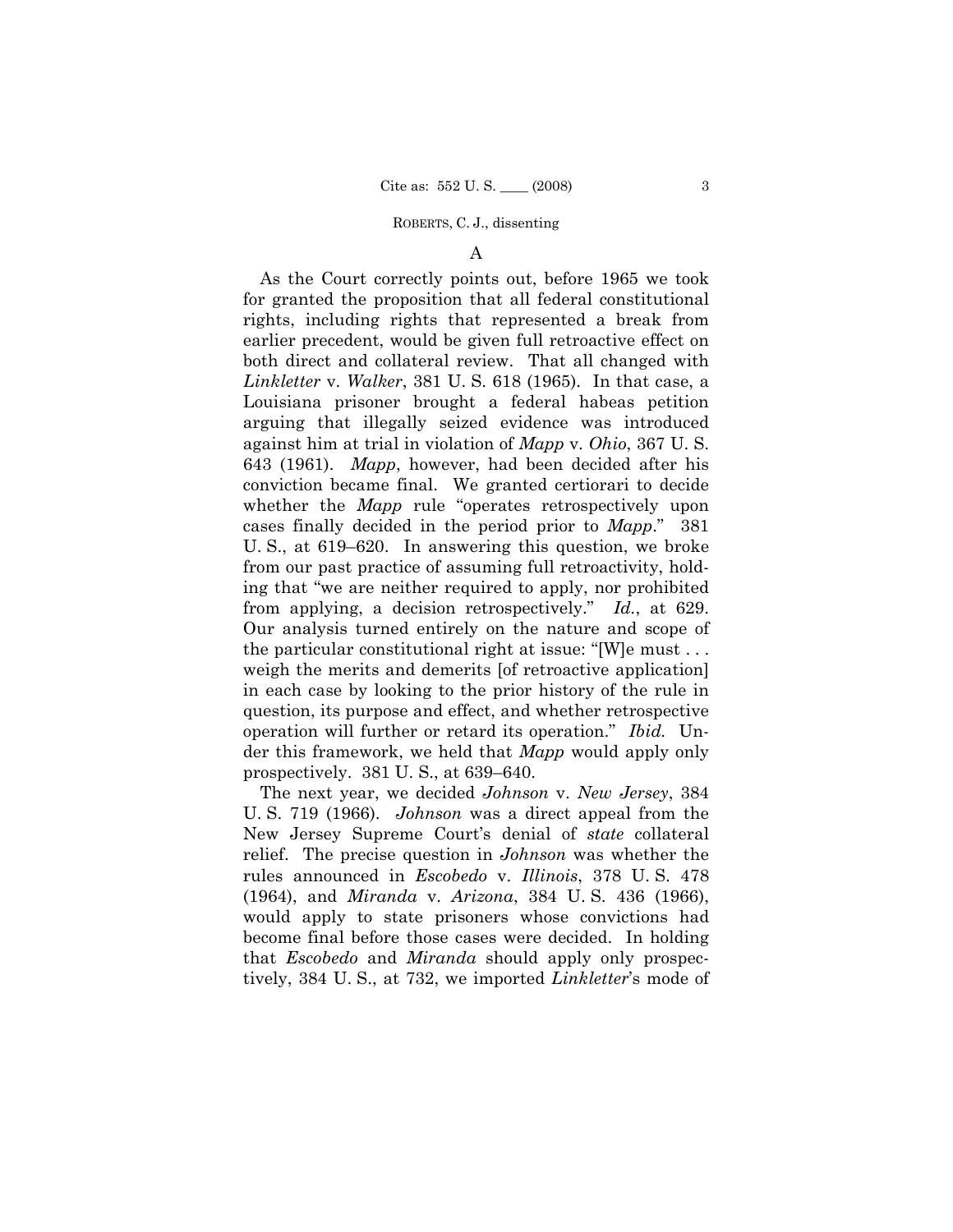A

As the Court correctly points out, before 1965 we took for granted the proposition that all federal constitutional rights, including rights that represented a break from earlier precedent, would be given full retroactive effect on both direct and collateral review. That all changed with *Linkletter* v. *Walker*, 381 U. S. 618 (1965). In that case, a Louisiana prisoner brought a federal habeas petition arguing that illegally seized evidence was introduced against him at trial in violation of *Mapp* v. *Ohio*, 367 U. S. 643 (1961). *Mapp*, however, had been decided after his conviction became final. We granted certiorari to decide whether the *Mapp* rule "operates retrospectively upon cases finally decided in the period prior to *Mapp*." 381 U. S., at 619–620. In answering this question, we broke from our past practice of assuming full retroactivity, holding that "we are neither required to apply, nor prohibited from applying, a decision retrospectively." *Id.*, at 629. Our analysis turned entirely on the nature and scope of the particular constitutional right at issue: "[W]e must . . . weigh the merits and demerits [of retroactive application] in each case by looking to the prior history of the rule in question, its purpose and effect, and whether retrospective operation will further or retard its operation." *Ibid.* Under this framework, we held that *Mapp* would apply only prospectively. 381 U. S., at 639–640.

The next year, we decided *Johnson* v. *New Jersey*, 384 U. S. 719 (1966). *Johnson* was a direct appeal from the New Jersey Supreme Court's denial of *state* collateral relief. The precise question in *Johnson* was whether the rules announced in *Escobedo* v. *Illinois*, 378 U. S. 478 (1964), and *Miranda* v. *Arizona*, 384 U. S. 436 (1966), would apply to state prisoners whose convictions had become final before those cases were decided. In holding that *Escobedo* and *Miranda* should apply only prospectively, 384 U. S., at 732, we imported *Linkletter*'s mode of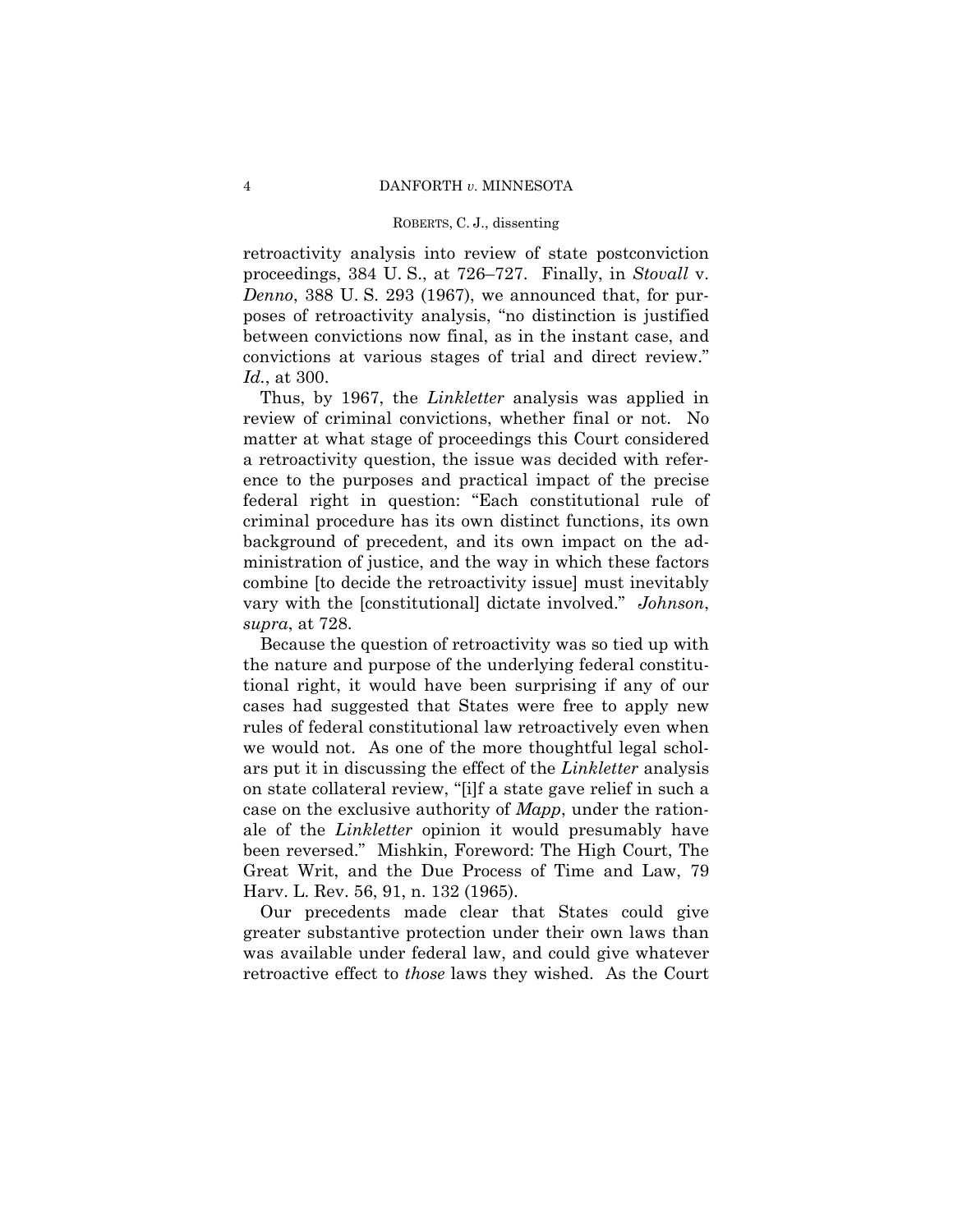retroactivity analysis into review of state postconviction proceedings, 384 U. S., at 726–727. Finally, in *Stovall* v. *Denno*, 388 U. S. 293 (1967), we announced that, for purposes of retroactivity analysis, "no distinction is justified between convictions now final, as in the instant case, and convictions at various stages of trial and direct review." *Id.*, at 300.

Thus, by 1967, the *Linkletter* analysis was applied in review of criminal convictions, whether final or not. No matter at what stage of proceedings this Court considered a retroactivity question, the issue was decided with reference to the purposes and practical impact of the precise federal right in question: "Each constitutional rule of criminal procedure has its own distinct functions, its own background of precedent, and its own impact on the administration of justice, and the way in which these factors combine [to decide the retroactivity issue] must inevitably vary with the [constitutional] dictate involved." *Johnson*, *supra*, at 728.

Because the question of retroactivity was so tied up with the nature and purpose of the underlying federal constitutional right, it would have been surprising if any of our cases had suggested that States were free to apply new rules of federal constitutional law retroactively even when we would not. As one of the more thoughtful legal scholars put it in discussing the effect of the *Linkletter* analysis on state collateral review, "[i]f a state gave relief in such a case on the exclusive authority of *Mapp*, under the rationale of the *Linkletter* opinion it would presumably have been reversed." Mishkin, Foreword: The High Court, The Great Writ, and the Due Process of Time and Law, 79 Harv. L. Rev. 56, 91, n. 132 (1965).

Our precedents made clear that States could give greater substantive protection under their own laws than was available under federal law, and could give whatever retroactive effect to *those* laws they wished. As the Court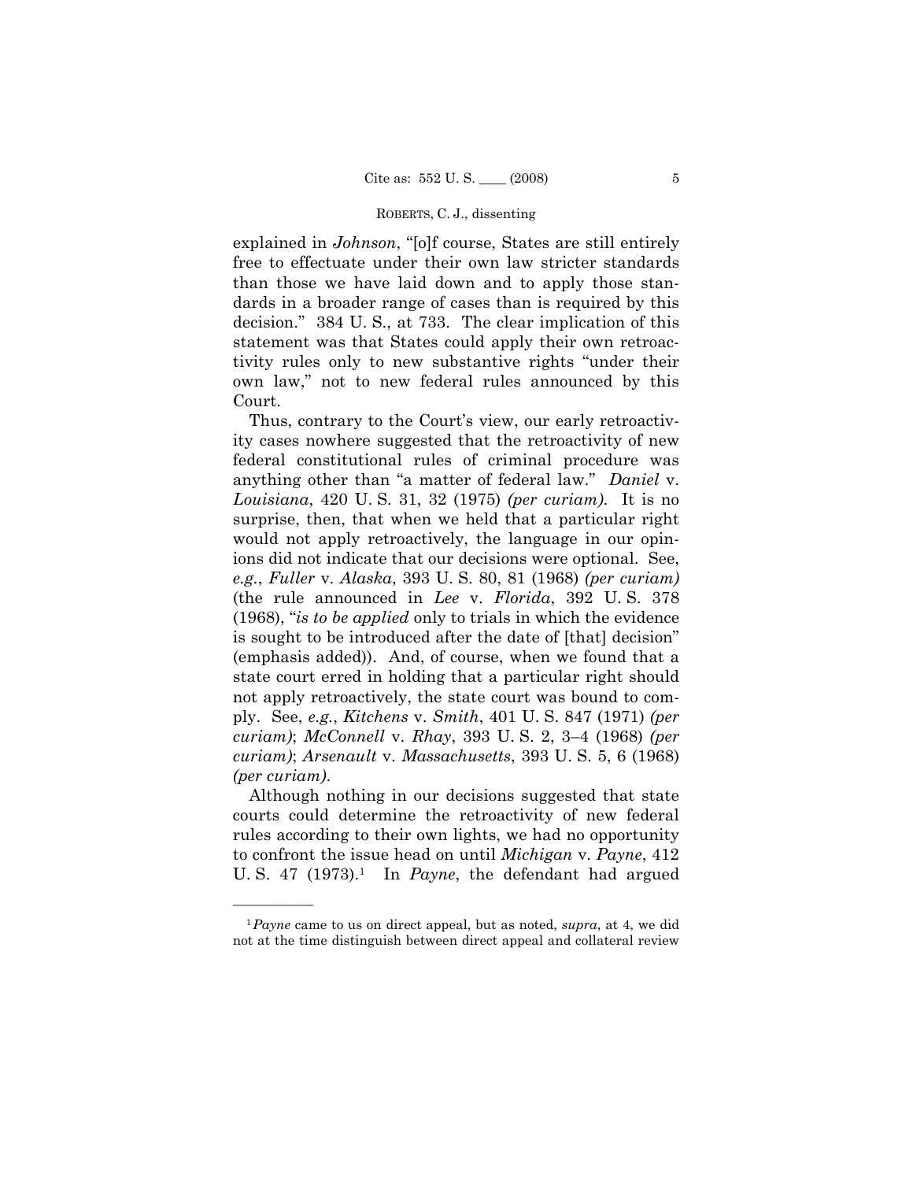explained in *Johnson*, "[o]f course, States are still entirely free to effectuate under their own law stricter standards than those we have laid down and to apply those standards in a broader range of cases than is required by this decision." 384 U. S., at 733. The clear implication of this statement was that States could apply their own retroactivity rules only to new substantive rights "under their own law," not to new federal rules announced by this Court.

Thus, contrary to the Court's view, our early retroactivity cases nowhere suggested that the retroactivity of new federal constitutional rules of criminal procedure was anything other than "a matter of federal law." *Daniel* v. *Louisiana*, 420 U. S. 31, 32 (1975) *(per curiam)*. It is no surprise, then, that when we held that a particular right would not apply retroactively, the language in our opinions did not indicate that our decisions were optional. See, *e.g.*, *Fuller* v. *Alaska*, 393 U. S. 80, 81 (1968) *(per curiam)* (the rule announced in *Lee* v. *Florida*, 392 U. S. 378 (1968), "*is to be applied* only to trials in which the evidence is sought to be introduced after the date of [that] decision" (emphasis added)). And, of course, when we found that a state court erred in holding that a particular right should not apply retroactively, the state court was bound to comply. See, *e.g.*, *Kitchens* v. *Smith*, 401 U. S. 847 (1971) *(per curiam)*; *McConnell* v. *Rhay*, 393 U. S. 2, 3–4 (1968) *(per curiam)*; *Arsenault* v. *Massachusetts*, 393 U. S. 5, 6 (1968) *(per curiam)*.

Although nothing in our decisions suggested that state courts could determine the retroactivity of new federal rules according to their own lights, we had no opportunity to confront the issue head on until *Michigan* v. *Payne*, 412 U. S. 47 (1973).[1] In *Payne*, the defendant had argued

---

[1] *Payne* came to us on direct appeal, but as noted, *supra*, at 4, we did not at the time distinguish between direct appeal and collateral review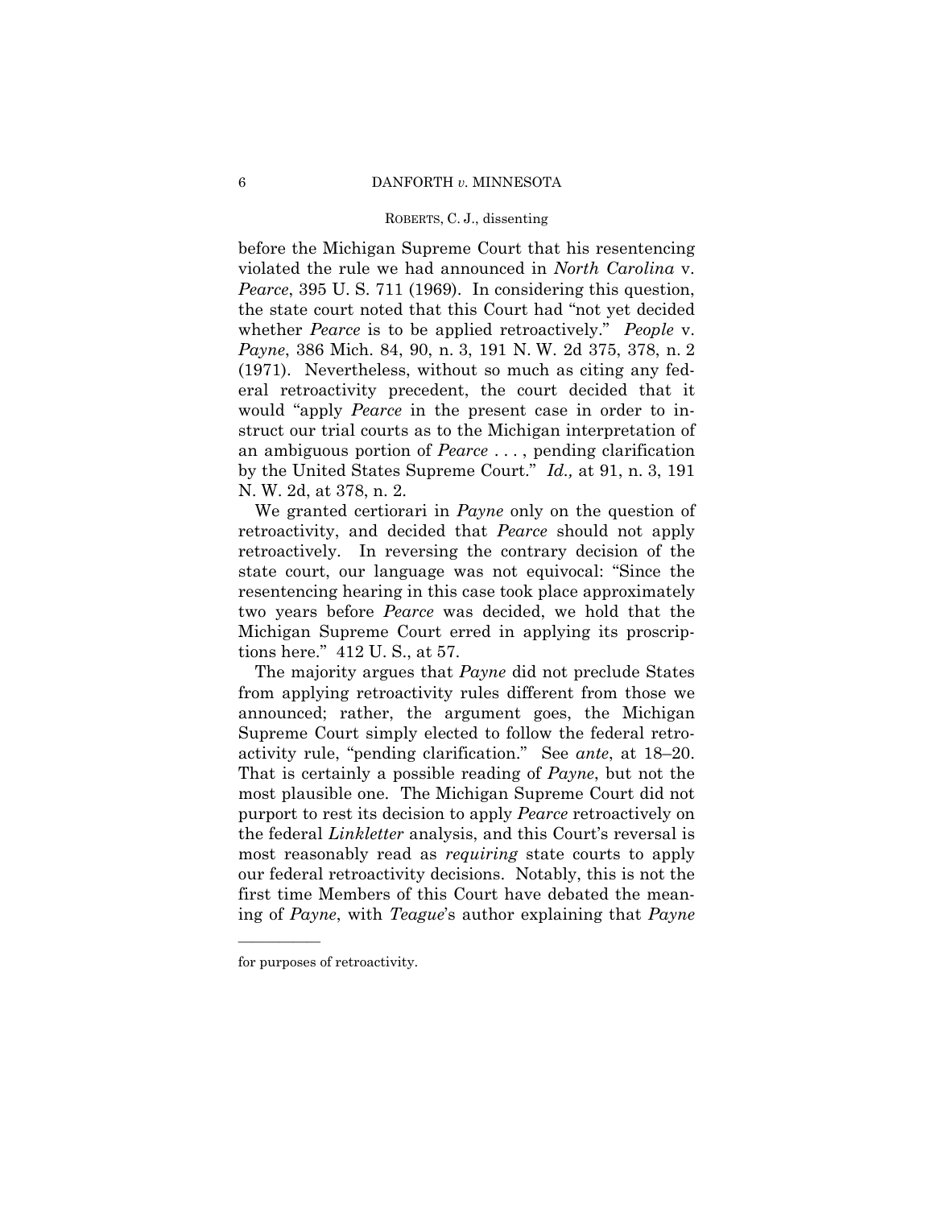before the Michigan Supreme Court that his resentencing violated the rule we had announced in *North Carolina* v. *Pearce*, 395 U. S. 711 (1969). In considering this question, the state court noted that this Court had "not yet decided whether *Pearce* is to be applied retroactively." *People* v. *Payne*, 386 Mich. 84, 90, n. 3, 191 N. W. 2d 375, 378, n. 2 (1971). Nevertheless, without so much as citing any federal retroactivity precedent, the court decided that it would "apply *Pearce* in the present case in order to instruct our trial courts as to the Michigan interpretation of an ambiguous portion of *Pearce* . . . , pending clarification by the United States Supreme Court." *Id.,* at 91, n. 3, 191 N. W. 2d, at 378, n. 2.

We granted certiorari in *Payne* only on the question of retroactivity, and decided that *Pearce* should not apply retroactively. In reversing the contrary decision of the state court, our language was not equivocal: "Since the resentencing hearing in this case took place approximately two years before *Pearce* was decided, we hold that the Michigan Supreme Court erred in applying its proscriptions here." 412 U. S., at 57.

The majority argues that *Payne* did not preclude States from applying retroactivity rules different from those we announced; rather, the argument goes, the Michigan Supreme Court simply elected to follow the federal retroactivity rule, "pending clarification." See *ante*, at 18–20. That is certainly a possible reading of *Payne*, but not the most plausible one. The Michigan Supreme Court did not purport to rest its decision to apply *Pearce* retroactively on the federal *Linkletter* analysis, and this Court's reversal is most reasonably read as *requiring* state courts to apply our federal retroactivity decisions. Notably, this is not the first time Members of this Court have debated the meaning of *Payne*, with *Teague*'s author explaining that *Payne*

---

for purposes of retroactivity.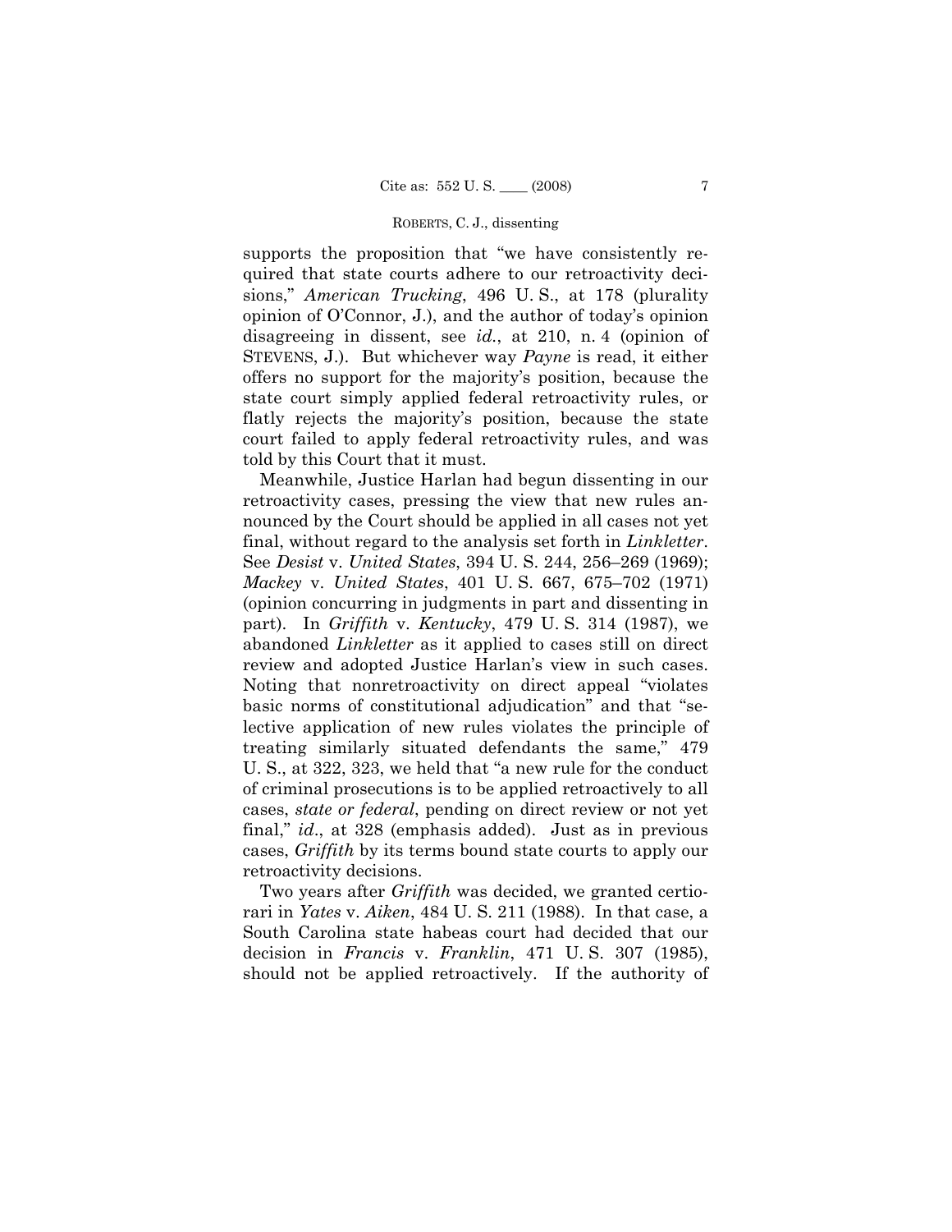supports the proposition that "we have consistently required that state courts adhere to our retroactivity decisions," *American Trucking*, 496 U. S., at 178 (plurality opinion of O'Connor, J.), and the author of today's opinion disagreeing in dissent, see *id.*, at 210, n. 4 (opinion of STEVENS, J.). But whichever way *Payne* is read, it either offers no support for the majority's position, because the state court simply applied federal retroactivity rules, or flatly rejects the majority's position, because the state court failed to apply federal retroactivity rules, and was told by this Court that it must.

Meanwhile, Justice Harlan had begun dissenting in our retroactivity cases, pressing the view that new rules announced by the Court should be applied in all cases not yet final, without regard to the analysis set forth in *Linkletter*. See *Desist* v. *United States*, 394 U. S. 244, 256–269 (1969); *Mackey* v. *United States*, 401 U. S. 667, 675–702 (1971) (opinion concurring in judgments in part and dissenting in part). In *Griffith* v. *Kentucky*, 479 U. S. 314 (1987), we abandoned *Linkletter* as it applied to cases still on direct review and adopted Justice Harlan's view in such cases. Noting that nonretroactivity on direct appeal "violates basic norms of constitutional adjudication" and that "selective application of new rules violates the principle of treating similarly situated defendants the same," 479 U. S., at 322, 323, we held that "a new rule for the conduct of criminal prosecutions is to be applied retroactively to all cases, *state or federal*, pending on direct review or not yet final," *id*., at 328 (emphasis added). Just as in previous cases, *Griffith* by its terms bound state courts to apply our retroactivity decisions.

Two years after *Griffith* was decided, we granted certiorari in *Yates* v. *Aiken*, 484 U. S. 211 (1988). In that case, a South Carolina state habeas court had decided that our decision in *Francis* v. *Franklin*, 471 U. S. 307 (1985), should not be applied retroactively. If the authority of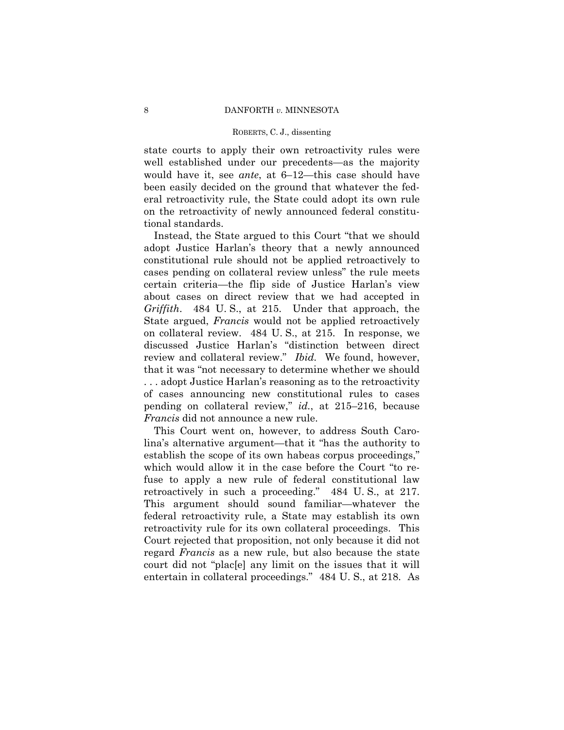state courts to apply their own retroactivity rules were well established under our precedents—as the majority would have it, see *ante*, at 6–12—this case should have been easily decided on the ground that whatever the federal retroactivity rule, the State could adopt its own rule on the retroactivity of newly announced federal constitutional standards.

Instead, the State argued to this Court "that we should adopt Justice Harlan's theory that a newly announced constitutional rule should not be applied retroactively to cases pending on collateral review unless" the rule meets certain criteria—the flip side of Justice Harlan's view about cases on direct review that we had accepted in *Griffith*. 484 U. S., at 215. Under that approach, the State argued, *Francis* would not be applied retroactively on collateral review. 484 U. S., at 215. In response, we discussed Justice Harlan's "distinction between direct review and collateral review." *Ibid.* We found, however, that it was "not necessary to determine whether we should . . . adopt Justice Harlan's reasoning as to the retroactivity of cases announcing new constitutional rules to cases pending on collateral review," *id.*, at 215–216, because *Francis* did not announce a new rule.

This Court went on, however, to address South Carolina's alternative argument—that it "has the authority to establish the scope of its own habeas corpus proceedings," which would allow it in the case before the Court "to refuse to apply a new rule of federal constitutional law retroactively in such a proceeding." 484 U. S., at 217. This argument should sound familiar—whatever the federal retroactivity rule, a State may establish its own retroactivity rule for its own collateral proceedings. This Court rejected that proposition, not only because it did not regard *Francis* as a new rule, but also because the state court did not "plac[e] any limit on the issues that it will entertain in collateral proceedings." 484 U. S., at 218. As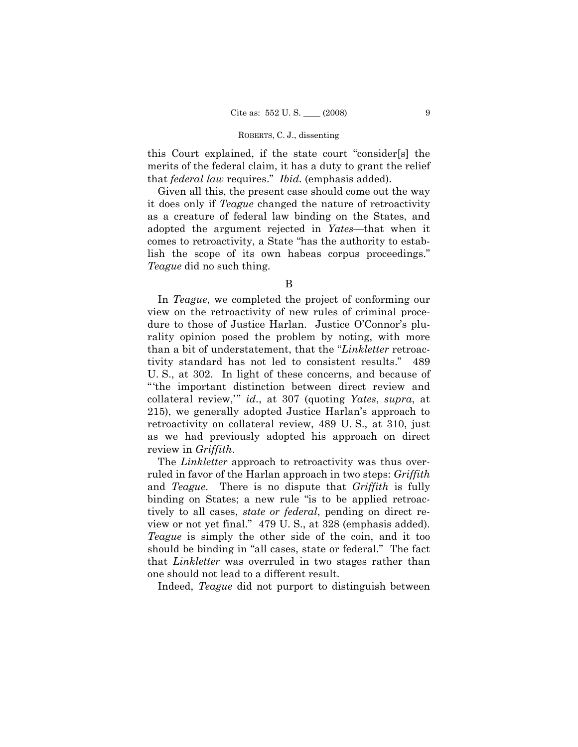this Court explained, if the state court "consider[s] the merits of the federal claim, it has a duty to grant the relief that *federal law* requires." *Ibid.* (emphasis added).

Given all this, the present case should come out the way it does only if *Teague* changed the nature of retroactivity as a creature of federal law binding on the States, and adopted the argument rejected in *Yates*—that when it comes to retroactivity, a State "has the authority to establish the scope of its own habeas corpus proceedings." *Teague* did no such thing.

B

In *Teague*, we completed the project of conforming our view on the retroactivity of new rules of criminal procedure to those of Justice Harlan. Justice O'Connor's plurality opinion posed the problem by noting, with more than a bit of understatement, that the "*Linkletter* retroactivity standard has not led to consistent results." 489 U. S., at 302. In light of these concerns, and because of "'the important distinction between direct review and collateral review,'" *id.*, at 307 (quoting *Yates*, *supra*, at 215), we generally adopted Justice Harlan's approach to retroactivity on collateral review, 489 U. S., at 310, just as we had previously adopted his approach on direct review in *Griffith*.

The *Linkletter* approach to retroactivity was thus overruled in favor of the Harlan approach in two steps: *Griffith* and *Teague*. There is no dispute that *Griffith* is fully binding on States; a new rule "is to be applied retroactively to all cases, *state or federal*, pending on direct review or not yet final." 479 U. S., at 328 (emphasis added). *Teague* is simply the other side of the coin, and it too should be binding in "all cases, state or federal." The fact that *Linkletter* was overruled in two stages rather than one should not lead to a different result.

Indeed, *Teague* did not purport to distinguish between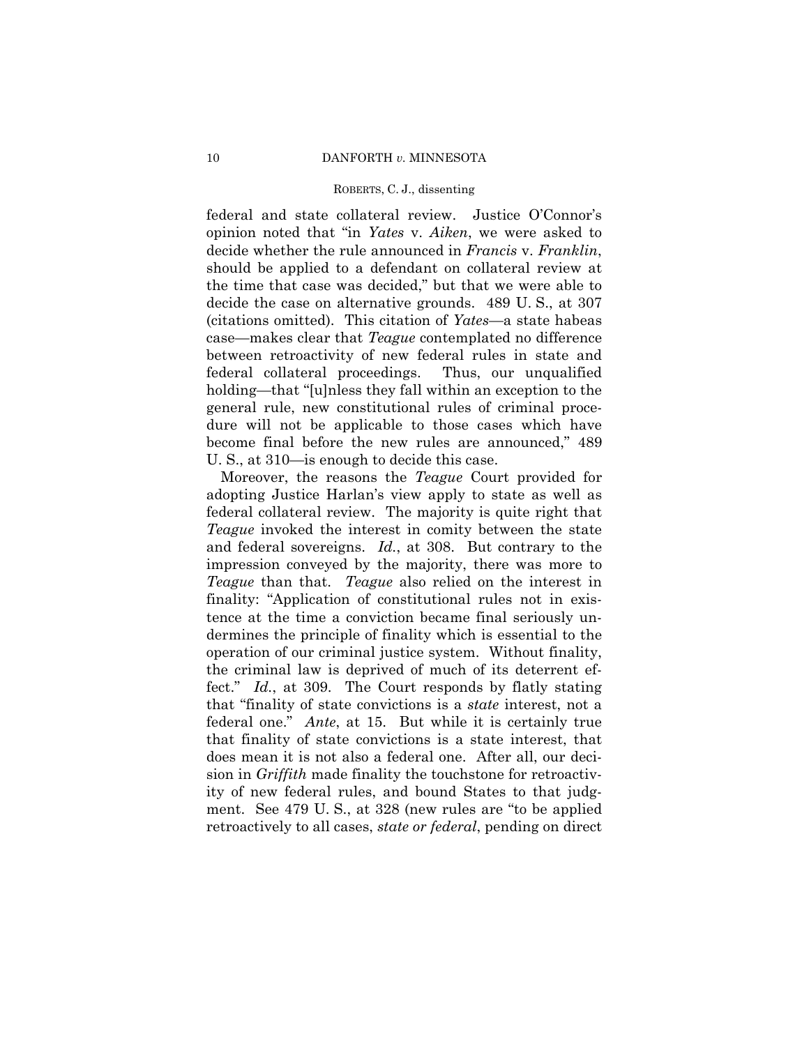federal and state collateral review. Justice O'Connor's opinion noted that "in *Yates* v. *Aiken*, we were asked to decide whether the rule announced in *Francis* v. *Franklin*, should be applied to a defendant on collateral review at the time that case was decided," but that we were able to decide the case on alternative grounds. 489 U. S., at 307 (citations omitted). This citation of *Yates*—a state habeas case—makes clear that *Teague* contemplated no difference between retroactivity of new federal rules in state and federal collateral proceedings. Thus, our unqualified holding—that "[u]nless they fall within an exception to the general rule, new constitutional rules of criminal procedure will not be applicable to those cases which have become final before the new rules are announced," 489 U. S., at 310—is enough to decide this case.

Moreover, the reasons the *Teague* Court provided for adopting Justice Harlan's view apply to state as well as federal collateral review. The majority is quite right that *Teague* invoked the interest in comity between the state and federal sovereigns. *Id.*, at 308. But contrary to the impression conveyed by the majority, there was more to *Teague* than that. *Teague* also relied on the interest in finality: "Application of constitutional rules not in existence at the time a conviction became final seriously undermines the principle of finality which is essential to the operation of our criminal justice system. Without finality, the criminal law is deprived of much of its deterrent effect." *Id.*, at 309. The Court responds by flatly stating that "finality of state convictions is a *state* interest, not a federal one." *Ante*, at 15. But while it is certainly true that finality of state convictions is a state interest, that does mean it is not also a federal one. After all, our decision in *Griffith* made finality the touchstone for retroactivity of new federal rules, and bound States to that judgment. See 479 U. S., at 328 (new rules are "to be applied retroactively to all cases, *state or federal*, pending on direct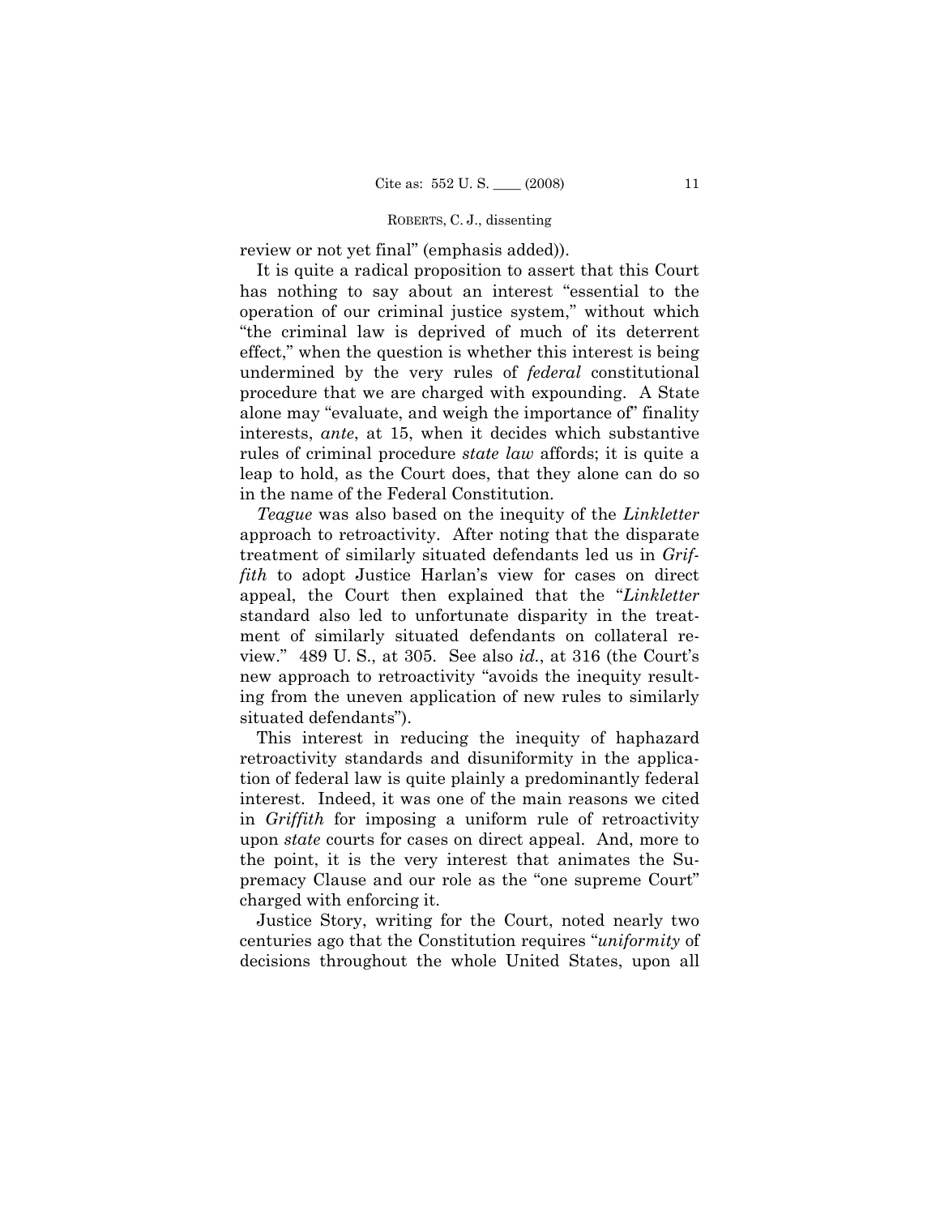review or not yet final" (emphasis added)).

It is quite a radical proposition to assert that this Court has nothing to say about an interest "essential to the operation of our criminal justice system," without which "the criminal law is deprived of much of its deterrent effect," when the question is whether this interest is being undermined by the very rules of *federal* constitutional procedure that we are charged with expounding. A State alone may "evaluate, and weigh the importance of" finality interests, *ante*, at 15, when it decides which substantive rules of criminal procedure *state law* affords; it is quite a leap to hold, as the Court does, that they alone can do so in the name of the Federal Constitution.

*Teague* was also based on the inequity of the *Linkletter* approach to retroactivity. After noting that the disparate treatment of similarly situated defendants led us in *Griffith* to adopt Justice Harlan's view for cases on direct appeal, the Court then explained that the "*Linkletter* standard also led to unfortunate disparity in the treatment of similarly situated defendants on collateral review." 489 U. S., at 305. See also *id.*, at 316 (the Court's new approach to retroactivity "avoids the inequity resulting from the uneven application of new rules to similarly situated defendants").

This interest in reducing the inequity of haphazard retroactivity standards and disuniformity in the application of federal law is quite plainly a predominantly federal interest. Indeed, it was one of the main reasons we cited in *Griffith* for imposing a uniform rule of retroactivity upon *state* courts for cases on direct appeal. And, more to the point, it is the very interest that animates the Supremacy Clause and our role as the "one supreme Court" charged with enforcing it.

Justice Story, writing for the Court, noted nearly two centuries ago that the Constitution requires "*uniformity* of decisions throughout the whole United States, upon all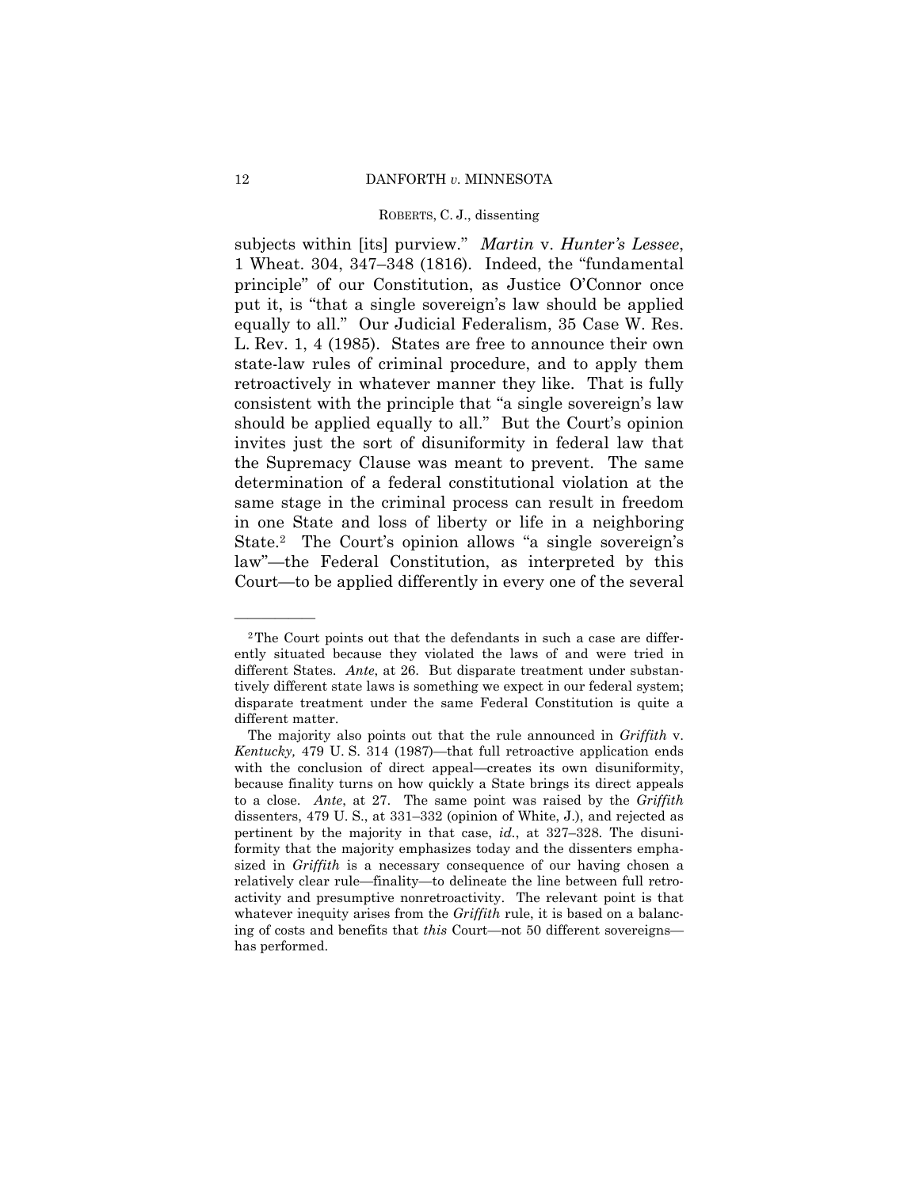subjects within [its] purview." *Martin* v. *Hunter's Lessee*, 1 Wheat. 304, 347–348 (1816). Indeed, the "fundamental principle" of our Constitution, as Justice O'Connor once put it, is "that a single sovereign's law should be applied equally to all." Our Judicial Federalism, 35 Case W. Res. L. Rev. 1, 4 (1985). States are free to announce their own state-law rules of criminal procedure, and to apply them retroactively in whatever manner they like. That is fully consistent with the principle that "a single sovereign's law should be applied equally to all." But the Court's opinion invites just the sort of disuniformity in federal law that the Supremacy Clause was meant to prevent. The same determination of a federal constitutional violation at the same stage in the criminal process can result in freedom in one State and loss of liberty or life in a neighboring State.[2] The Court's opinion allows "a single sovereign's law"—the Federal Constitution, as interpreted by this Court—to be applied differently in every one of the several

---

[2] The Court points out that the defendants in such a case are differently situated because they violated the laws of and were tried in different States. *Ante*, at 26. But disparate treatment under substantively different state laws is something we expect in our federal system; disparate treatment under the same Federal Constitution is quite a different matter.

The majority also points out that the rule announced in *Griffith* v. *Kentucky,* 479 U. S. 314 (1987)—that full retroactive application ends with the conclusion of direct appeal—creates its own disuniformity, because finality turns on how quickly a State brings its direct appeals to a close. *Ante*, at 27. The same point was raised by the *Griffith* dissenters, 479 U. S., at 331–332 (opinion of White, J.), and rejected as pertinent by the majority in that case, *id.*, at 327–328. The disuniformity that the majority emphasizes today and the dissenters emphasized in *Griffith* is a necessary consequence of our having chosen a relatively clear rule—finality—to delineate the line between full retroactivity and presumptive nonretroactivity. The relevant point is that whatever inequity arises from the *Griffith* rule, it is based on a balancing of costs and benefits that *this* Court—not 50 different sovereigns—has performed.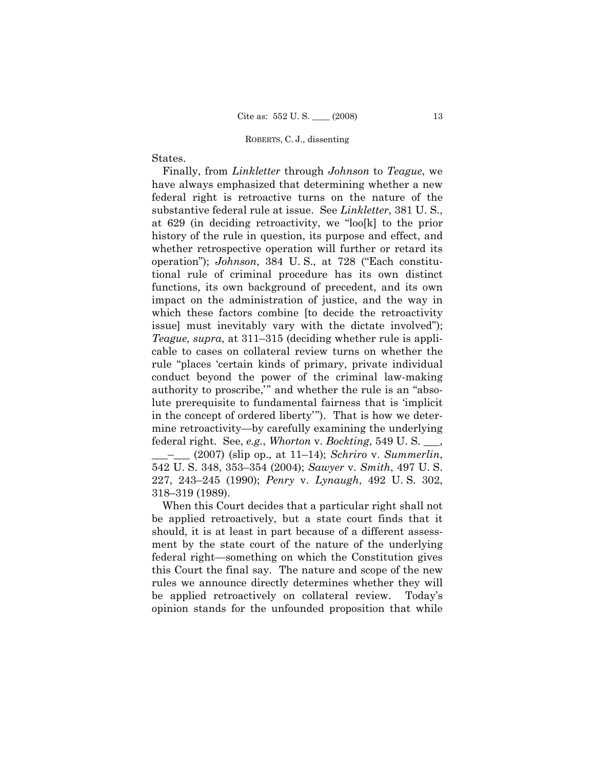States.

Finally, from *Linkletter* through *Johnson* to *Teague*, we have always emphasized that determining whether a new federal right is retroactive turns on the nature of the substantive federal rule at issue. See *Linkletter*, 381 U. S., at 629 (in deciding retroactivity, we "loo[k] to the prior history of the rule in question, its purpose and effect, and whether retrospective operation will further or retard its operation"); *Johnson*, 384 U. S., at 728 ("Each constitutional rule of criminal procedure has its own distinct functions, its own background of precedent, and its own impact on the administration of justice, and the way in which these factors combine [to decide the retroactivity issue] must inevitably vary with the dictate involved"); *Teague, supra*, at 311–315 (deciding whether rule is applicable to cases on collateral review turns on whether the rule "places 'certain kinds of primary, private individual conduct beyond the power of the criminal law-making authority to proscribe,'" and whether the rule is an "absolute prerequisite to fundamental fairness that is 'implicit in the concept of ordered liberty'"). That is how we determine retroactivity—by carefully examining the underlying federal right. See, *e.g.*, *Whorton* v. *Bockting*, 549 U. S. ___, ___–___ (2007) (slip op., at 11–14); *Schriro* v. *Summerlin*, 542 U. S. 348, 353–354 (2004); *Sawyer* v. *Smith*, 497 U. S. 227, 243–245 (1990); *Penry* v. *Lynaugh*, 492 U. S. 302, 318–319 (1989).

When this Court decides that a particular right shall not be applied retroactively, but a state court finds that it should, it is at least in part because of a different assessment by the state court of the nature of the underlying federal right—something on which the Constitution gives this Court the final say. The nature and scope of the new rules we announce directly determines whether they will be applied retroactively on collateral review. Today's opinion stands for the unfounded proposition that while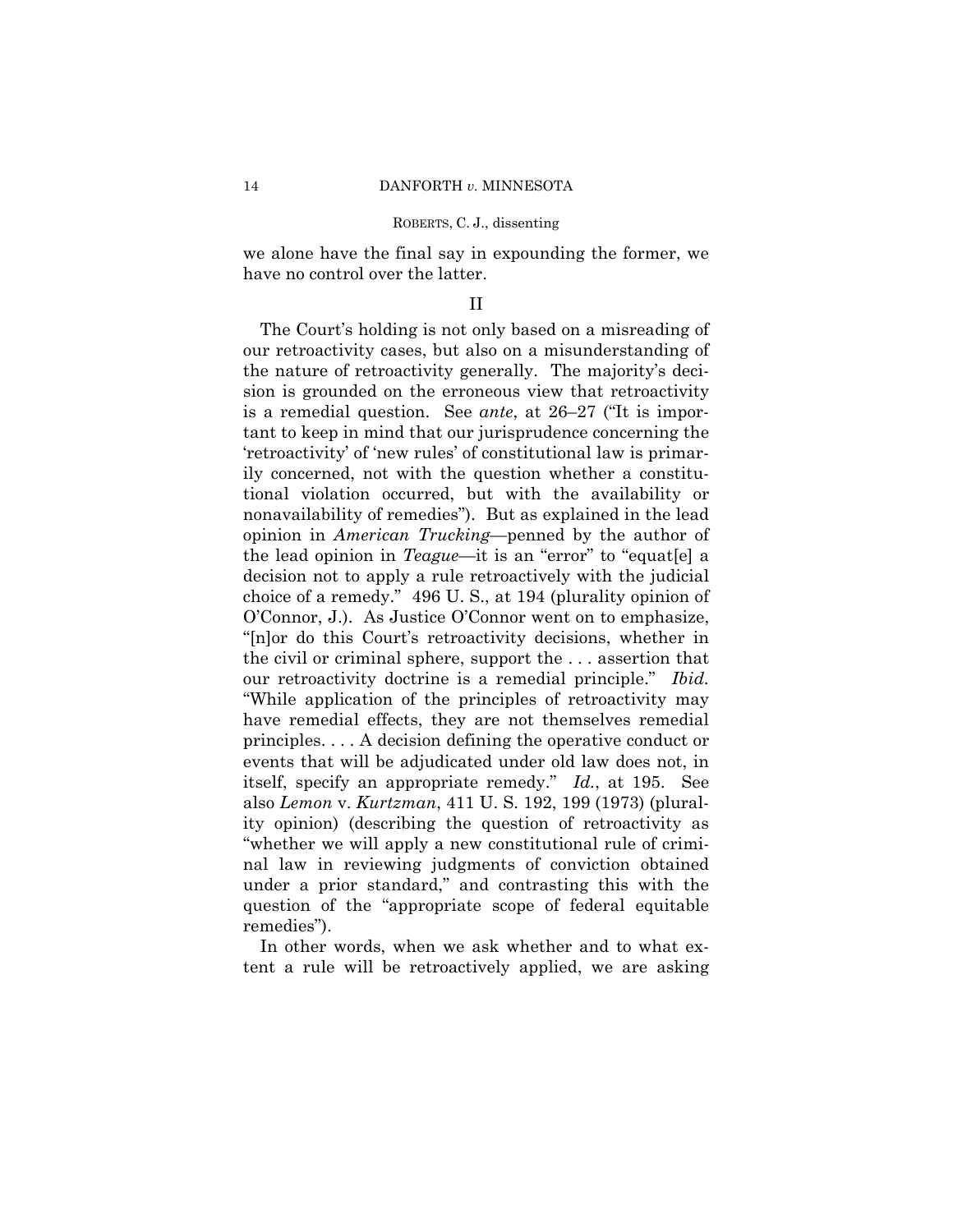we alone have the final say in expounding the former, we have no control over the latter.

## II

The Court's holding is not only based on a misreading of our retroactivity cases, but also on a misunderstanding of the nature of retroactivity generally. The majority's decision is grounded on the erroneous view that retroactivity is a remedial question. See *ante*, at 26–27 ("It is important to keep in mind that our jurisprudence concerning the 'retroactivity' of 'new rules' of constitutional law is primarily concerned, not with the question whether a constitutional violation occurred, but with the availability or nonavailability of remedies"). But as explained in the lead opinion in *American Trucking*—penned by the author of the lead opinion in *Teague*—it is an "error" to "equat[e] a decision not to apply a rule retroactively with the judicial choice of a remedy." 496 U. S., at 194 (plurality opinion of O'Connor, J.). As Justice O'Connor went on to emphasize, "[n]or do this Court's retroactivity decisions, whether in the civil or criminal sphere, support the . . . assertion that our retroactivity doctrine is a remedial principle." *Ibid.* "While application of the principles of retroactivity may have remedial effects, they are not themselves remedial principles. . . . A decision defining the operative conduct or events that will be adjudicated under old law does not, in itself, specify an appropriate remedy." *Id.*, at 195. See also *Lemon* v. *Kurtzman*, 411 U. S. 192, 199 (1973) (plurality opinion) (describing the question of retroactivity as "whether we will apply a new constitutional rule of criminal law in reviewing judgments of conviction obtained under a prior standard," and contrasting this with the question of the "appropriate scope of federal equitable remedies").

In other words, when we ask whether and to what extent a rule will be retroactively applied, we are asking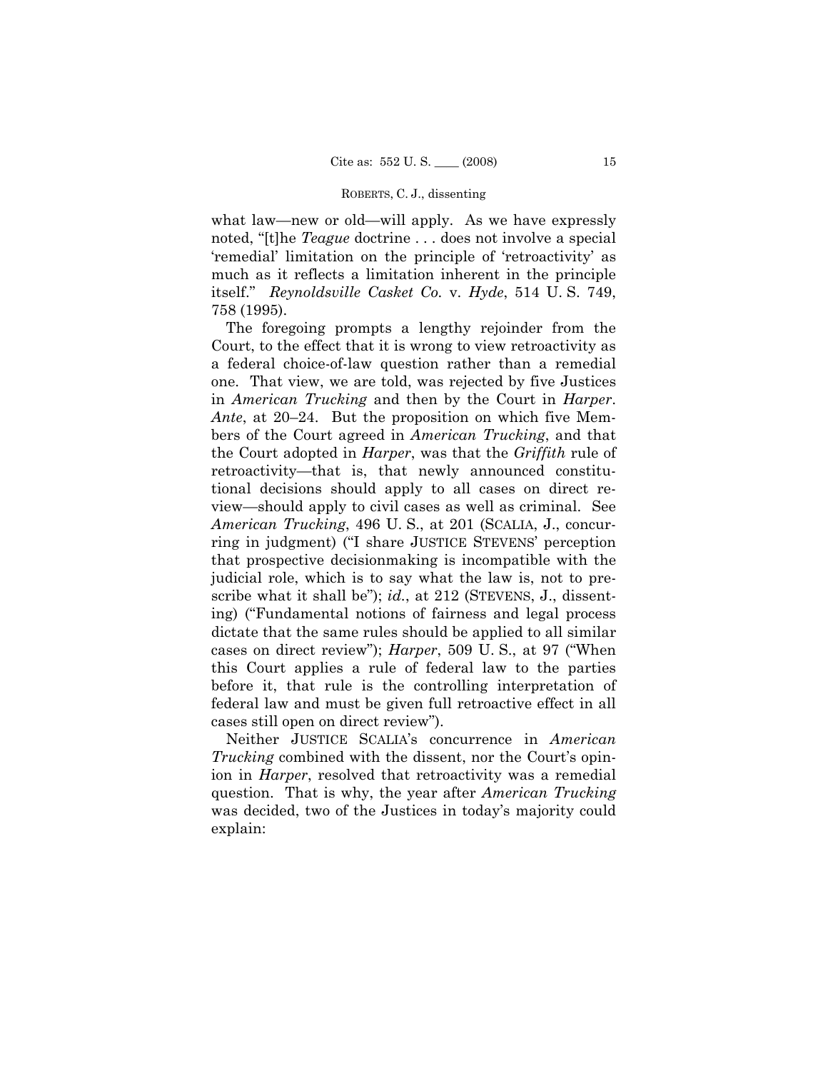what law—new or old—will apply. As we have expressly noted, "[t]he *Teague* doctrine . . . does not involve a special 'remedial' limitation on the principle of 'retroactivity' as much as it reflects a limitation inherent in the principle itself." *Reynoldsville Casket Co.* v. *Hyde*, 514 U. S. 749, 758 (1995).

The foregoing prompts a lengthy rejoinder from the Court, to the effect that it is wrong to view retroactivity as a federal choice-of-law question rather than a remedial one. That view, we are told, was rejected by five Justices in *American Trucking* and then by the Court in *Harper*. *Ante*, at 20–24. But the proposition on which five Members of the Court agreed in *American Trucking*, and that the Court adopted in *Harper*, was that the *Griffith* rule of retroactivity—that is, that newly announced constitutional decisions should apply to all cases on direct review—should apply to civil cases as well as criminal. See *American Trucking*, 496 U. S., at 201 (SCALIA, J., concurring in judgment) ("I share JUSTICE STEVENS' perception that prospective decisionmaking is incompatible with the judicial role, which is to say what the law is, not to prescribe what it shall be"); *id.*, at 212 (STEVENS, J., dissenting) ("Fundamental notions of fairness and legal process dictate that the same rules should be applied to all similar cases on direct review"); *Harper*, 509 U. S., at 97 ("When this Court applies a rule of federal law to the parties before it, that rule is the controlling interpretation of federal law and must be given full retroactive effect in all cases still open on direct review").

Neither JUSTICE SCALIA's concurrence in *American Trucking* combined with the dissent, nor the Court's opinion in *Harper*, resolved that retroactivity was a remedial question. That is why, the year after *American Trucking* was decided, two of the Justices in today's majority could explain: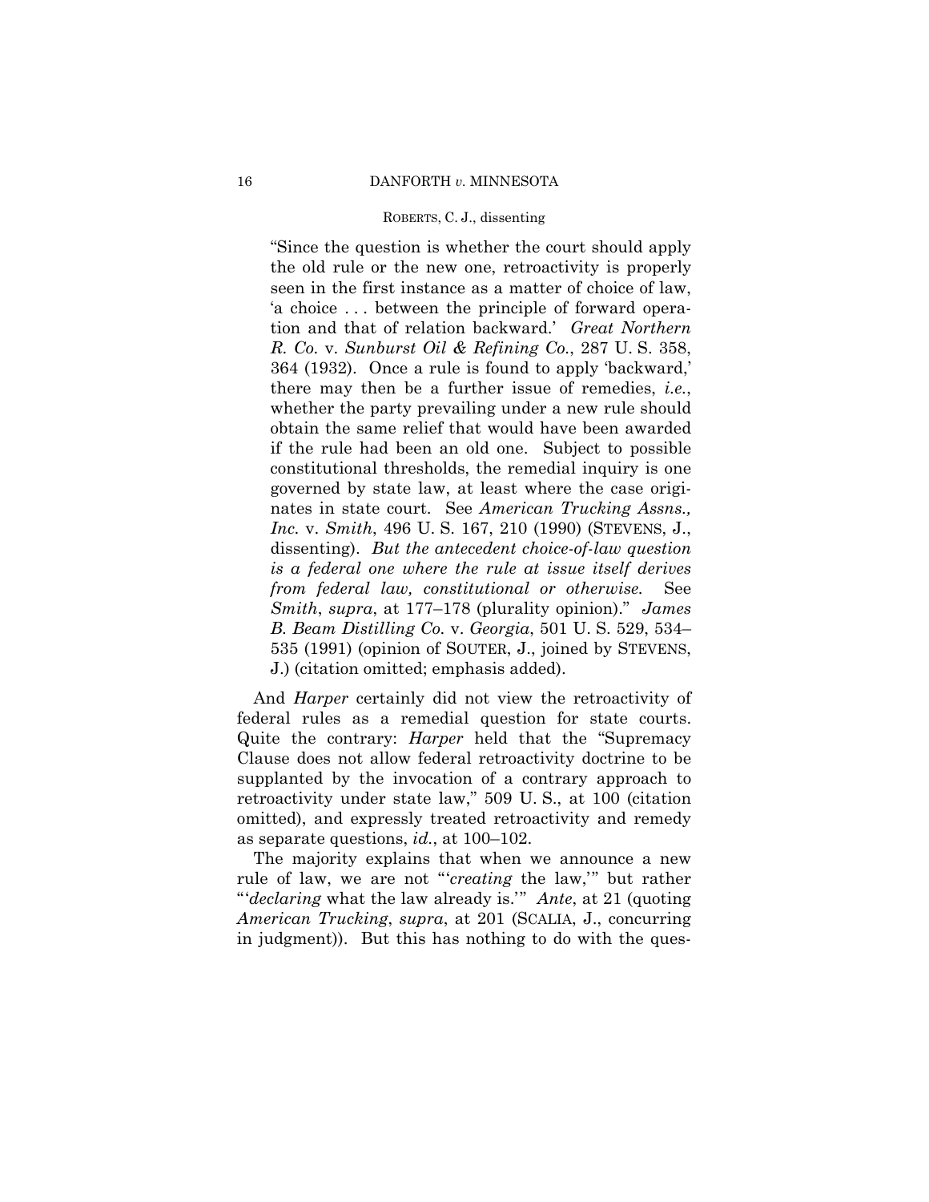> "Since the question is whether the court should apply the old rule or the new one, retroactivity is properly seen in the first instance as a matter of choice of law, 'a choice . . . between the principle of forward operation and that of relation backward.' *Great Northern R. Co.* v. *Sunburst Oil & Refining Co.*, 287 U. S. 358, 364 (1932). Once a rule is found to apply 'backward,' there may then be a further issue of remedies, *i.e.*, whether the party prevailing under a new rule should obtain the same relief that would have been awarded if the rule had been an old one. Subject to possible constitutional thresholds, the remedial inquiry is one governed by state law, at least where the case originates in state court. See *American Trucking Assns., Inc.* v. *Smith*, 496 U. S. 167, 210 (1990) (STEVENS, J., dissenting). *But the antecedent choice-of-law question is a federal one where the rule at issue itself derives from federal law, constitutional or otherwise.* See *Smith*, *supra*, at 177–178 (plurality opinion)." *James B. Beam Distilling Co.* v. *Georgia*, 501 U. S. 529, 534–535 (1991) (opinion of SOUTER, J., joined by STEVENS, J.) (citation omitted; emphasis added).

And *Harper* certainly did not view the retroactivity of federal rules as a remedial question for state courts. Quite the contrary: *Harper* held that the "Supremacy Clause does not allow federal retroactivity doctrine to be supplanted by the invocation of a contrary approach to retroactivity under state law," 509 U. S., at 100 (citation omitted), and expressly treated retroactivity and remedy as separate questions, *id.*, at 100–102.

The majority explains that when we announce a new rule of law, we are not "'*creating* the law,'" but rather "'*declaring* what the law already is.'" *Ante*, at 21 (quoting *American Trucking*, *supra*, at 201 (SCALIA, J., concurring in judgment)). But this has nothing to do with the ques-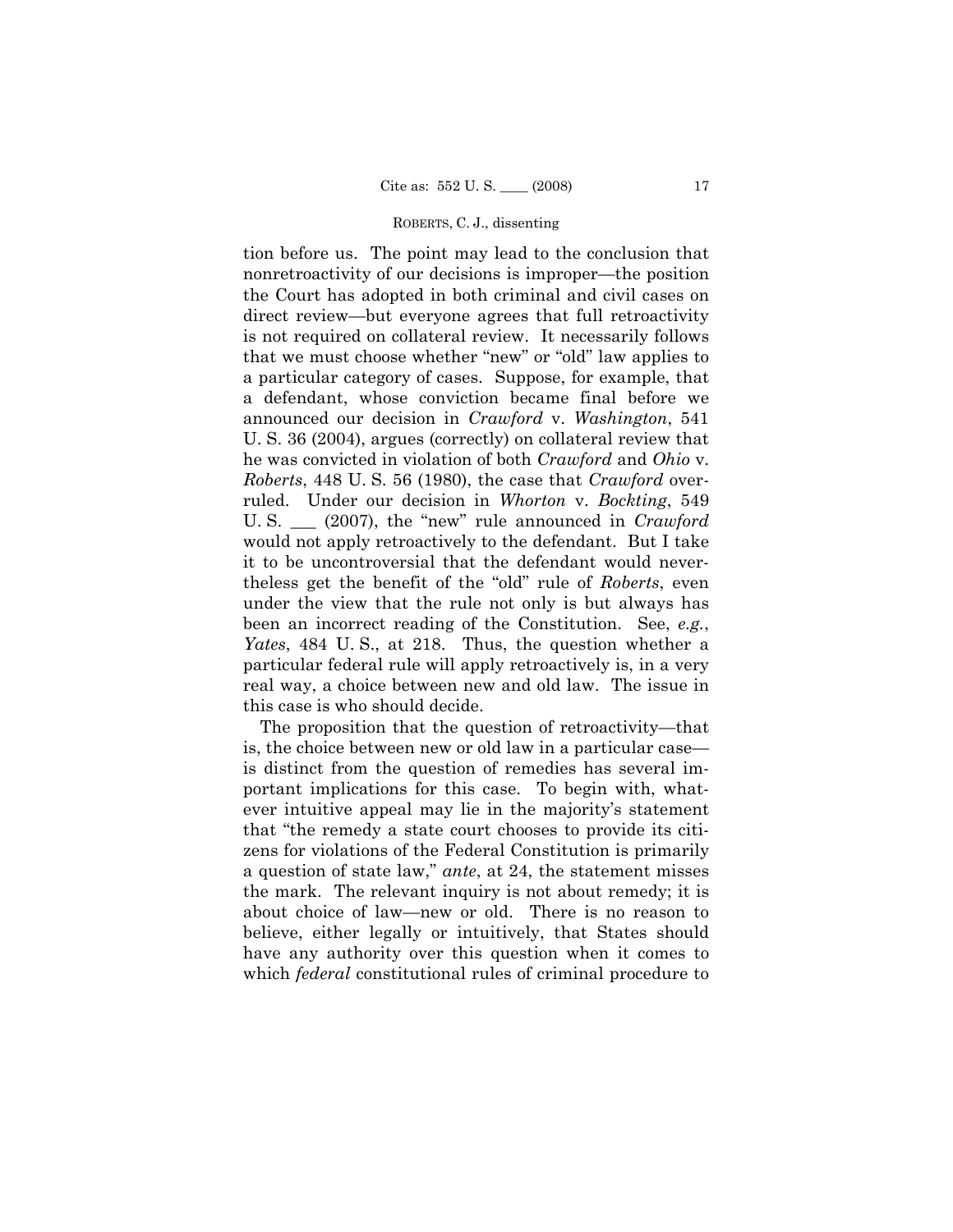tion before us. The point may lead to the conclusion that nonretroactivity of our decisions is improper—the position the Court has adopted in both criminal and civil cases on direct review—but everyone agrees that full retroactivity is not required on collateral review. It necessarily follows that we must choose whether "new" or "old" law applies to a particular category of cases. Suppose, for example, that a defendant, whose conviction became final before we announced our decision in *Crawford* v. *Washington*, 541 U. S. 36 (2004), argues (correctly) on collateral review that he was convicted in violation of both *Crawford* and *Ohio* v. *Roberts*, 448 U. S. 56 (1980), the case that *Crawford* overruled. Under our decision in *Whorton* v. *Bockting*, 549 U. S. ___ (2007), the "new" rule announced in *Crawford* would not apply retroactively to the defendant. But I take it to be uncontroversial that the defendant would nevertheless get the benefit of the "old" rule of *Roberts*, even under the view that the rule not only is but always has been an incorrect reading of the Constitution. See, *e.g.*, *Yates*, 484 U. S., at 218. Thus, the question whether a particular federal rule will apply retroactively is, in a very real way, a choice between new and old law. The issue in this case is who should decide.

The proposition that the question of retroactivity—that is, the choice between new or old law in a particular case—is distinct from the question of remedies has several important implications for this case. To begin with, whatever intuitive appeal may lie in the majority's statement that "the remedy a state court chooses to provide its citizens for violations of the Federal Constitution is primarily a question of state law," *ante*, at 24, the statement misses the mark. The relevant inquiry is not about remedy; it is about choice of law—new or old. There is no reason to believe, either legally or intuitively, that States should have any authority over this question when it comes to which *federal* constitutional rules of criminal procedure to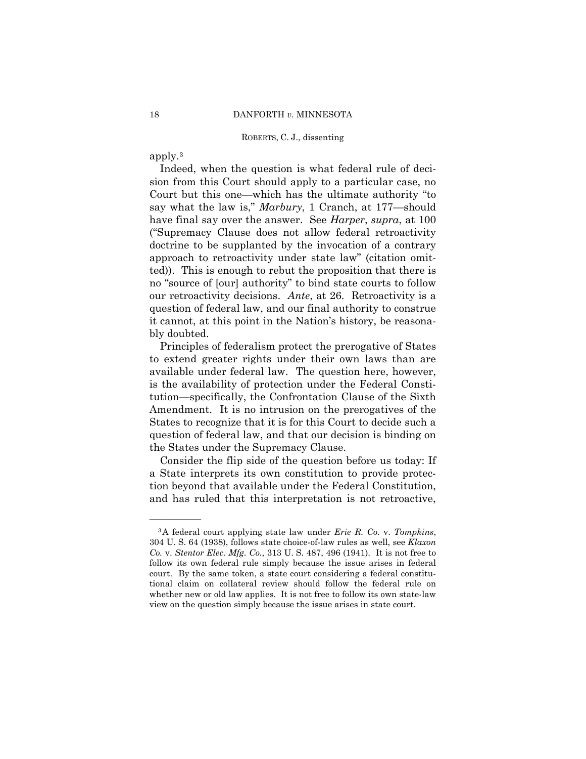apply.[3]

Indeed, when the question is what federal rule of decision from this Court should apply to a particular case, no Court but this one—which has the ultimate authority "to say what the law is," *Marbury*, 1 Cranch, at 177—should have final say over the answer. See *Harper*, *supra*, at 100 ("Supremacy Clause does not allow federal retroactivity doctrine to be supplanted by the invocation of a contrary approach to retroactivity under state law" (citation omitted)). This is enough to rebut the proposition that there is no "source of [our] authority" to bind state courts to follow our retroactivity decisions. *Ante*, at 26. Retroactivity is a question of federal law, and our final authority to construe it cannot, at this point in the Nation's history, be reasonably doubted.

Principles of federalism protect the prerogative of States to extend greater rights under their own laws than are available under federal law. The question here, however, is the availability of protection under the Federal Constitution—specifically, the Confrontation Clause of the Sixth Amendment. It is no intrusion on the prerogatives of the States to recognize that it is for this Court to decide such a question of federal law, and that our decision is binding on the States under the Supremacy Clause.

Consider the flip side of the question before us today: If a State interprets its own constitution to provide protection beyond that available under the Federal Constitution, and has ruled that this interpretation is not retroactive,

---

[3] A federal court applying state law under *Erie R. Co.* v. *Tompkins*, 304 U. S. 64 (1938), follows state choice-of-law rules as well, see *Klaxon Co.* v. *Stentor Elec. Mfg. Co.*, 313 U. S. 487, 496 (1941). It is not free to follow its own federal rule simply because the issue arises in federal court. By the same token, a state court considering a federal constitutional claim on collateral review should follow the federal rule on whether new or old law applies. It is not free to follow its own state-law view on the question simply because the issue arises in state court.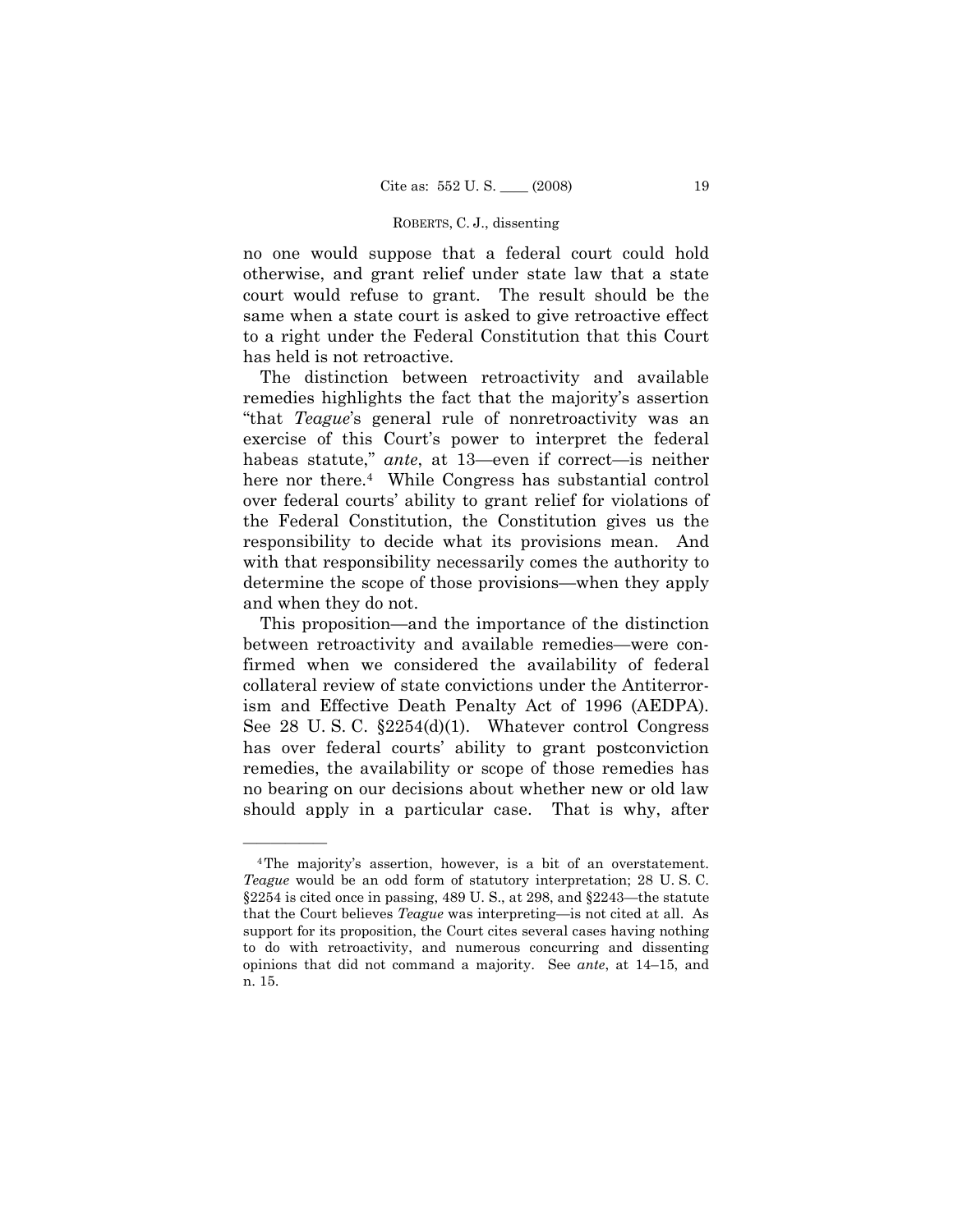no one would suppose that a federal court could hold otherwise, and grant relief under state law that a state court would refuse to grant. The result should be the same when a state court is asked to give retroactive effect to a right under the Federal Constitution that this Court has held is not retroactive.

The distinction between retroactivity and available remedies highlights the fact that the majority's assertion "that *Teague*'s general rule of nonretroactivity was an exercise of this Court's power to interpret the federal habeas statute," *ante*, at 13—even if correct—is neither here nor there.[4] While Congress has substantial control over federal courts' ability to grant relief for violations of the Federal Constitution, the Constitution gives us the responsibility to decide what its provisions mean. And with that responsibility necessarily comes the authority to determine the scope of those provisions—when they apply and when they do not.

This proposition—and the importance of the distinction between retroactivity and available remedies—were confirmed when we considered the availability of federal collateral review of state convictions under the Antiterrorism and Effective Death Penalty Act of 1996 (AEDPA). See 28 U. S. C. §2254(d)(1). Whatever control Congress has over federal courts' ability to grant postconviction remedies, the availability or scope of those remedies has no bearing on our decisions about whether new or old law should apply in a particular case. That is why, after

---

[4] The majority's assertion, however, is a bit of an overstatement. *Teague* would be an odd form of statutory interpretation; 28 U. S. C. §2254 is cited once in passing, 489 U. S., at 298, and §2243—the statute that the Court believes *Teague* was interpreting—is not cited at all. As support for its proposition, the Court cites several cases having nothing to do with retroactivity, and numerous concurring and dissenting opinions that did not command a majority. See *ante*, at 14–15, and n. 15.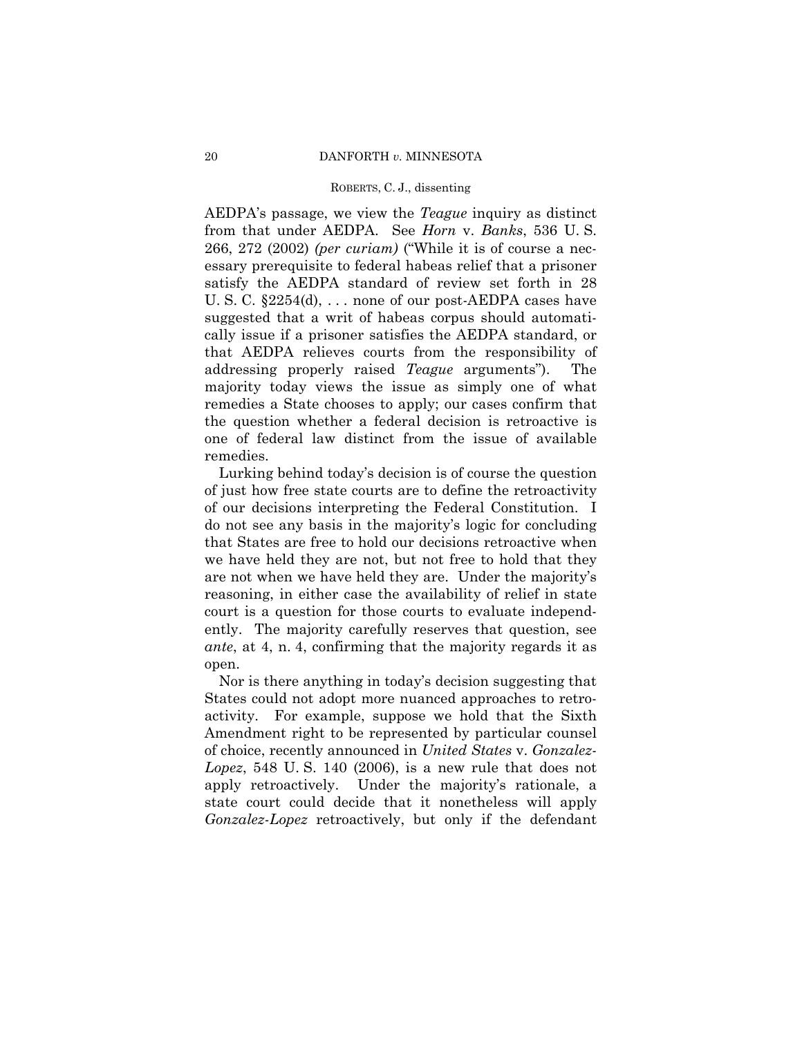AEDPA's passage, we view the *Teague* inquiry as distinct from that under AEDPA. See *Horn* v. *Banks*, 536 U. S. 266, 272 (2002) *(per curiam)* ("While it is of course a necessary prerequisite to federal habeas relief that a prisoner satisfy the AEDPA standard of review set forth in 28 U. S. C. §2254(d), . . . none of our post-AEDPA cases have suggested that a writ of habeas corpus should automatically issue if a prisoner satisfies the AEDPA standard, or that AEDPA relieves courts from the responsibility of addressing properly raised *Teague* arguments"). The majority today views the issue as simply one of what remedies a State chooses to apply; our cases confirm that the question whether a federal decision is retroactive is one of federal law distinct from the issue of available remedies.

Lurking behind today's decision is of course the question of just how free state courts are to define the retroactivity of our decisions interpreting the Federal Constitution. I do not see any basis in the majority's logic for concluding that States are free to hold our decisions retroactive when we have held they are not, but not free to hold that they are not when we have held they are. Under the majority's reasoning, in either case the availability of relief in state court is a question for those courts to evaluate independently. The majority carefully reserves that question, see *ante*, at 4, n. 4, confirming that the majority regards it as open.

Nor is there anything in today's decision suggesting that States could not adopt more nuanced approaches to retroactivity. For example, suppose we hold that the Sixth Amendment right to be represented by particular counsel of choice, recently announced in *United States* v. *Gonzalez-Lopez*, 548 U. S. 140 (2006), is a new rule that does not apply retroactively. Under the majority's rationale, a state court could decide that it nonetheless will apply *Gonzalez-Lopez* retroactively, but only if the defendant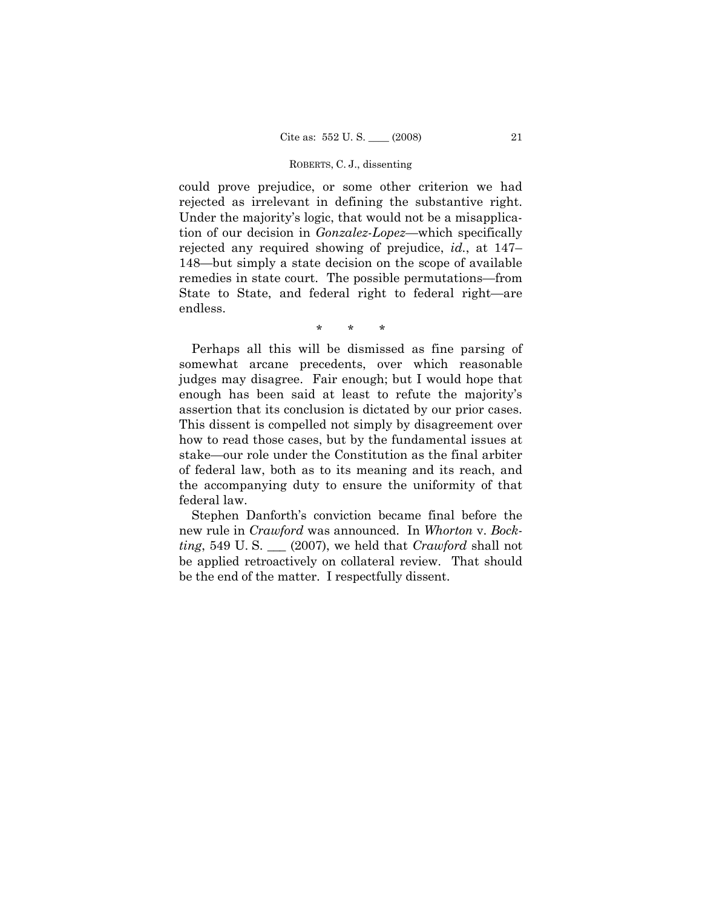could prove prejudice, or some other criterion we had rejected as irrelevant in defining the substantive right. Under the majority's logic, that would not be a misapplication of our decision in *Gonzalez-Lopez*—which specifically rejected any required showing of prejudice, *id.*, at 147–148—but simply a state decision on the scope of available remedies in state court. The possible permutations—from State to State, and federal right to federal right—are endless.

\* \* \*

Perhaps all this will be dismissed as fine parsing of somewhat arcane precedents, over which reasonable judges may disagree. Fair enough; but I would hope that enough has been said at least to refute the majority's assertion that its conclusion is dictated by our prior cases. This dissent is compelled not simply by disagreement over how to read those cases, but by the fundamental issues at stake—our role under the Constitution as the final arbiter of federal law, both as to its meaning and its reach, and the accompanying duty to ensure the uniformity of that federal law.

Stephen Danforth's conviction became final before the new rule in *Crawford* was announced. In *Whorton* v. *Bockting*, 549 U. S. ___ (2007), we held that *Crawford* shall not be applied retroactively on collateral review. That should be the end of the matter. I respectfully dissent.